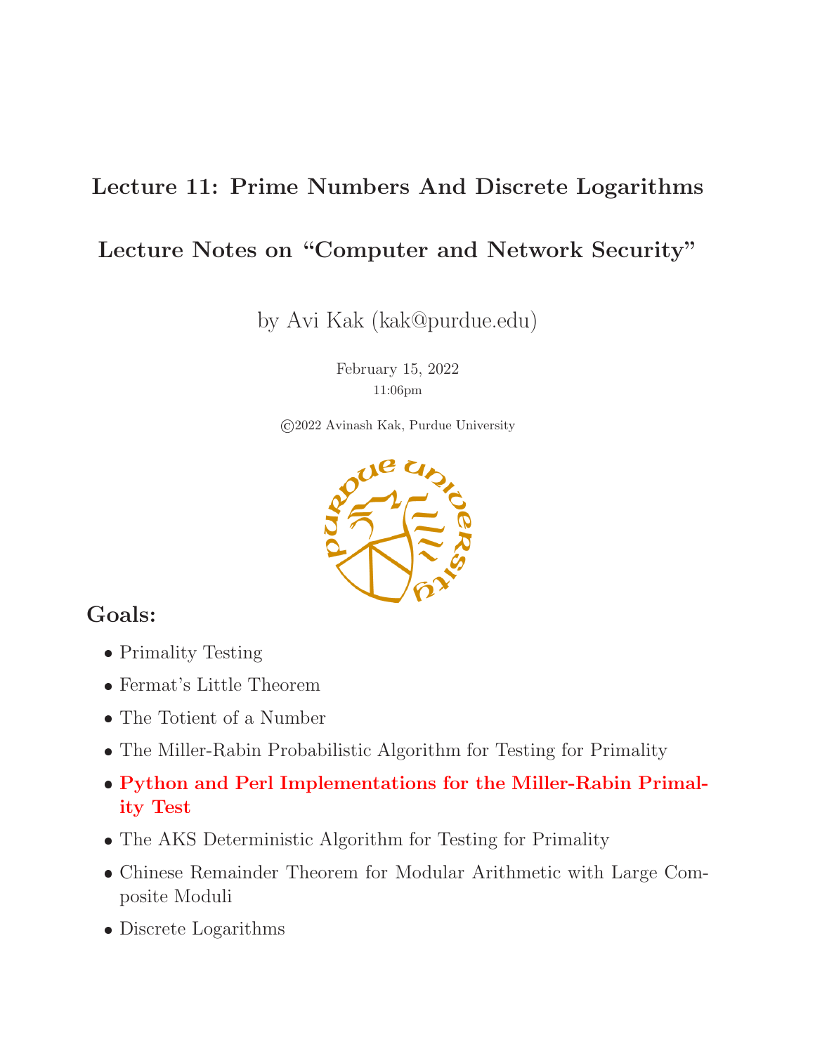# Lecture 11: Prime Numbers And Discrete Logarithms

## Lecture Notes on "Computer and Network Security"

by Avi Kak (kak@purdue.edu)

February 15, 2022

11:06pm

©2022 Avinash Kak, Purdue University

## Goals:

- Primality Testing
- Fermat's Little Theorem
- The Totient of a Number
- The Miller-Rabin Probabilistic Algorithm for Testing for Primality
- **Python and Perl Implementations for the Miller-Rabin Primality Test**
- The AKS Deterministic Algorithm for Testing for Primality
- Chinese Remainder Theorem for Modular Arithmetic with Large Composite Moduli
- Discrete Logarithms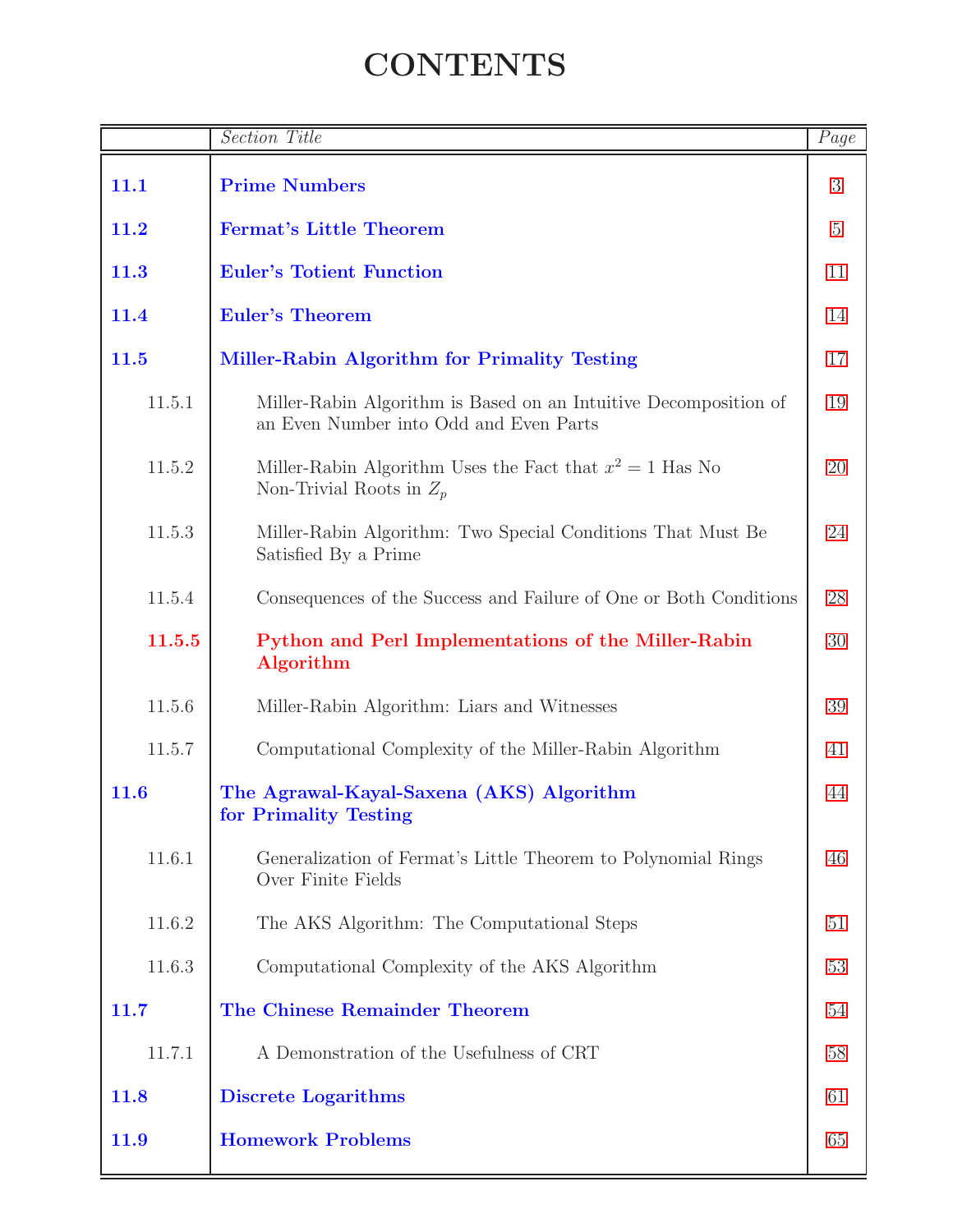# CONTENTS

| | *Section Title* | *Page* |
|---|---|---|
| **11.1** | **Prime Numbers** | 3 |
| **11.2** | **Fermat's Little Theorem** | 5 |
| **11.3** | **Euler's Totient Function** | 11 |
| **11.4** | **Euler's Theorem** | 14 |
| **11.5** | **Miller-Rabin Algorithm for Primality Testing** | 17 |
| 11.5.1 | Miller-Rabin Algorithm is Based on an Intuitive Decomposition of an Even Number into Odd and Even Parts | 19 |
| 11.5.2 | Miller-Rabin Algorithm Uses the Fact that $x^2 = 1$ Has No Non-Trivial Roots in $Z_p$ | 20 |
| 11.5.3 | Miller-Rabin Algorithm: Two Special Conditions That Must Be Satisfied By a Prime | 24 |
| 11.5.4 | Consequences of the Success and Failure of One or Both Conditions | 28 |
| **11.5.5** | **Python and Perl Implementations of the Miller-Rabin Algorithm** | 30 |
| 11.5.6 | Miller-Rabin Algorithm: Liars and Witnesses | 39 |
| 11.5.7 | Computational Complexity of the Miller-Rabin Algorithm | 41 |
| **11.6** | **The Agrawal-Kayal-Saxena (AKS) Algorithm for Primality Testing** | 44 |
| 11.6.1 | Generalization of Fermat's Little Theorem to Polynomial Rings Over Finite Fields | 46 |
| 11.6.2 | The AKS Algorithm: The Computational Steps | 51 |
| 11.6.3 | Computational Complexity of the AKS Algorithm | 53 |
| **11.7** | **The Chinese Remainder Theorem** | 54 |
| 11.7.1 | A Demonstration of the Usefulness of CRT | 58 |
| **11.8** | **Discrete Logarithms** | 61 |
| **11.9** | **Homework Problems** | 65 |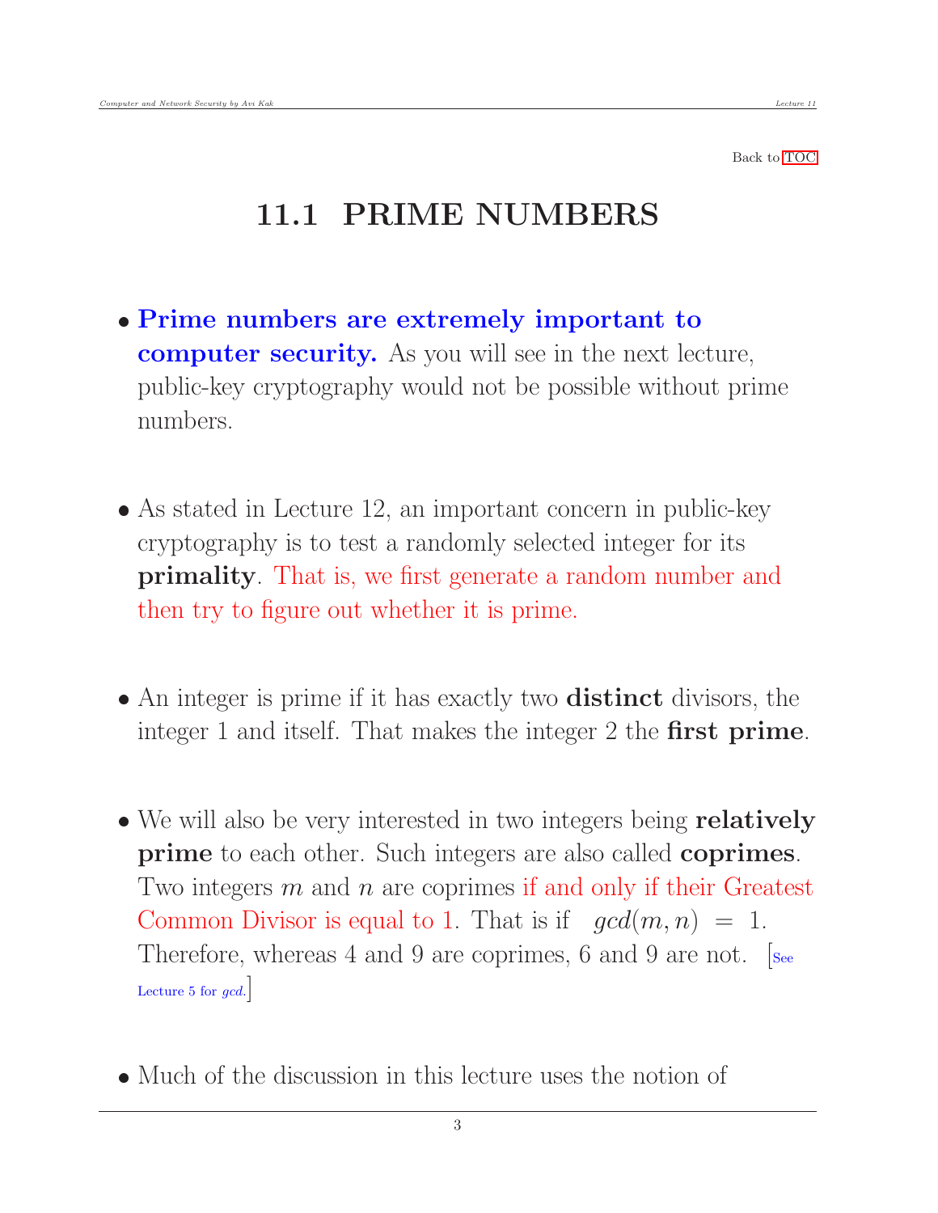Back to TOC

# 11.1 PRIME NUMBERS

- **Prime numbers are extremely important to computer security.** As you will see in the next lecture, public-key cryptography would not be possible without prime numbers.

- As stated in Lecture 12, an important concern in public-key cryptography is to test a randomly selected integer for its **primality**. That is, we first generate a random number and then try to figure out whether it is prime.

- An integer is prime if it has exactly two **distinct** divisors, the integer 1 and itself. That makes the integer 2 the **first prime**.

- We will also be very interested in two integers being **relatively prime** to each other. Such integers are also called **coprimes**. Two integers $m$ and $n$ are coprimes if and only if their Greatest Common Divisor is equal to 1. That is if $gcd(m,n) = 1$. Therefore, whereas 4 and 9 are coprimes, 6 and 9 are not. [See Lecture 5 for *gcd*.]

- Much of the discussion in this lecture uses the notion of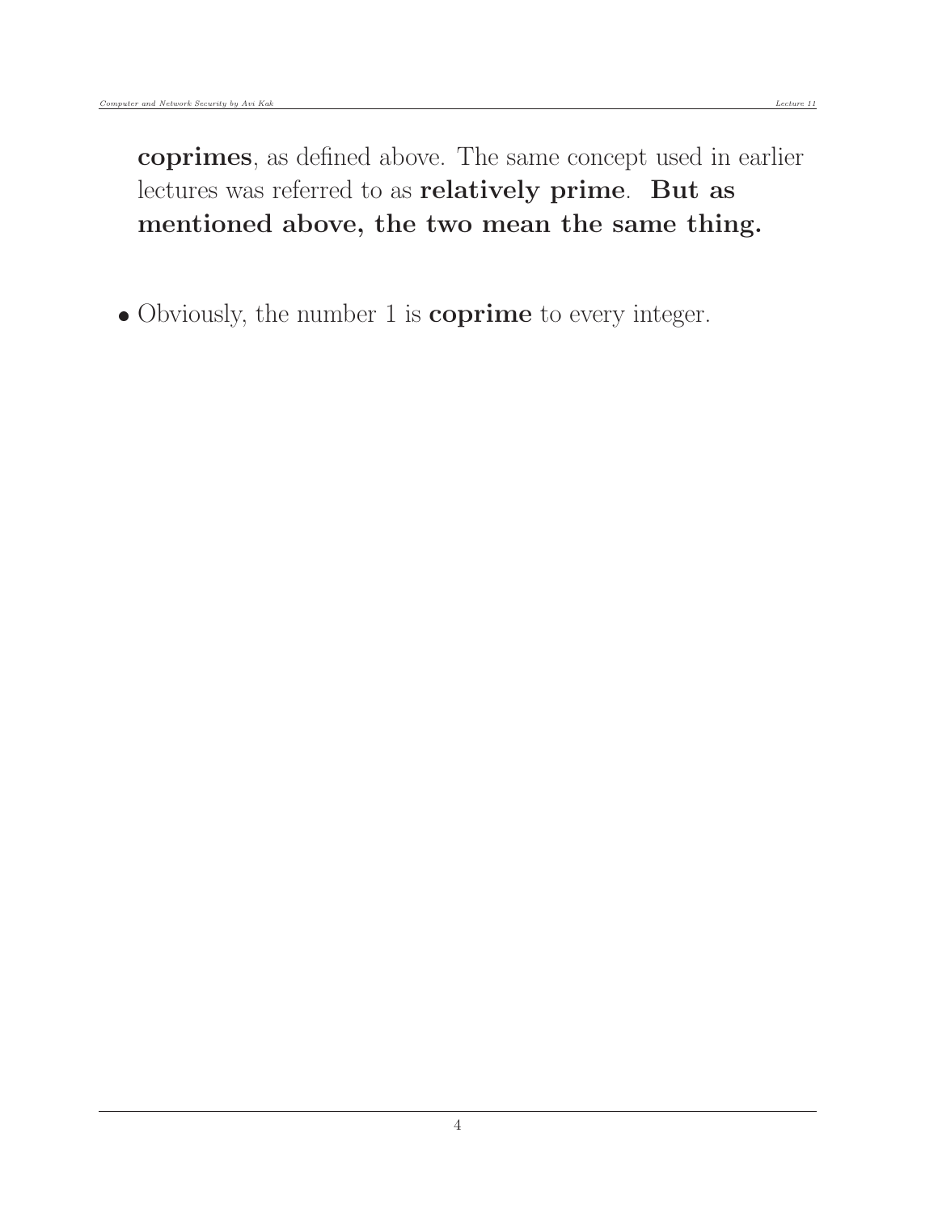**coprimes**, as defined above. The same concept used in earlier lectures was referred to as **relatively prime**. **But as mentioned above, the two mean the same thing.**

- Obviously, the number 1 is **coprime** to every integer.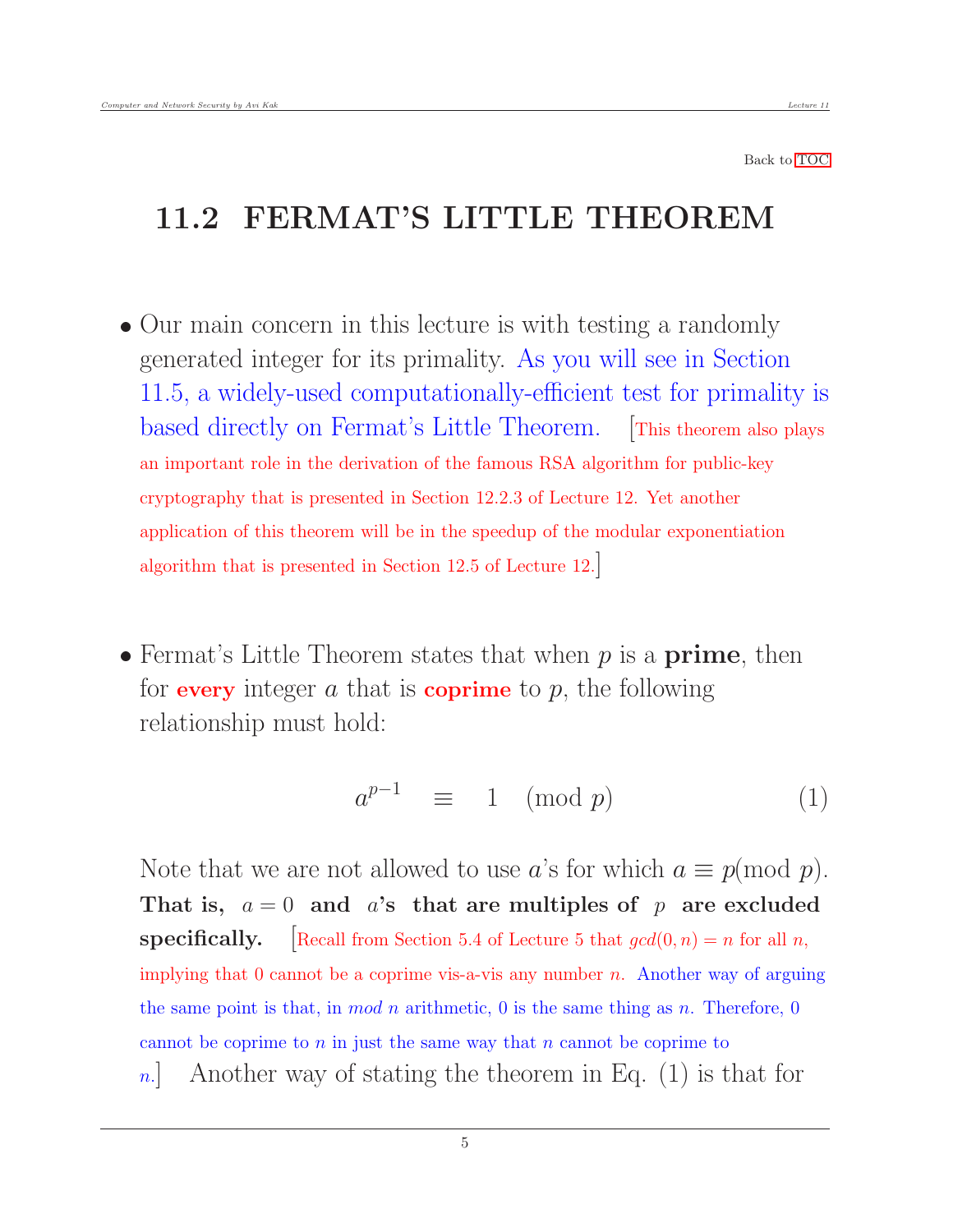Back to TOC

## 11.2 FERMAT'S LITTLE THEOREM

- Our main concern in this lecture is with testing a randomly generated integer for its primality. As you will see in Section 11.5, a widely-used computationally-efficient test for primality is based directly on Fermat's Little Theorem. [This theorem also plays an important role in the derivation of the famous RSA algorithm for public-key cryptography that is presented in Section 12.2.3 of Lecture 12. Yet another application of this theorem will be in the speedup of the modular exponentiation algorithm that is presented in Section 12.5 of Lecture 12.]

- Fermat's Little Theorem states that when $p$ is a **prime**, then for **every** integer $a$ that is **coprime** to $p$, the following relationship must hold:

$$a^{p-1} \quad \equiv \quad 1 \quad (\text{mod } p) \tag{1}$$

  Note that we are not allowed to use $a$'s for which $a \equiv p(\text{mod } p)$. **That is, $a = 0$ and $a$'s that are multiples of $p$ are excluded specifically.** [Recall from Section 5.4 of Lecture 5 that $gcd(0, n) = n$ for all $n$, implying that 0 cannot be a coprime vis-a-vis any number $n$. Another way of arguing the same point is that, in *mod* $n$ arithmetic, 0 is the same thing as $n$. Therefore, 0 cannot be coprime to $n$ in just the same way that $n$ cannot be coprime to $n$.] Another way of stating the theorem in Eq. (1) is that for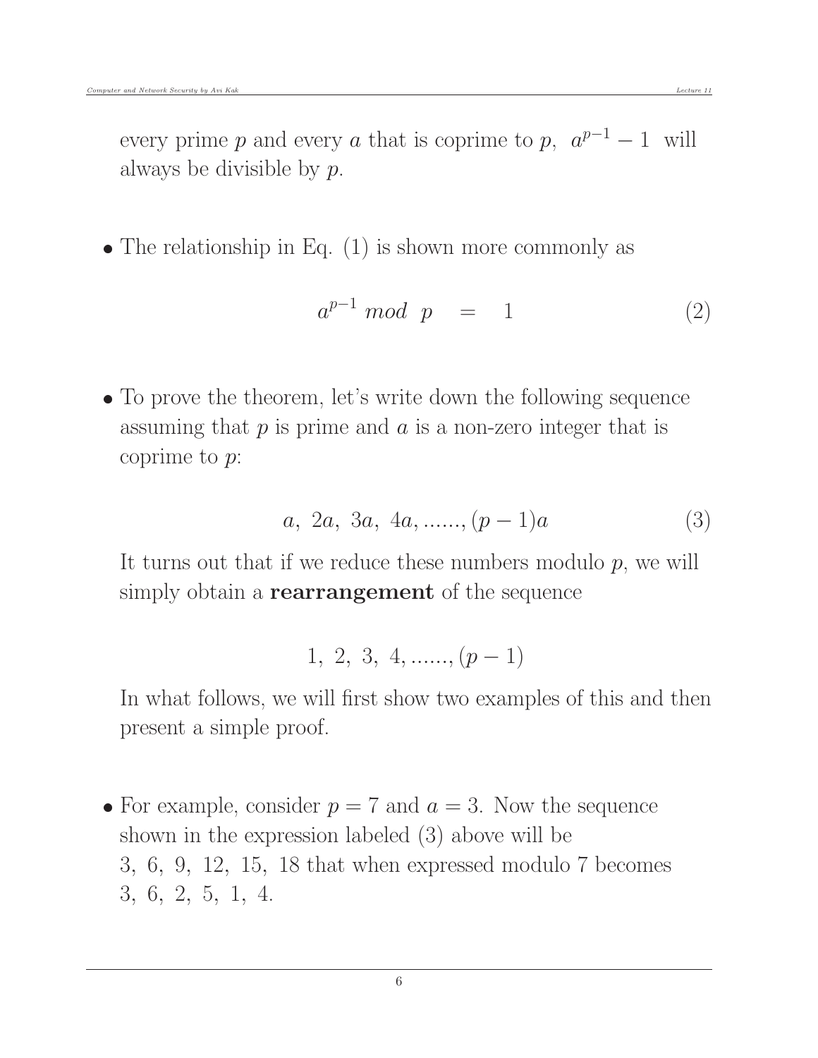every prime $p$ and every $a$ that is coprime to $p$, $a^{p-1} - 1$ will always be divisible by $p$.

- The relationship in Eq. (1) is shown more commonly as

$$a^{p-1} \ mod \ \ p \quad = \quad 1 \tag{2}$$

- To prove the theorem, let's write down the following sequence assuming that $p$ is prime and $a$ is a non-zero integer that is coprime to $p$:

$$a, \ 2a, \ 3a, \ 4a, ......, (p-1)a \tag{3}$$

  It turns out that if we reduce these numbers modulo $p$, we will simply obtain a **rearrangement** of the sequence

$$1, \ 2, \ 3, \ 4, ......, (p-1)$$

  In what follows, we will first show two examples of this and then present a simple proof.

- For example, consider $p = 7$ and $a = 3$. Now the sequence shown in the expression labeled (3) above will be 3, 6, 9, 12, 15, 18 that when expressed modulo 7 becomes 3, 6, 2, 5, 1, 4.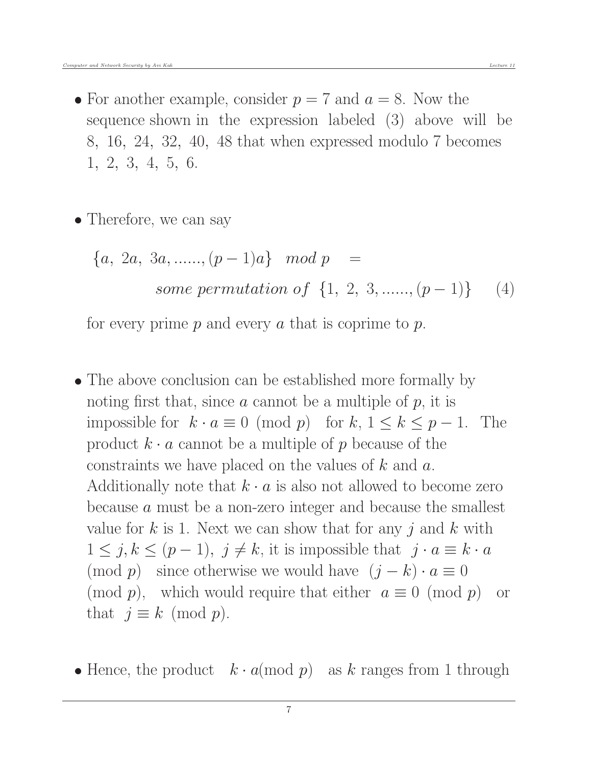- For another example, consider $p = 7$ and $a = 8$. Now the sequence shown in the expression labeled (3) above will be 8, 16, 24, 32, 40, 48 that when expressed modulo 7 becomes 1, 2, 3, 4, 5, 6.

- Therefore, we can say

$$\{a,\ 2a,\ 3a, ......, (p-1)a\} \quad mod\ p \quad = \\ some\ permutation\ of\ \ \{1,\ 2,\ 3, ......, (p-1)\} \qquad (4)$$

  for every prime $p$ and every $a$ that is coprime to $p$.

- The above conclusion can be established more formally by noting first that, since $a$ cannot be a multiple of $p$, it is impossible for $k \cdot a \equiv 0 \pmod{p}$ for $k$, $1 \leq k \leq p-1$. The product $k \cdot a$ cannot be a multiple of $p$ because of the constraints we have placed on the values of $k$ and $a$. Additionally note that $k \cdot a$ is also not allowed to become zero because $a$ must be a non-zero integer and because the smallest value for $k$ is 1. Next we can show that for any $j$ and $k$ with $1 \leq j, k \leq (p-1)$, $j \neq k$, it is impossible that $j \cdot a \equiv k \cdot a \pmod{p}$ since otherwise we would have $(j-k) \cdot a \equiv 0 \pmod{p}$, which would require that either $a \equiv 0 \pmod{p}$ or that $j \equiv k \pmod{p}$.

- Hence, the product $k \cdot a (\text{mod } p)$ as $k$ ranges from 1 through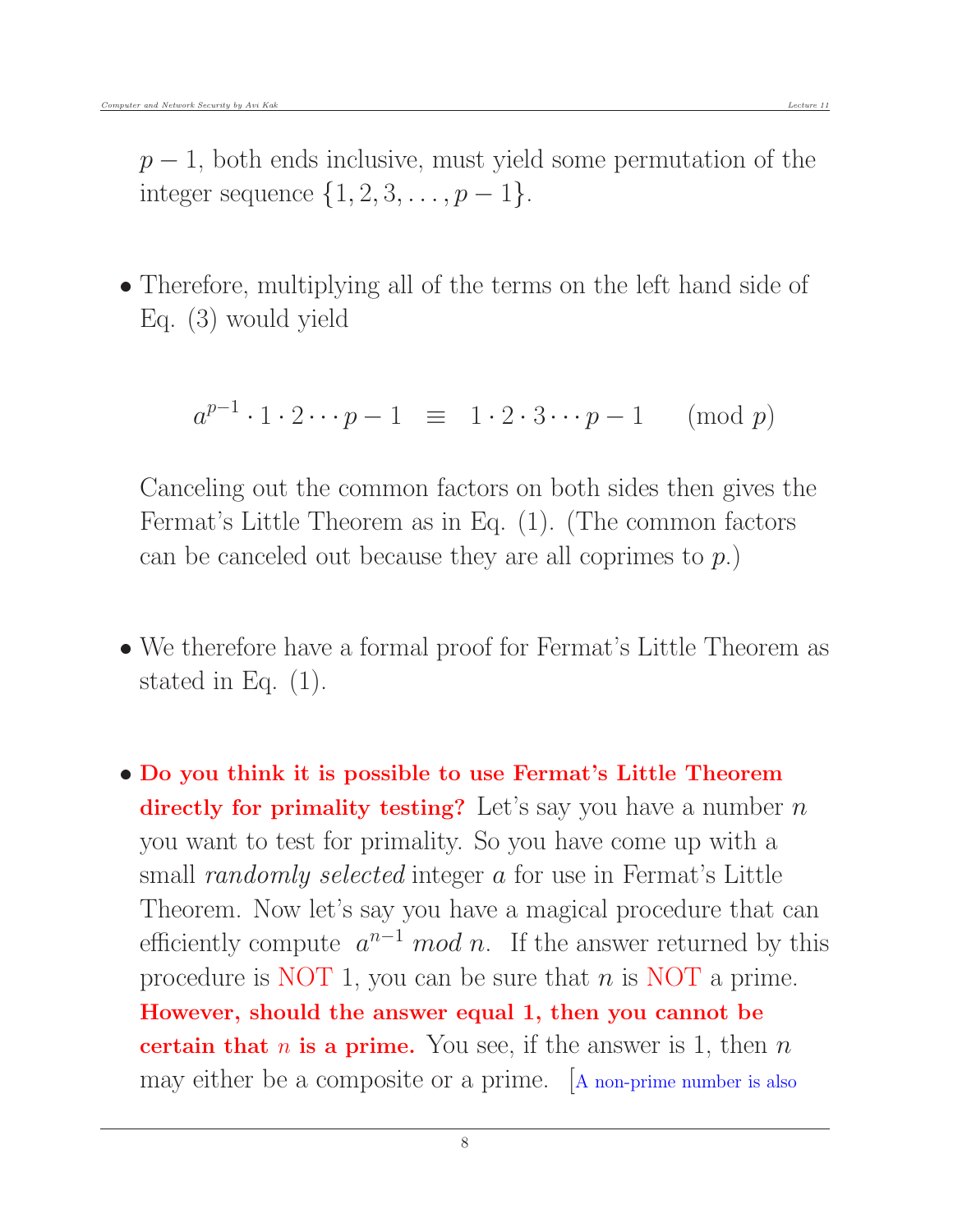$p-1$, both ends inclusive, must yield some permutation of the integer sequence $\{1, 2, 3, \ldots, p-1\}$.

- Therefore, multiplying all of the terms on the left hand side of Eq. (3) would yield

$$a^{p-1} \cdot 1 \cdot 2 \cdots p-1 \;\; \equiv \;\; 1 \cdot 2 \cdot 3 \cdots p-1 \quad (\text{mod } p)$$

Canceling out the common factors on both sides then gives the Fermat's Little Theorem as in Eq. (1). (The common factors can be canceled out because they are all coprimes to $p$.)

- We therefore have a formal proof for Fermat's Little Theorem as stated in Eq. (1).

- **Do you think it is possible to use Fermat's Little Theorem directly for primality testing?** Let's say you have a number $n$ you want to test for primality. So you have come up with a small *randomly selected* integer $a$ for use in Fermat's Little Theorem. Now let's say you have a magical procedure that can efficiently compute $a^{n-1}$ *mod* $n$. If the answer returned by this procedure is NOT 1, you can be sure that $n$ is NOT a prime. **However, should the answer equal 1, then you cannot be certain that $n$ is a prime.** You see, if the answer is 1, then $n$ may either be a composite or a prime. [A non-prime number is also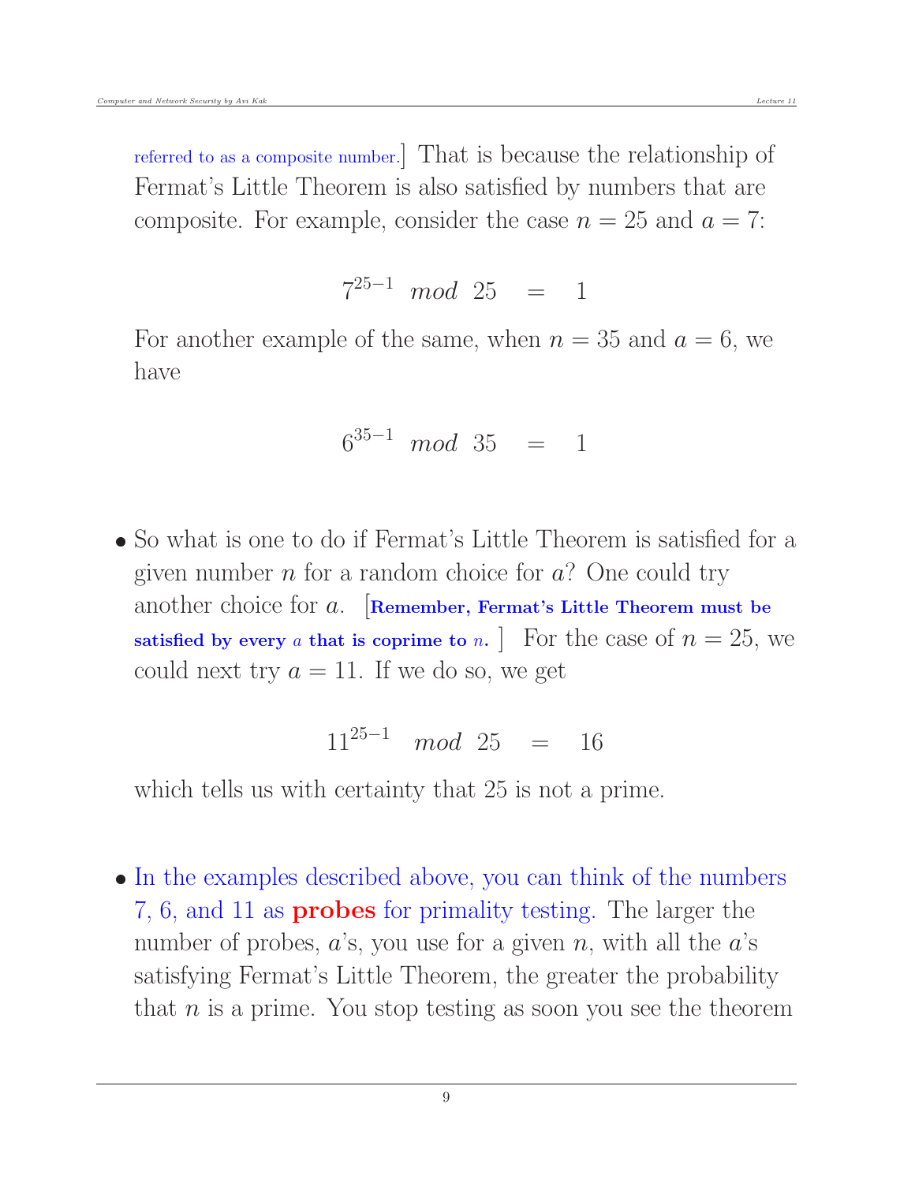referred to as a composite number.] That is because the relationship of Fermat's Little Theorem is also satisfied by numbers that are composite. For example, consider the case $n = 25$ and $a = 7$:

$$7^{25-1} \;\; mod \;\; 25 \quad = \quad 1$$

For another example of the same, when $n = 35$ and $a = 6$, we have

$$6^{35-1} \;\; mod \;\; 35 \quad = \quad 1$$

- So what is one to do if Fermat's Little Theorem is satisfied for a given number $n$ for a random choice for $a$? One could try another choice for $a$. [**Remember, Fermat's Little Theorem must be satisfied by every $a$ that is coprime to $n$.** ] For the case of $n = 25$, we could next try $a = 11$. If we do so, we get

$$11^{25-1} \;\; mod \;\; 25 \quad = \quad 16$$

which tells us with certainty that 25 is not a prime.

- In the examples described above, you can think of the numbers 7, 6, and 11 as **probes** for primality testing. The larger the number of probes, $a$'s, you use for a given $n$, with all the $a$'s satisfying Fermat's Little Theorem, the greater the probability that $n$ is a prime. You stop testing as soon you see the theorem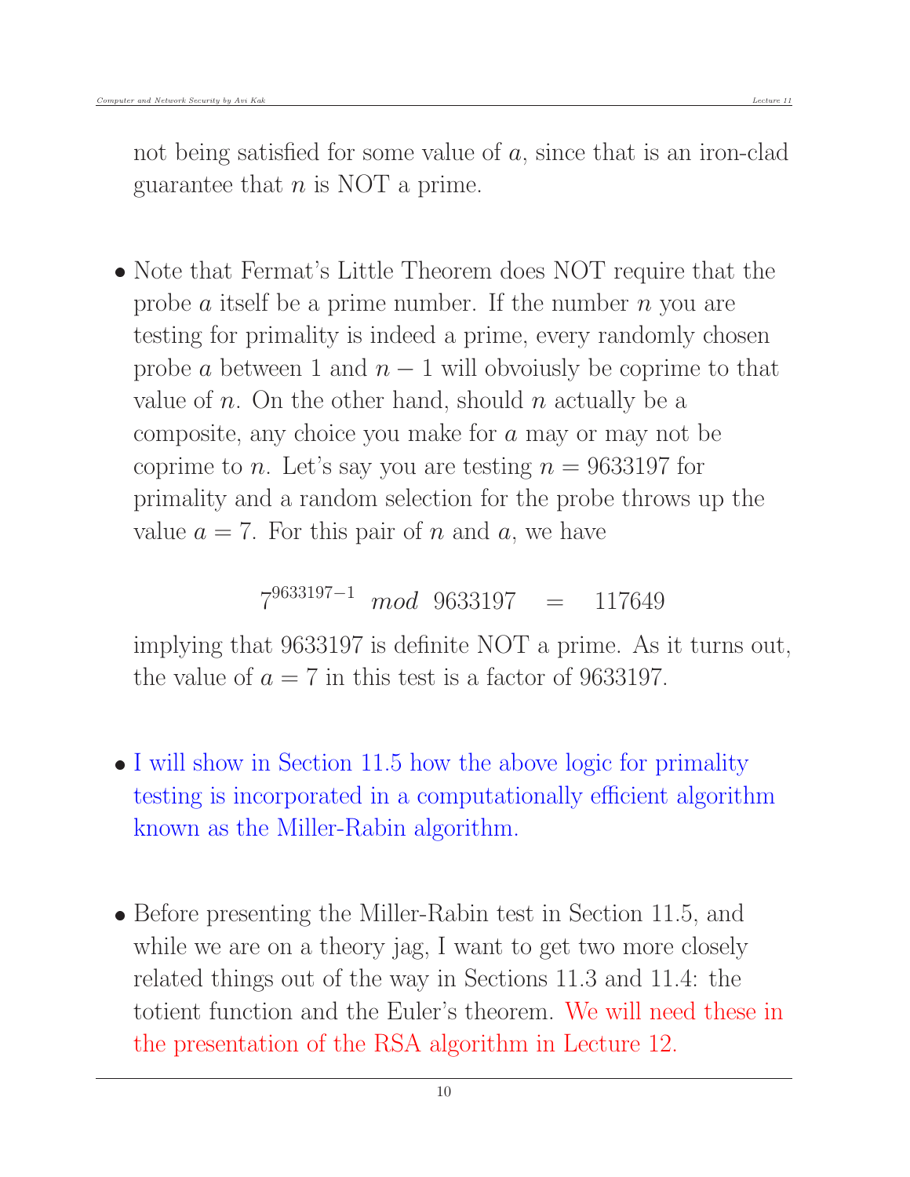not being satisfied for some value of $a$, since that is an iron-clad guarantee that $n$ is NOT a prime.

- Note that Fermat's Little Theorem does NOT require that the probe $a$ itself be a prime number. If the number $n$ you are testing for primality is indeed a prime, every randomly chosen probe $a$ between 1 and $n-1$ will obvoiusly be coprime to that value of $n$. On the other hand, should $n$ actually be a composite, any choice you make for $a$ may or may not be coprime to $n$. Let's say you are testing $n = 9633197$ for primality and a random selection for the probe throws up the value $a = 7$. For this pair of $n$ and $a$, we have

$$7^{9633197-1} \ \ mod \ \ 9633197 \quad = \quad 117649$$

implying that 9633197 is definite NOT a prime. As it turns out, the value of $a = 7$ in this test is a factor of 9633197.

- I will show in Section 11.5 how the above logic for primality testing is incorporated in a computationally efficient algorithm known as the Miller-Rabin algorithm.

- Before presenting the Miller-Rabin test in Section 11.5, and while we are on a theory jag, I want to get two more closely related things out of the way in Sections 11.3 and 11.4: the totient function and the Euler's theorem. We will need these in the presentation of the RSA algorithm in Lecture 12.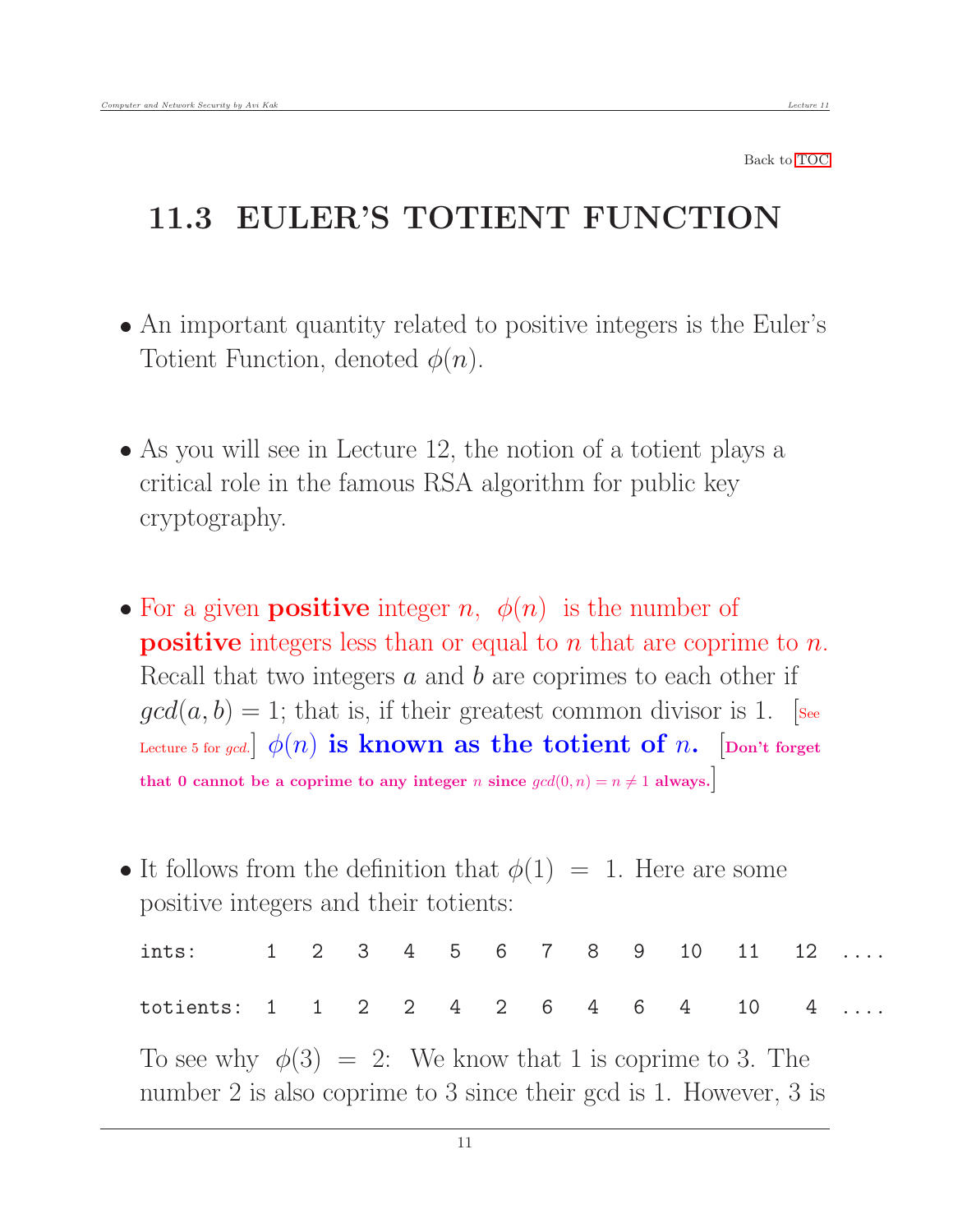Back to TOC

## 11.3 EULER'S TOTIENT FUNCTION

- An important quantity related to positive integers is the Euler's Totient Function, denoted $\phi(n)$.

- As you will see in Lecture 12, the notion of a totient plays a critical role in the famous RSA algorithm for public key cryptography.

- For a given **positive** integer $n$, $\phi(n)$ is the number of **positive** integers less than or equal to $n$ that are coprime to $n$. Recall that two integers $a$ and $b$ are coprimes to each other if $gcd(a, b) = 1$; that is, if their greatest common divisor is 1. [See Lecture 5 for $gcd$.] **$\phi(n)$ is known as the totient of $n$.** [**Don't forget that 0 cannot be a coprime to any integer $n$ since $gcd(0, n) = n \neq 1$ always.**]

- It follows from the definition that $\phi(1) = 1$. Here are some positive integers and their totients:

```
ints:       1   2   3   4   5   6   7   8   9   10   11   12  ....

totients:   1   1   2   2   4   2   6   4   6   4    10    4  ....
```

  To see why $\phi(3) = 2$: We know that 1 is coprime to 3. The number 2 is also coprime to 3 since their gcd is 1. However, 3 is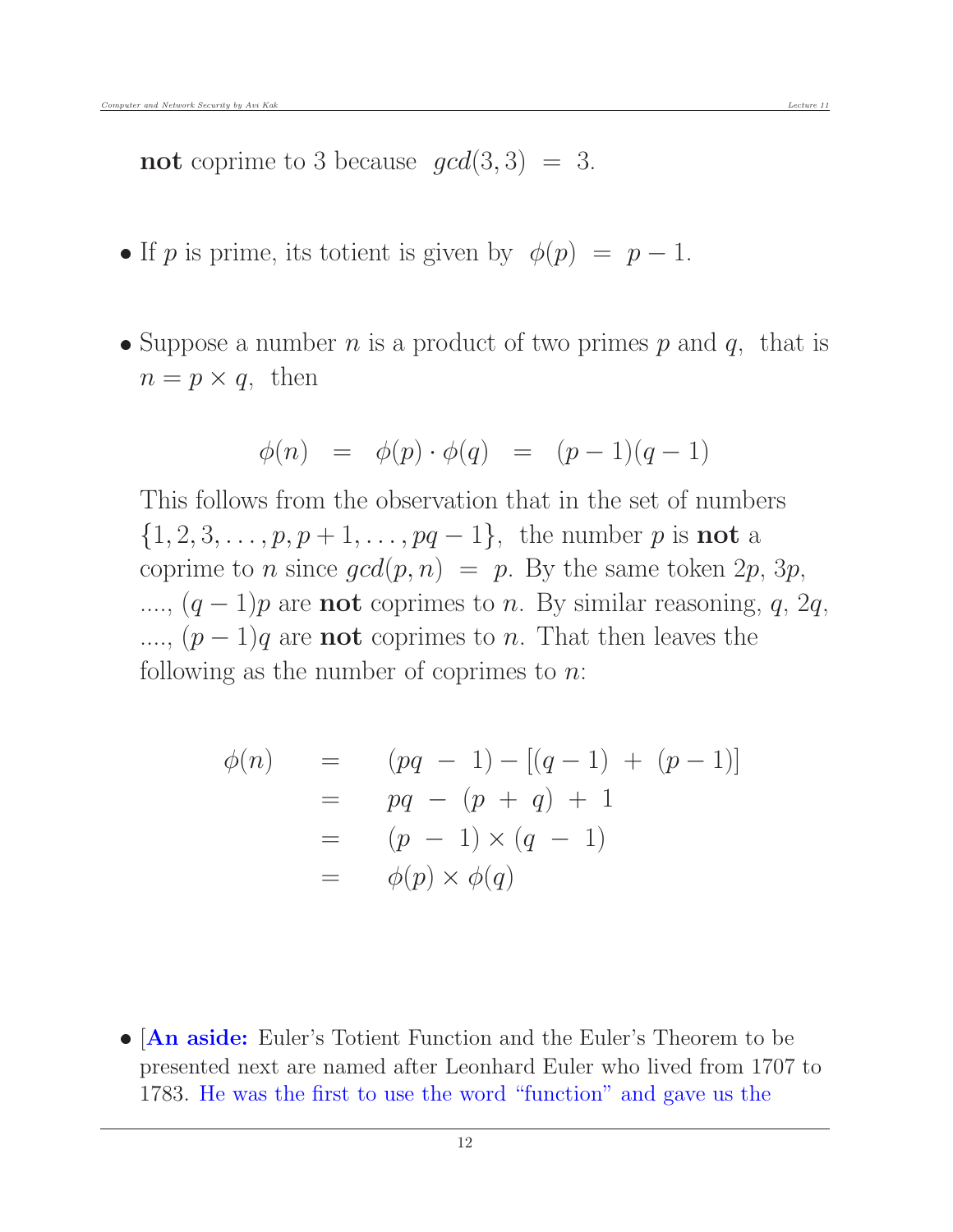**not** coprime to 3 because $gcd(3, 3) = 3$.

- If $p$ is prime, its totient is given by $\phi(p) = p - 1$.

- Suppose a number $n$ is a product of two primes $p$ and $q$, that is $n = p \times q$, then

$$\phi(n) = \phi(p) \cdot \phi(q) = (p-1)(q-1)$$

  This follows from the observation that in the set of numbers $\{1, 2, 3, \ldots, p, p+1, \ldots, pq-1\}$, the number $p$ is **not** a coprime to $n$ since $gcd(p, n) = p$. By the same token $2p$, $3p$, ...., $(q-1)p$ are **not** coprimes to $n$. By similar reasoning, $q$, $2q$, ...., $(p-1)q$ are **not** coprimes to $n$. That then leaves the following as the number of coprimes to $n$:

$$\begin{aligned}
\phi(n) &= (pq - 1) - [(q-1) + (p-1)] \\
&= pq - (p + q) + 1 \\
&= (p - 1) \times (q - 1) \\
&= \phi(p) \times \phi(q)
\end{aligned}$$

- [**An aside:** Euler's Totient Function and the Euler's Theorem to be presented next are named after Leonhard Euler who lived from 1707 to 1783. He was the first to use the word "function" and gave us the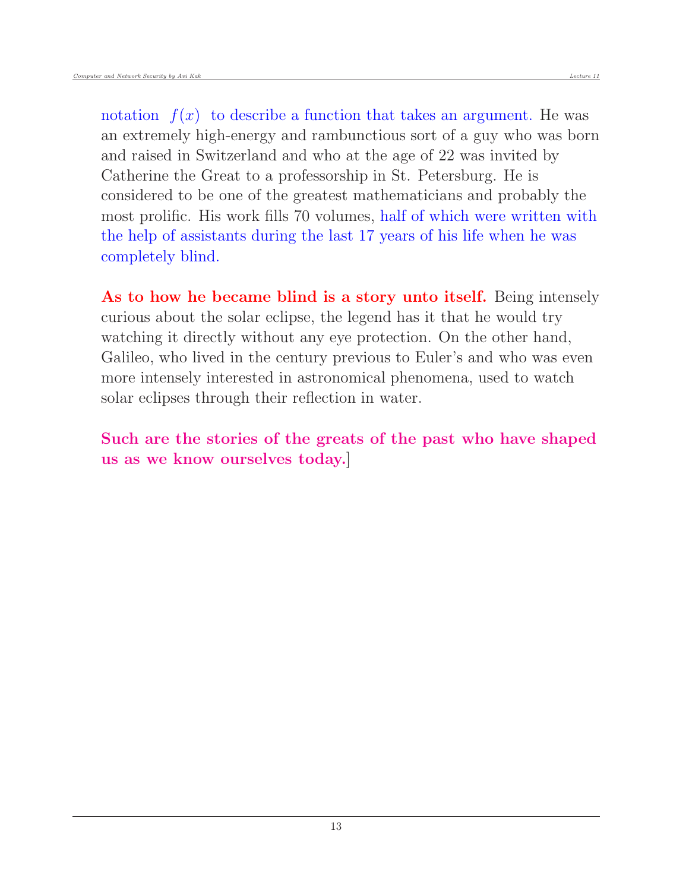notation $f(x)$ to describe a function that takes an argument. He was an extremely high-energy and rambunctious sort of a guy who was born and raised in Switzerland and who at the age of 22 was invited by Catherine the Great to a professorship in St. Petersburg. He is considered to be one of the greatest mathematicians and probably the most prolific. His work fills 70 volumes, half of which were written with the help of assistants during the last 17 years of his life when he was completely blind.

**As to how he became blind is a story unto itself.** Being intensely curious about the solar eclipse, the legend has it that he would try watching it directly without any eye protection. On the other hand, Galileo, who lived in the century previous to Euler's and who was even more intensely interested in astronomical phenomena, used to watch solar eclipses through their reflection in water.

**Such are the stories of the greats of the past who have shaped us as we know ourselves today.**]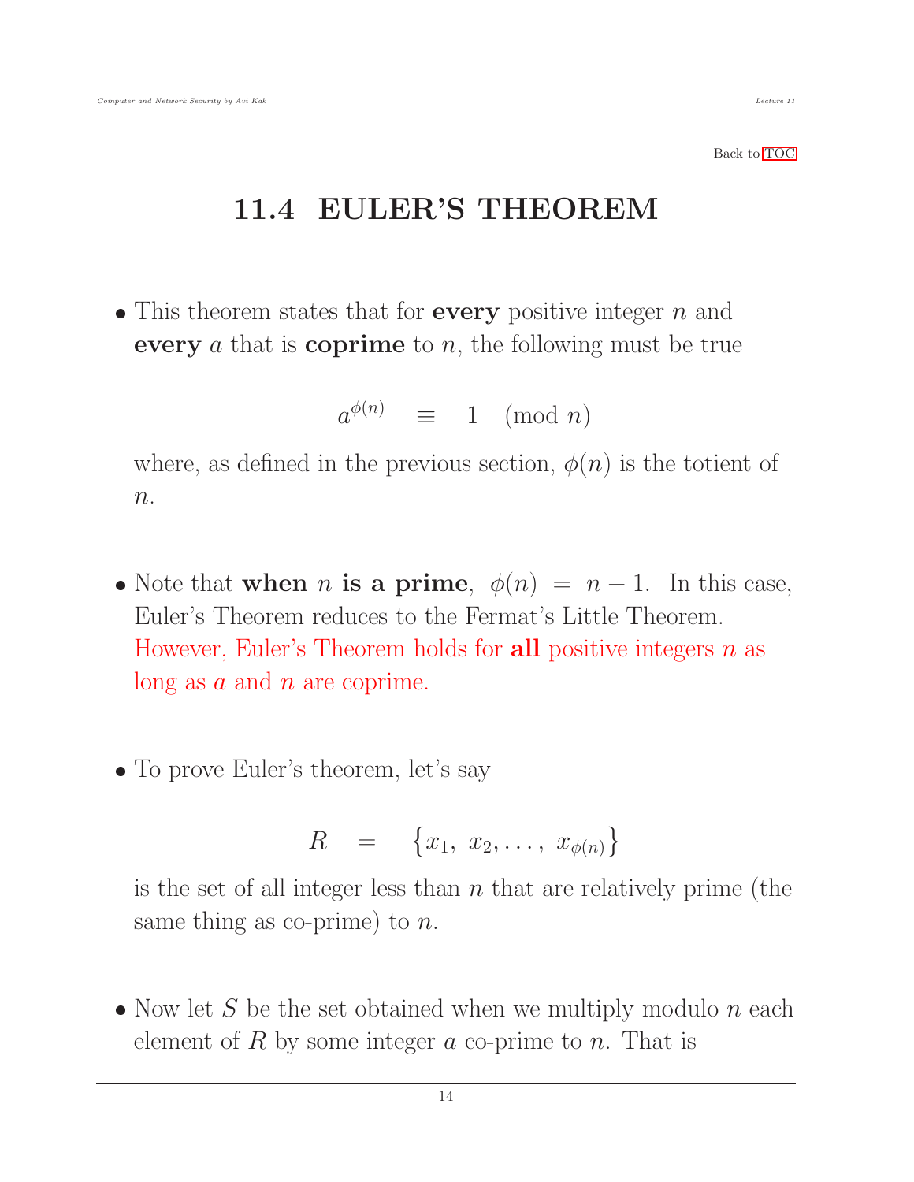Back to TOC

## 11.4 EULER'S THEOREM

- This theorem states that for **every** positive integer $n$ and **every** $a$ that is **coprime** to $n$, the following must be true

$$a^{\phi(n)} \equiv 1 \pmod{n}$$

where, as defined in the previous section, $\phi(n)$ is the totient of $n$.

- Note that **when** $n$ **is a prime**, $\phi(n) = n - 1$. In this case, Euler's Theorem reduces to the Fermat's Little Theorem. However, Euler's Theorem holds for **all** positive integers $n$ as long as $a$ and $n$ are coprime.

- To prove Euler's theorem, let's say

$$R = \{x_1, \ x_2, \ldots, \ x_{\phi(n)}\}$$

is the set of all integer less than $n$ that are relatively prime (the same thing as co-prime) to $n$.

- Now let $S$ be the set obtained when we multiply modulo $n$ each element of $R$ by some integer $a$ co-prime to $n$. That is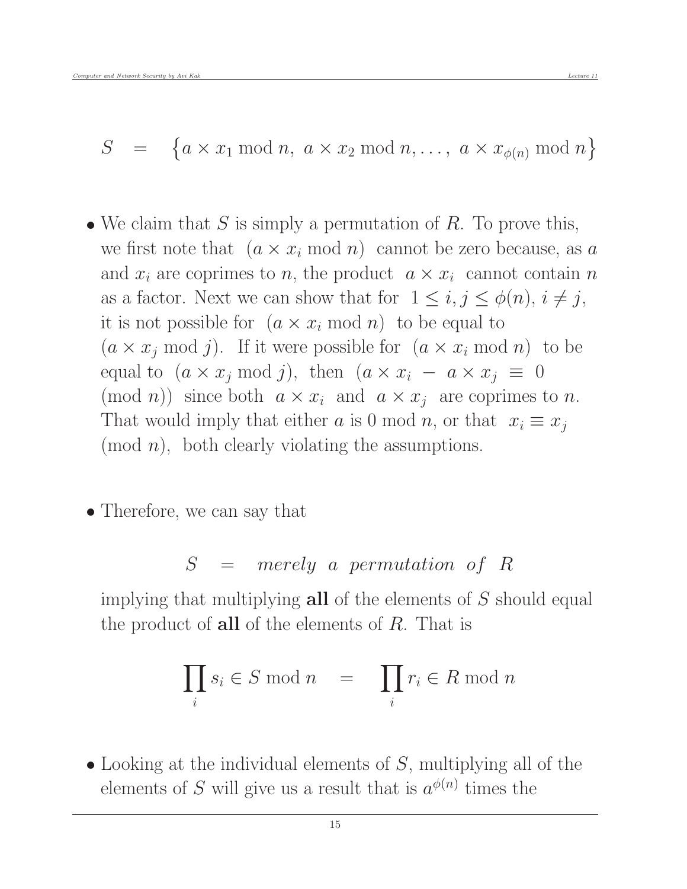$$S \quad = \quad \left\{a \times x_1 \bmod n,\ a \times x_2 \bmod n, \ldots,\ a \times x_{\phi(n)} \bmod n\right\}$$

- We claim that $S$ is simply a permutation of $R$. To prove this, we first note that $(a \times x_i \bmod n)$ cannot be zero because, as $a$ and $x_i$ are coprimes to $n$, the product $a \times x_i$ cannot contain $n$ as a factor. Next we can show that for $1 \leq i, j \leq \phi(n), i \neq j$, it is not possible for $(a \times x_i \bmod n)$ to be equal to $(a \times x_j \bmod j)$. If it were possible for $(a \times x_i \bmod n)$ to be equal to $(a \times x_j \bmod j)$, then $(a \times x_i \ - \ a \times x_j \ \equiv \ 0 \pmod n)$ since both $a \times x_i$ and $a \times x_j$ are coprimes to $n$. That would imply that either $a$ is 0 mod $n$, or that $x_i \equiv x_j \pmod n$, both clearly violating the assumptions.

- Therefore, we can say that

$$S \quad = \quad merely \ \ a \ \ permutation \ \ of \ \ R$$

implying that multiplying **all** of the elements of $S$ should equal the product of **all** of the elements of $R$. That is

$$\prod_i s_i \in S \bmod n \quad = \quad \prod_i r_i \in R \bmod n$$

- Looking at the individual elements of $S$, multiplying all of the elements of $S$ will give us a result that is $a^{\phi(n)}$ times the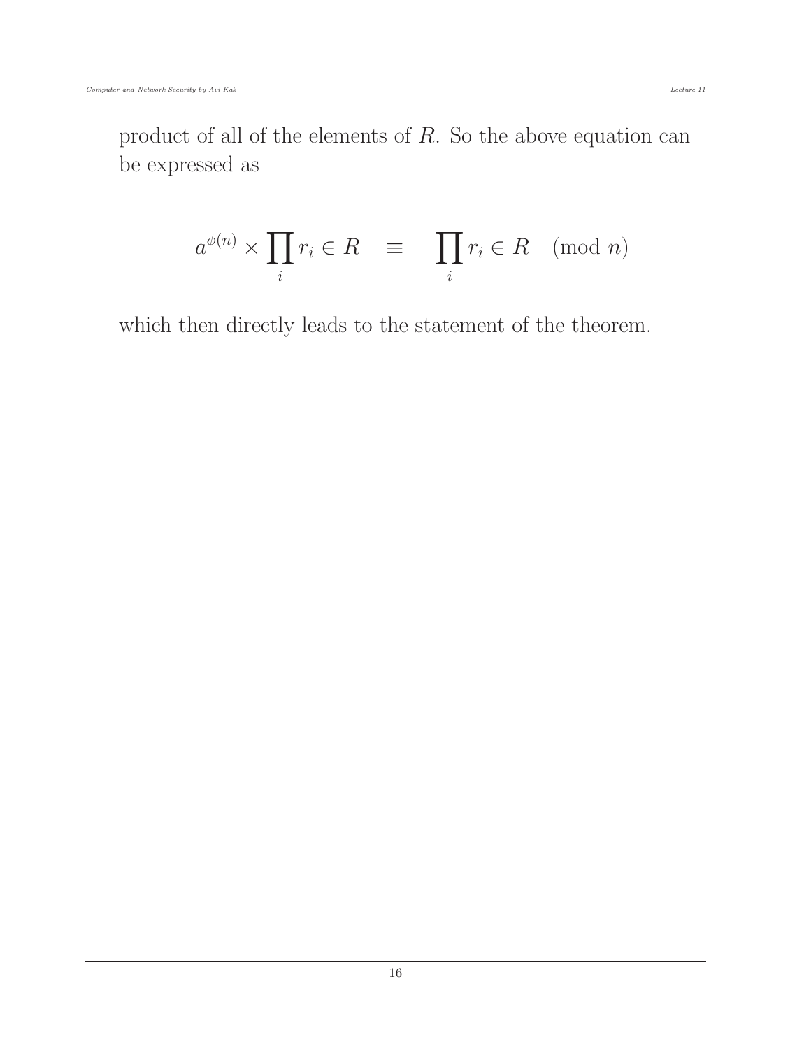product of all of the elements of $R$. So the above equation can be expressed as

$$a^{\phi(n)} \times \prod_i r_i \in R \quad \equiv \quad \prod_i r_i \in R \pmod{n}$$

which then directly leads to the statement of the theorem.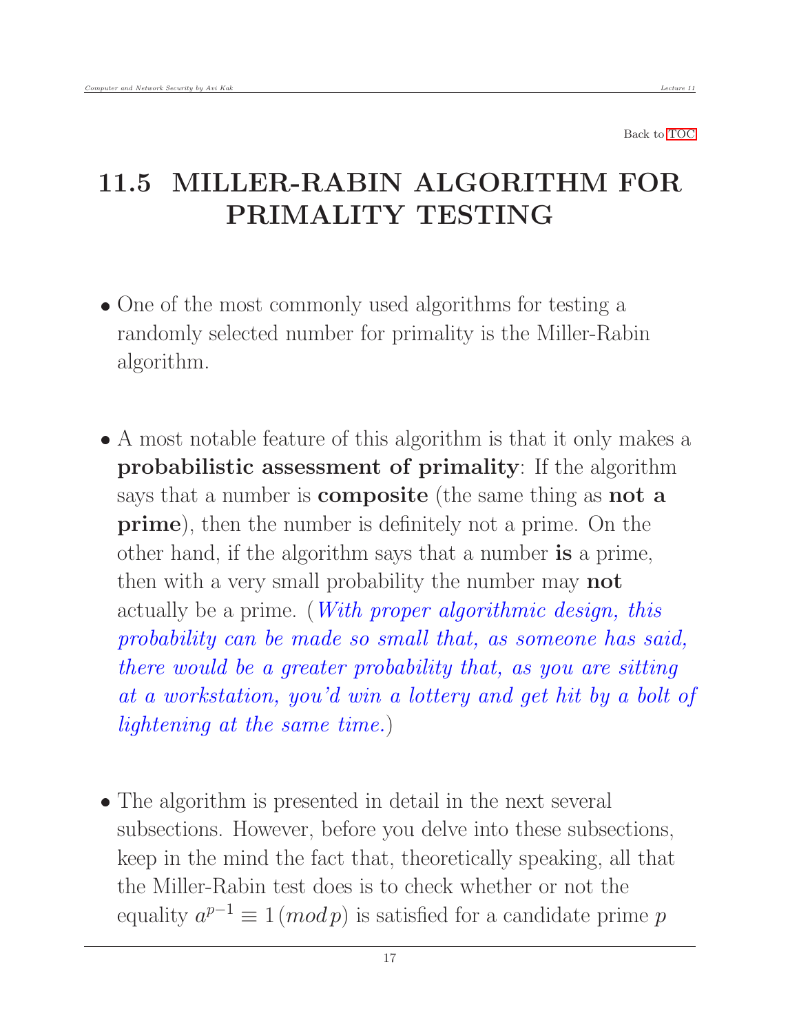Back to TOC

# 11.5 MILLER-RABIN ALGORITHM FOR PRIMALITY TESTING

- One of the most commonly used algorithms for testing a randomly selected number for primality is the Miller-Rabin algorithm.

- A most notable feature of this algorithm is that it only makes a **probabilistic assessment of primality**: If the algorithm says that a number is **composite** (the same thing as **not a prime**), then the number is definitely not a prime. On the other hand, if the algorithm says that a number **is** a prime, then with a very small probability the number may **not** actually be a prime. (*With proper algorithmic design, this probability can be made so small that, as someone has said, there would be a greater probability that, as you are sitting at a workstation, you'd win a lottery and get hit by a bolt of lightening at the same time.*)

- The algorithm is presented in detail in the next several subsections. However, before you delve into these subsections, keep in the mind the fact that, theoretically speaking, all that the Miller-Rabin test does is to check whether or not the equality $a^{p-1} \equiv 1\,(mod\,p)$ is satisfied for a candidate prime $p$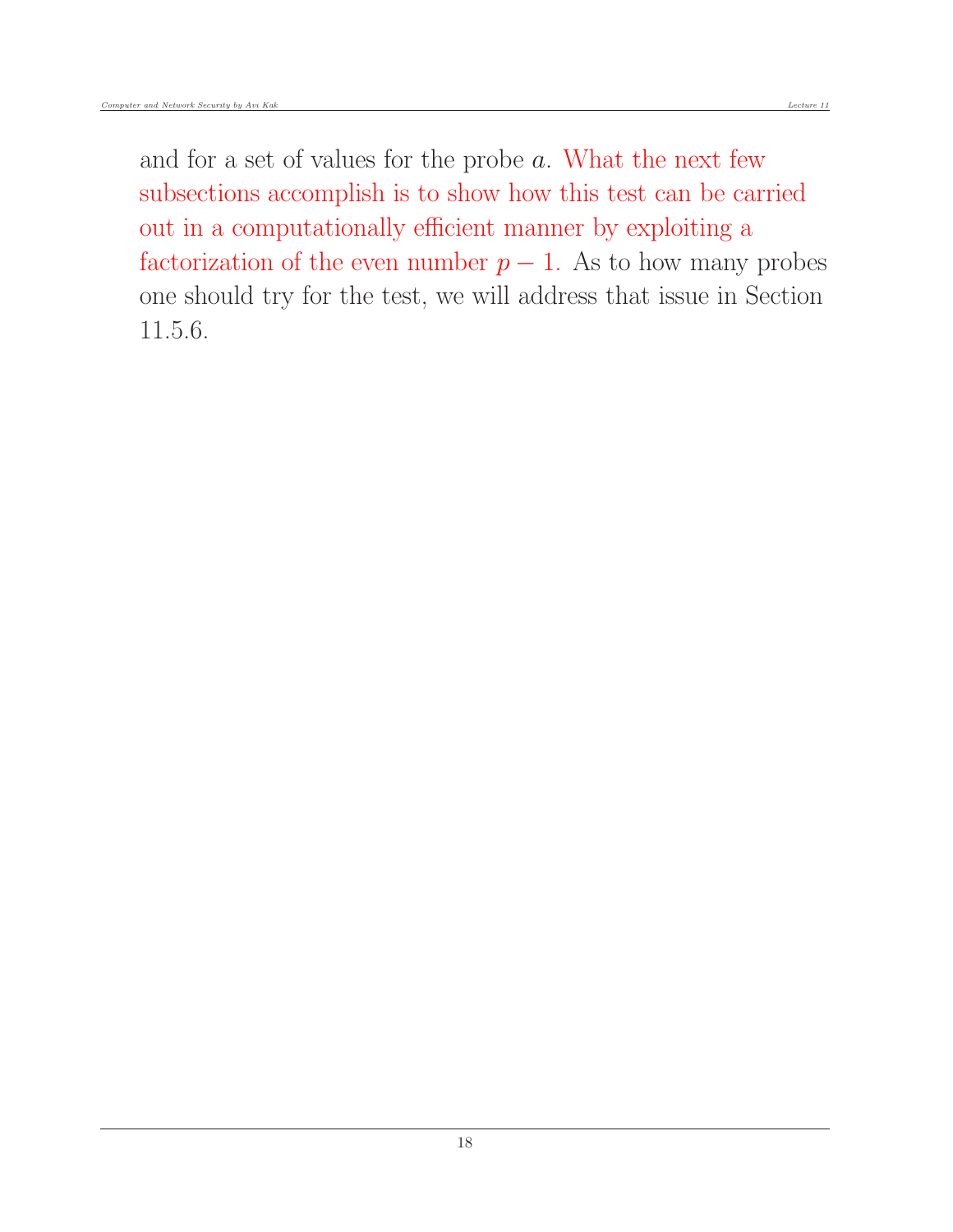and for a set of values for the probe $a$. What the next few subsections accomplish is to show how this test can be carried out in a computationally efficient manner by exploiting a factorization of the even number $p - 1$. As to how many probes one should try for the test, we will address that issue in Section 11.5.6.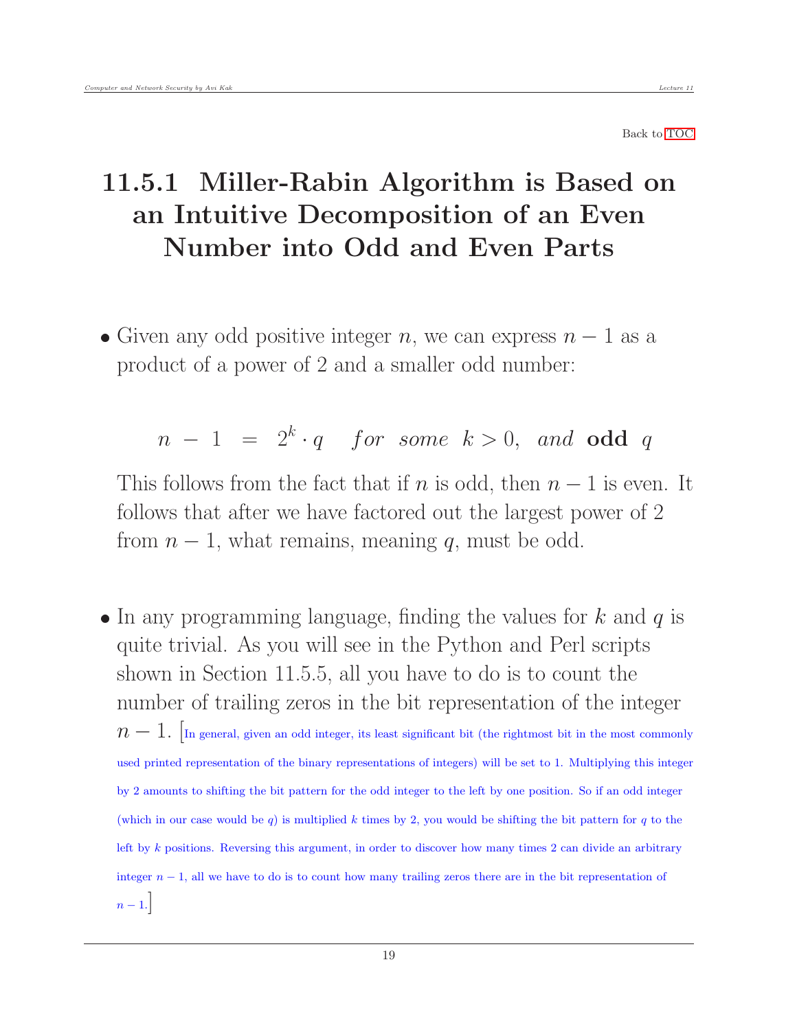Back to TOC

## 11.5.1 Miller-Rabin Algorithm is Based on an Intuitive Decomposition of an Even Number into Odd and Even Parts

- Given any odd positive integer $n$, we can express $n - 1$ as a product of a power of 2 and a smaller odd number:

$$n - 1 = 2^k \cdot q \quad for \;\; some \;\; k > 0, \;\; and \;\; \textbf{odd} \;\; q$$

  This follows from the fact that if $n$ is odd, then $n - 1$ is even. It follows that after we have factored out the largest power of 2 from $n - 1$, what remains, meaning $q$, must be odd.

- In any programming language, finding the values for $k$ and $q$ is quite trivial. As you will see in the Python and Perl scripts shown in Section 11.5.5, all you have to do is to count the number of trailing zeros in the bit representation of the integer $n - 1$. [In general, given an odd integer, its least significant bit (the rightmost bit in the most commonly used printed representation of the binary representations of integers) will be set to 1. Multiplying this integer by 2 amounts to shifting the bit pattern for the odd integer to the left by one position. So if an odd integer (which in our case would be $q$) is multiplied $k$ times by 2, you would be shifting the bit pattern for $q$ to the left by $k$ positions. Reversing this argument, in order to discover how many times 2 can divide an arbitrary integer $n - 1$, all we have to do is to count how many trailing zeros there are in the bit representation of $n - 1$.]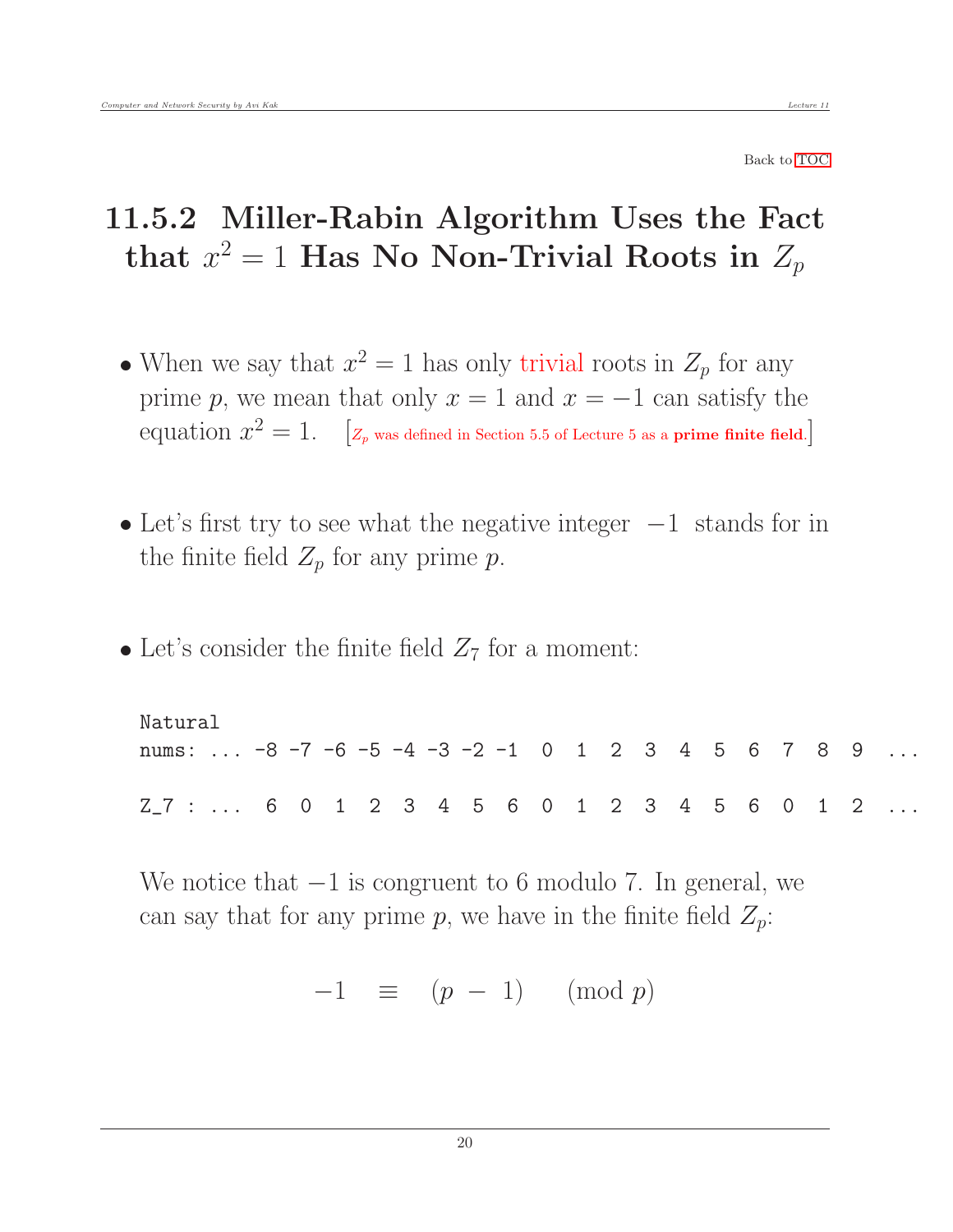## 11.5.2 Miller-Rabin Algorithm Uses the Fact that $x^2 = 1$ Has No Non-Trivial Roots in $Z_p$

- When we say that $x^2 = 1$ has only trivial roots in $Z_p$ for any prime $p$, we mean that only $x = 1$ and $x = -1$ can satisfy the equation $x^2 = 1$. [$Z_p$ was defined in Section 5.5 of Lecture 5 as a **prime finite field**.]

- Let's first try to see what the negative integer $-1$ stands for in the finite field $Z_p$ for any prime $p$.

- Let's consider the finite field $Z_7$ for a moment:

```
Natural
nums: ... -8 -7 -6 -5 -4 -3 -2 -1  0  1  2  3  4  5  6  7  8  9  ...

Z_7 : ...  6  0  1  2  3  4  5  6  0  1  2  3  4  5  6  0  1  2  ...
```

We notice that $-1$ is congruent to 6 modulo 7. In general, we can say that for any prime $p$, we have in the finite field $Z_p$:

$$-1 \equiv (p - 1) \pmod{p}$$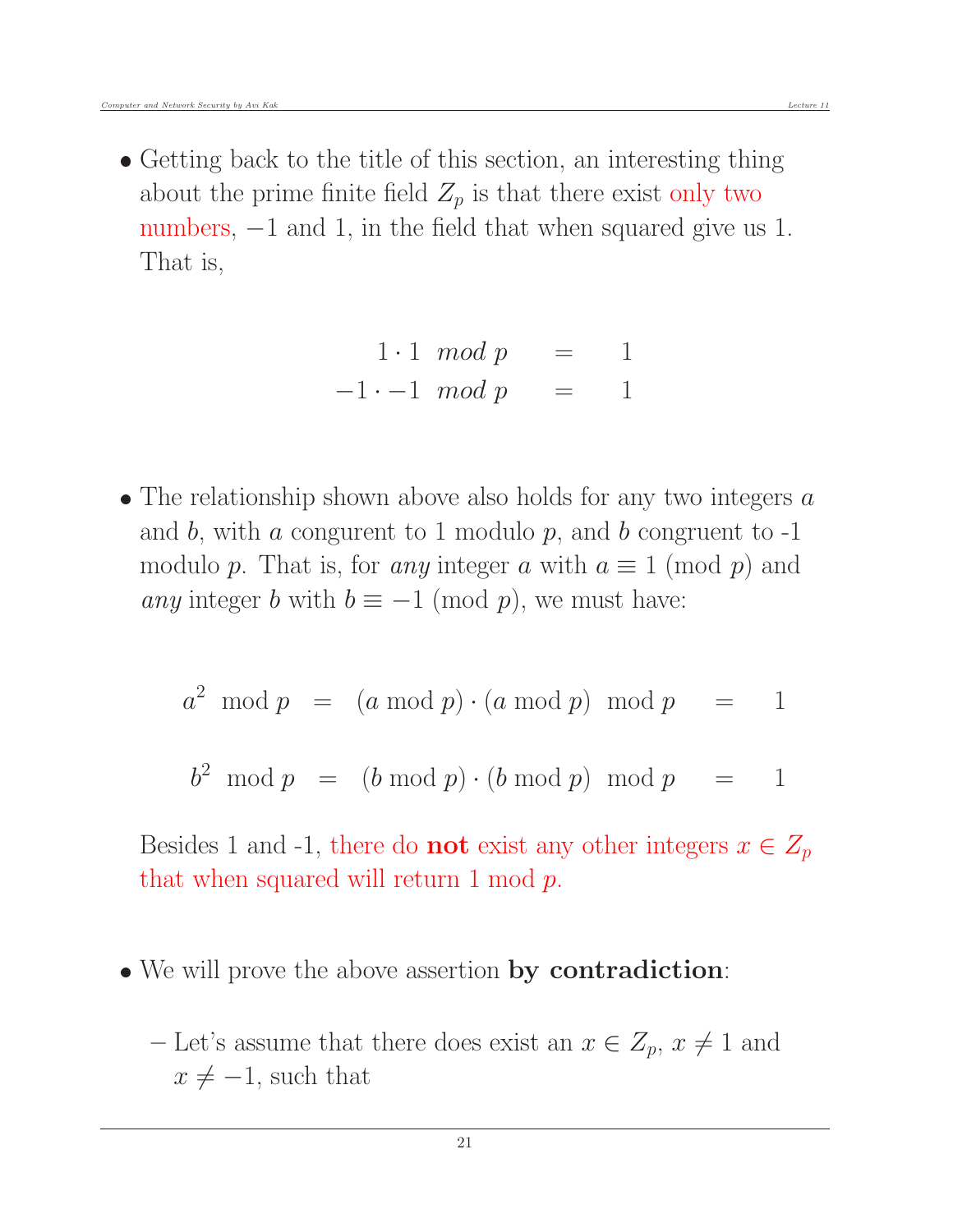- Getting back to the title of this section, an interesting thing about the prime finite field $Z_p$ is that there exist only two numbers, $-1$ and 1, in the field that when squared give us 1. That is,

$$
\begin{aligned}
1 \cdot 1 \ \ mod\ p &= 1 \\
-1 \cdot -1 \ \ mod\ p &= 1
\end{aligned}
$$

- The relationship shown above also holds for any two integers $a$ and $b$, with $a$ congruent to 1 modulo $p$, and $b$ congruent to -1 modulo $p$. That is, for *any* integer $a$ with $a \equiv 1 \pmod{p}$ and *any* integer $b$ with $b \equiv -1 \pmod{p}$, we must have:

$$
a^2 \ \bmod p \;=\; (a \bmod p) \cdot (a \bmod p) \ \bmod p \;=\; 1
$$

$$
b^2 \ \bmod p \;=\; (b \bmod p) \cdot (b \bmod p) \ \bmod p \;=\; 1
$$

Besides 1 and -1, there do **not** exist any other integers $x \in Z_p$ that when squared will return 1 mod $p$.

- We will prove the above assertion **by contradiction**:

  – Let's assume that there does exist an $x \in Z_p$, $x \neq 1$ and $x \neq -1$, such that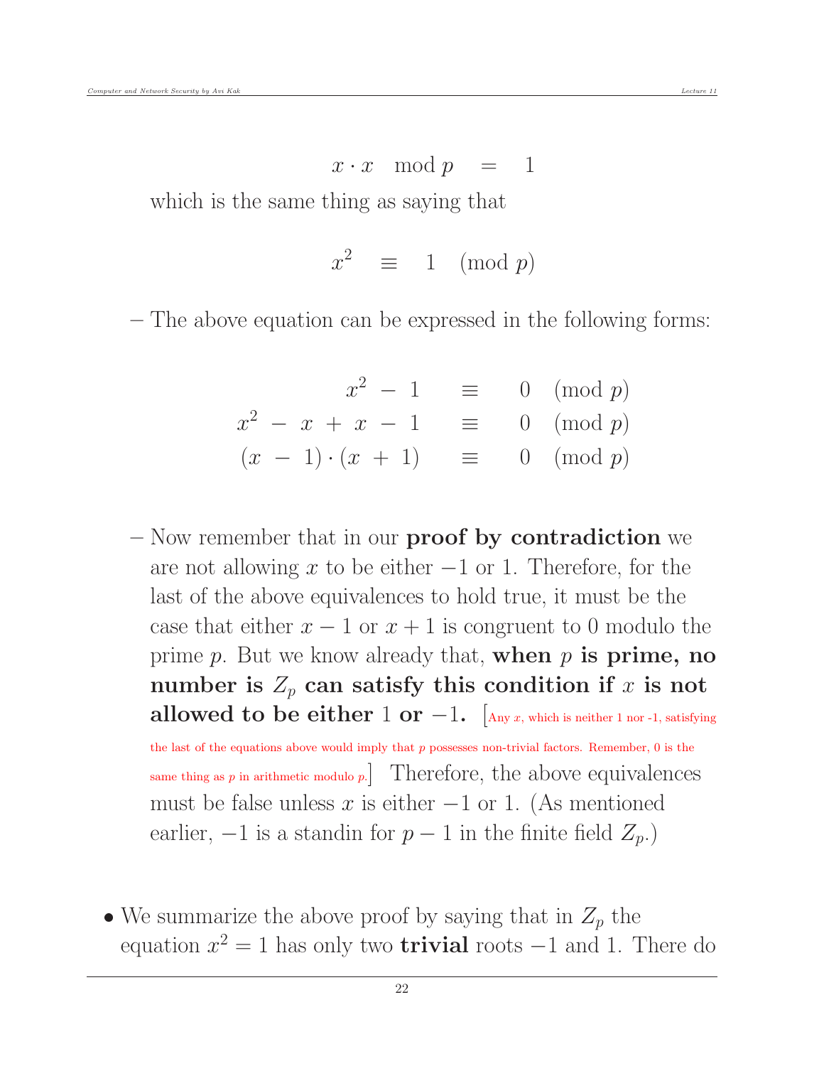$$x \cdot x \mod p \quad = \quad 1$$

which is the same thing as saying that

$$x^2 \quad \equiv \quad 1 \pmod{p}$$

– The above equation can be expressed in the following forms:

$$\begin{aligned} x^2 \; - \; 1 \quad &\equiv \quad 0 \pmod{p} \\ x^2 \; - \; x \; + \; x \; - \; 1 \quad &\equiv \quad 0 \pmod{p} \\ (x \; - \; 1) \cdot (x \; + \; 1) \quad &\equiv \quad 0 \pmod{p} \end{aligned}$$

– Now remember that in our **proof by contradiction** we are not allowing $x$ to be either $-1$ or 1. Therefore, for the last of the above equivalences to hold true, it must be the case that either $x - 1$ or $x + 1$ is congruent to 0 modulo the prime $p$. But we know already that, **when $p$ is prime, no number is $Z_p$ can satisfy this condition if $x$ is not allowed to be either 1 or $-1$.** [Any $x$, which is neither 1 nor -1, satisfying the last of the equations above would imply that $p$ possesses non-trivial factors. Remember, 0 is the same thing as $p$ in arithmetic modulo $p$.] Therefore, the above equivalences must be false unless $x$ is either $-1$ or 1. (As mentioned earlier, $-1$ is a standin for $p - 1$ in the finite field $Z_p$.)

- We summarize the above proof by saying that in $Z_p$ the equation $x^2 = 1$ has only two **trivial** roots $-1$ and 1. There do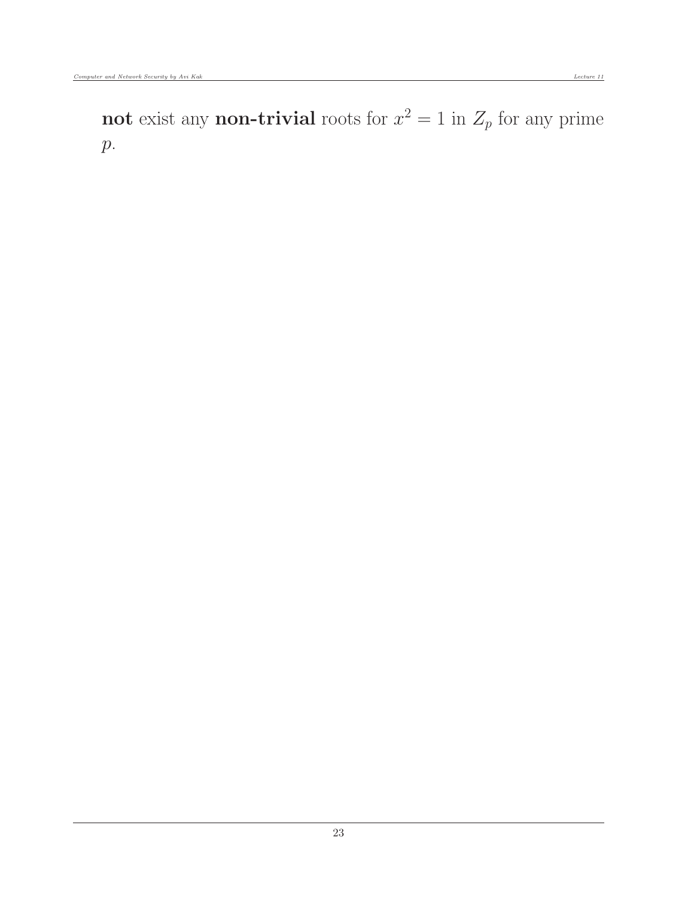**not** exist any **non-trivial** roots for $x^2 = 1$ in $Z_p$ for any prime $p$.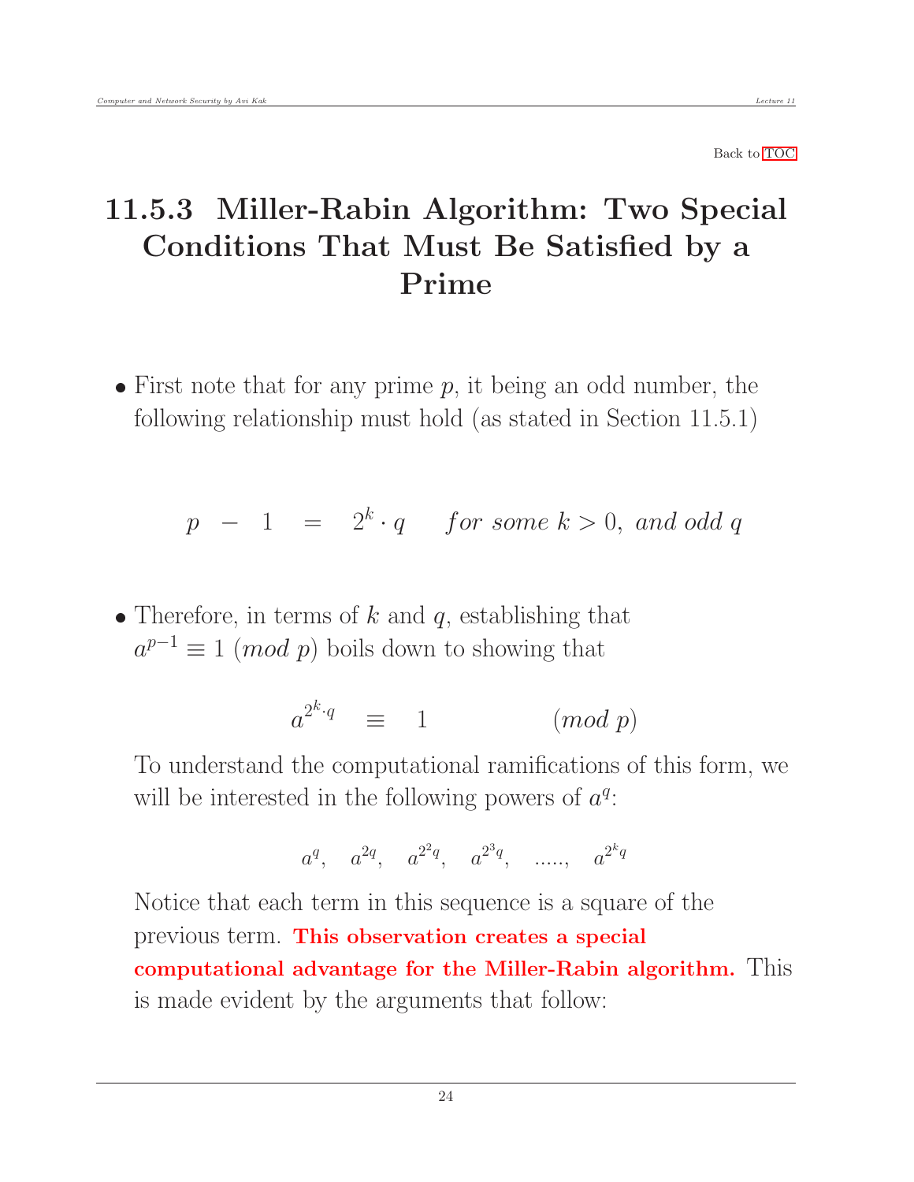Back to TOC

## 11.5.3 Miller-Rabin Algorithm: Two Special Conditions That Must Be Satisfied by a Prime

- First note that for any prime $p$, it being an odd number, the following relationship must hold (as stated in Section 11.5.1)

$$p \ - \ 1 \ = \ 2^k \cdot q \quad \textit{for some } k > 0, \textit{ and odd } q$$

- Therefore, in terms of $k$ and $q$, establishing that $a^{p-1} \equiv 1 \ (mod\ p)$ boils down to showing that

$$a^{2^k \cdot q} \quad \equiv \quad 1 \qquad\qquad (mod\ p)$$

To understand the computational ramifications of this form, we will be interested in the following powers of $a^q$:

$$a^q, \quad a^{2q}, \quad a^{2^2 q}, \quad a^{2^3 q}, \quad ....., \quad a^{2^k q}$$

Notice that each term in this sequence is a square of the previous term. **This observation creates a special computational advantage for the Miller-Rabin algorithm.** This is made evident by the arguments that follow: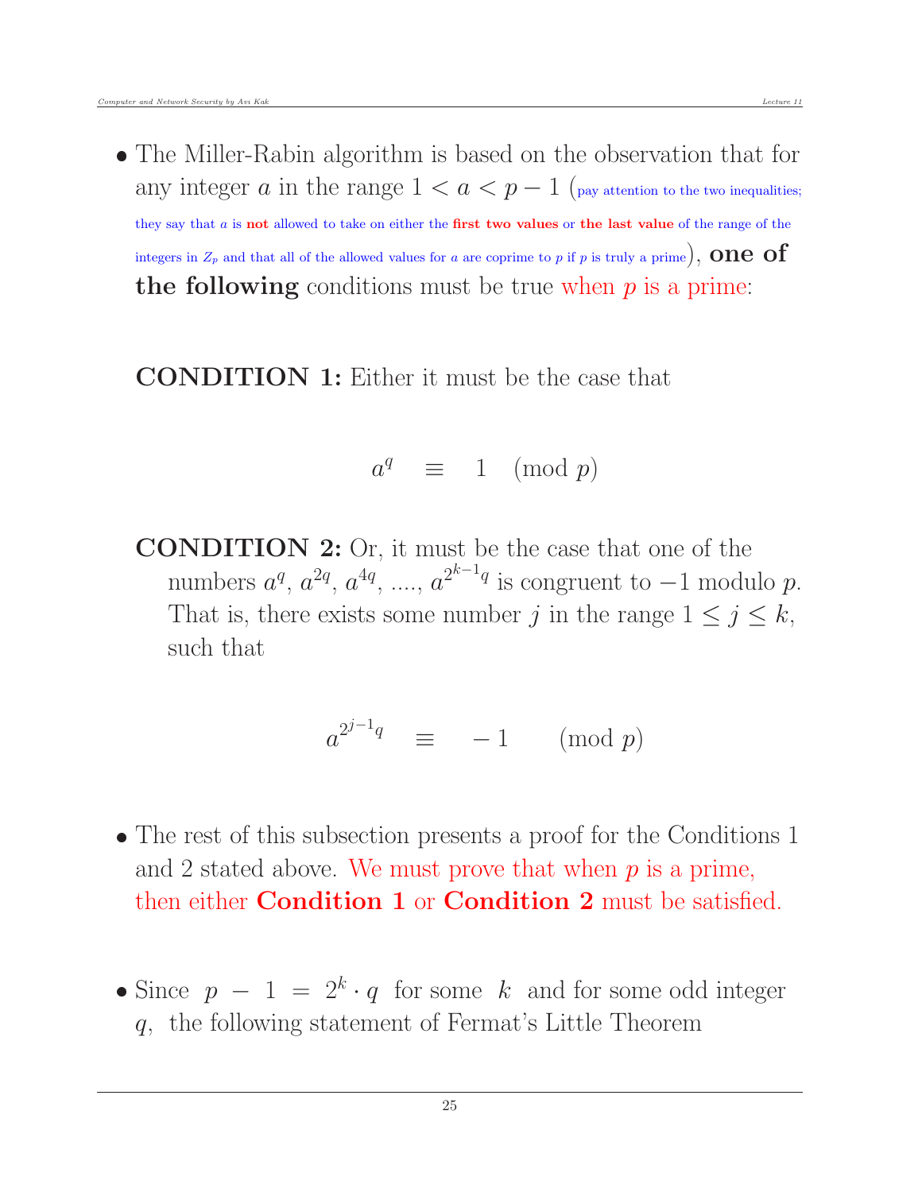- The Miller-Rabin algorithm is based on the observation that for any integer $a$ in the range $1 < a < p-1$ (pay attention to the two inequalities; they say that $a$ is **not** allowed to take on either the **first two values** or **the last value** of the range of the integers in $Z_p$ and that all of the allowed values for $a$ are coprime to $p$ if $p$ is truly a prime), **one of the following** conditions must be true when $p$ is a prime:

  **CONDITION 1:** Either it must be the case that

  $$a^q \equiv 1 \pmod{p}$$

  **CONDITION 2:** Or, it must be the case that one of the numbers $a^q$, $a^{2q}$, $a^{4q}$, ...., $a^{2^{k-1}q}$ is congruent to $-1$ modulo $p$. That is, there exists some number $j$ in the range $1 \leq j \leq k$, such that

  $$a^{2^{j-1}q} \equiv -1 \pmod{p}$$

- The rest of this subsection presents a proof for the Conditions 1 and 2 stated above. We must prove that when $p$ is a prime, then either **Condition 1** or **Condition 2** must be satisfied.

- Since $p - 1 = 2^k \cdot q$ for some $k$ and for some odd integer $q$, the following statement of Fermat's Little Theorem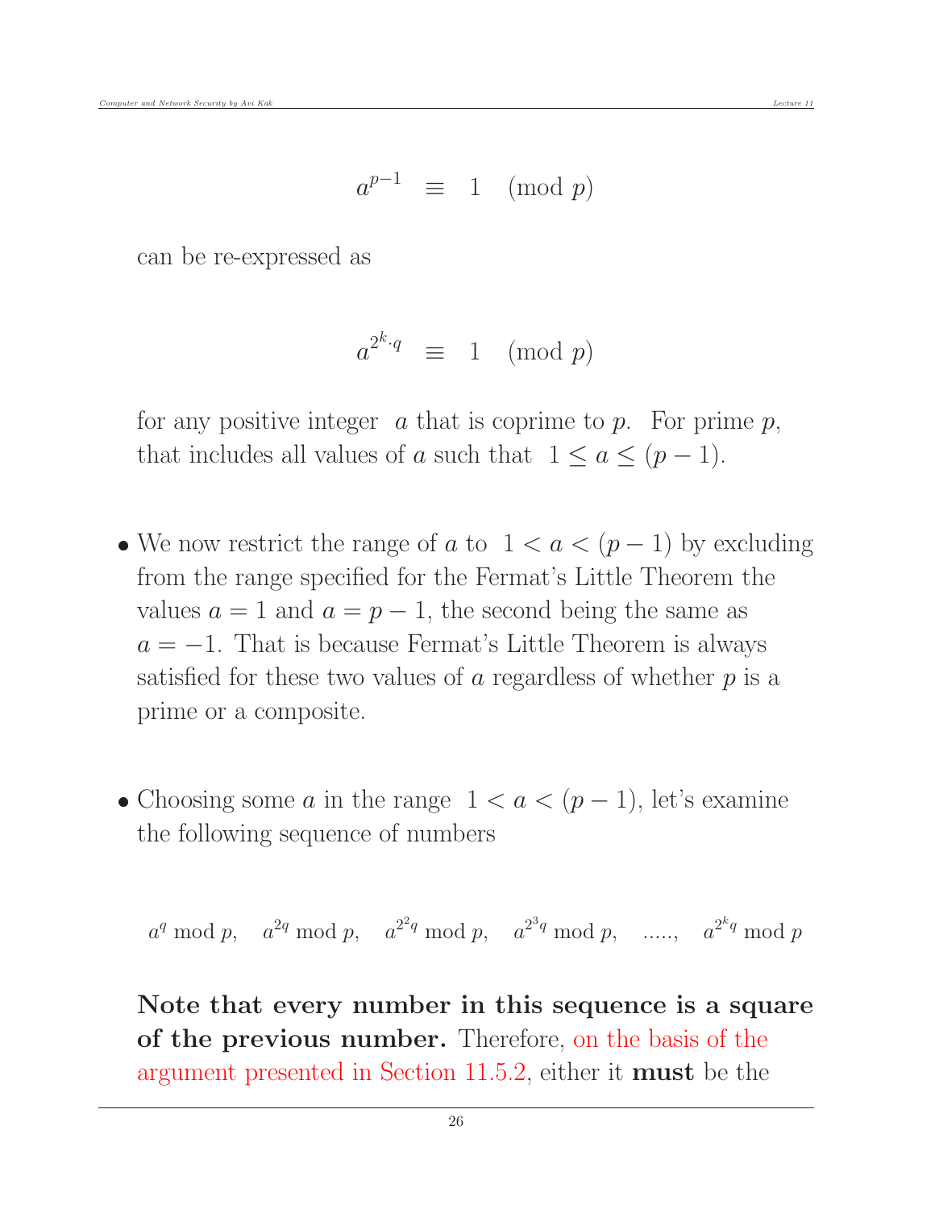$$a^{p-1} \equiv 1 \pmod{p}$$

can be re-expressed as

$$a^{2^k \cdot q} \equiv 1 \pmod{p}$$

for any positive integer $a$ that is coprime to $p$. For prime $p$, that includes all values of $a$ such that $1 \leq a \leq (p-1)$.

- We now restrict the range of $a$ to $1 < a < (p-1)$ by excluding from the range specified for the Fermat's Little Theorem the values $a = 1$ and $a = p-1$, the second being the same as $a = -1$. That is because Fermat's Little Theorem is always satisfied for these two values of $a$ regardless of whether $p$ is a prime or a composite.

- Choosing some $a$ in the range $1 < a < (p-1)$, let's examine the following sequence of numbers

$$a^q \bmod p, \quad a^{2q} \bmod p, \quad a^{2^2 q} \bmod p, \quad a^{2^3 q} \bmod p, \quad ....., \quad a^{2^k q} \bmod p$$

  **Note that every number in this sequence is a square of the previous number.** Therefore, on the basis of the argument presented in Section 11.5.2, either it **must** be the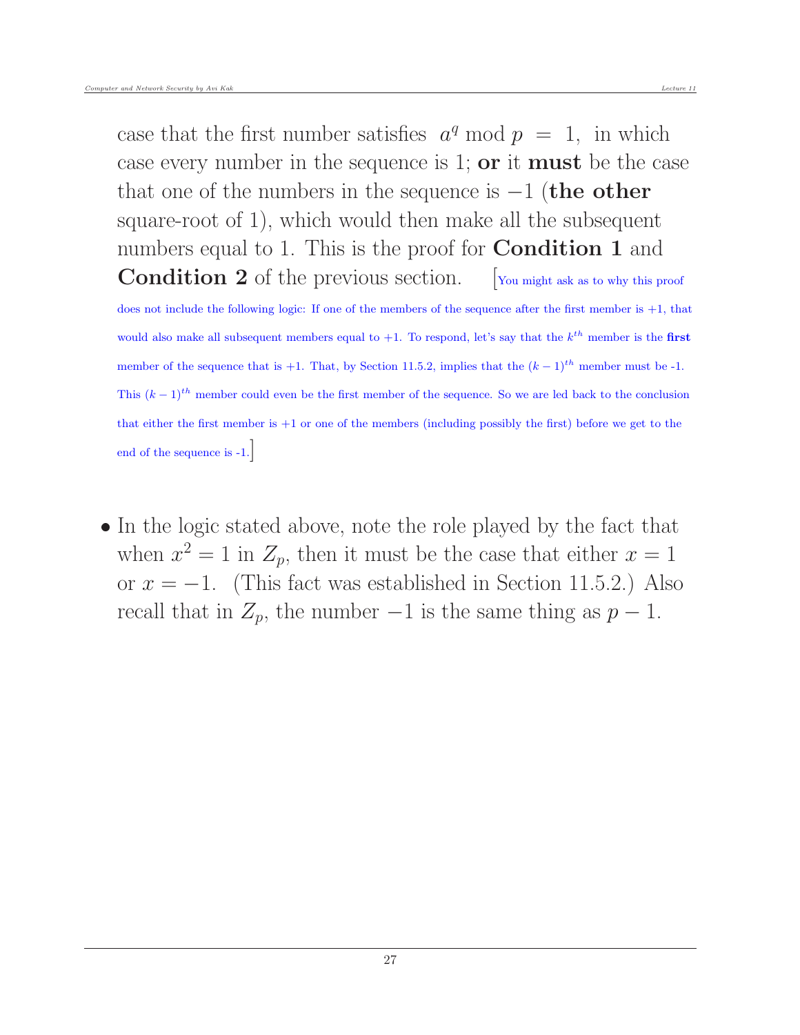case that the first number satisfies $a^q \bmod p = 1$, in which case every number in the sequence is 1; **or** it **must** be the case that one of the numbers in the sequence is $-1$ (**the other** square-root of 1), which would then make all the subsequent numbers equal to 1. This is the proof for **Condition 1** and **Condition 2** of the previous section. [You might ask as to why this proof does not include the following logic: If one of the members of the sequence after the first member is +1, that would also make all subsequent members equal to +1. To respond, let's say that the $k^{th}$ member is the **first** member of the sequence that is +1. That, by Section 11.5.2, implies that the $(k-1)^{th}$ member must be -1. This $(k-1)^{th}$ member could even be the first member of the sequence. So we are led back to the conclusion that either the first member is +1 or one of the members (including possibly the first) before we get to the end of the sequence is -1.]

- In the logic stated above, note the role played by the fact that when $x^2 = 1$ in $Z_p$, then it must be the case that either $x = 1$ or $x = -1$. (This fact was established in Section 11.5.2.) Also recall that in $Z_p$, the number $-1$ is the same thing as $p - 1$.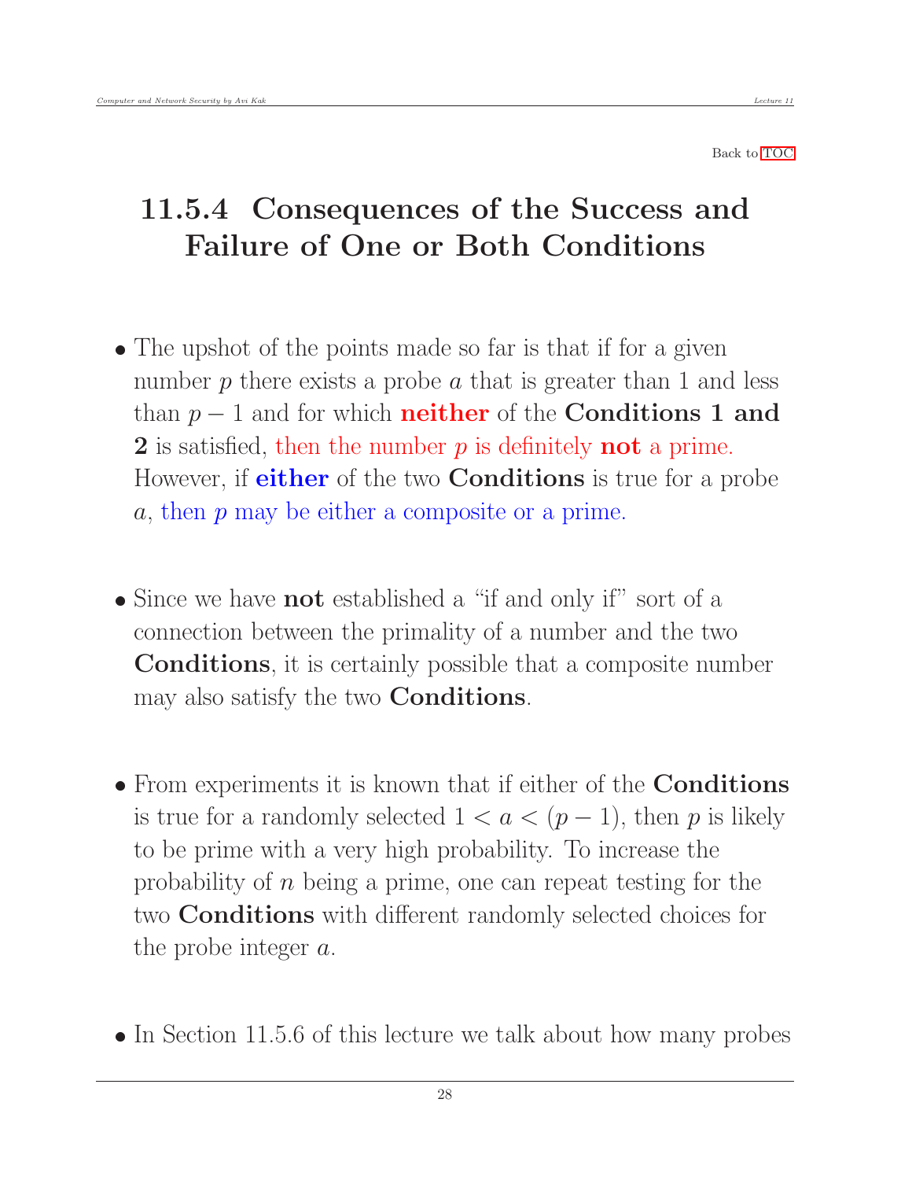Back to TOC

## 11.5.4 Consequences of the Success and Failure of One or Both Conditions

- The upshot of the points made so far is that if for a given number $p$ there exists a probe $a$ that is greater than 1 and less than $p-1$ and for which **neither** of the **Conditions 1 and 2** is satisfied, then the number $p$ is definitely **not** a prime. However, if **either** of the two **Conditions** is true for a probe $a$, then $p$ may be either a composite or a prime.

- Since we have **not** established a "if and only if" sort of a connection between the primality of a number and the two **Conditions**, it is certainly possible that a composite number may also satisfy the two **Conditions**.

- From experiments it is known that if either of the **Conditions** is true for a randomly selected $1 < a < (p-1)$, then $p$ is likely to be prime with a very high probability. To increase the probability of $n$ being a prime, one can repeat testing for the two **Conditions** with different randomly selected choices for the probe integer $a$.

- In Section 11.5.6 of this lecture we talk about how many probes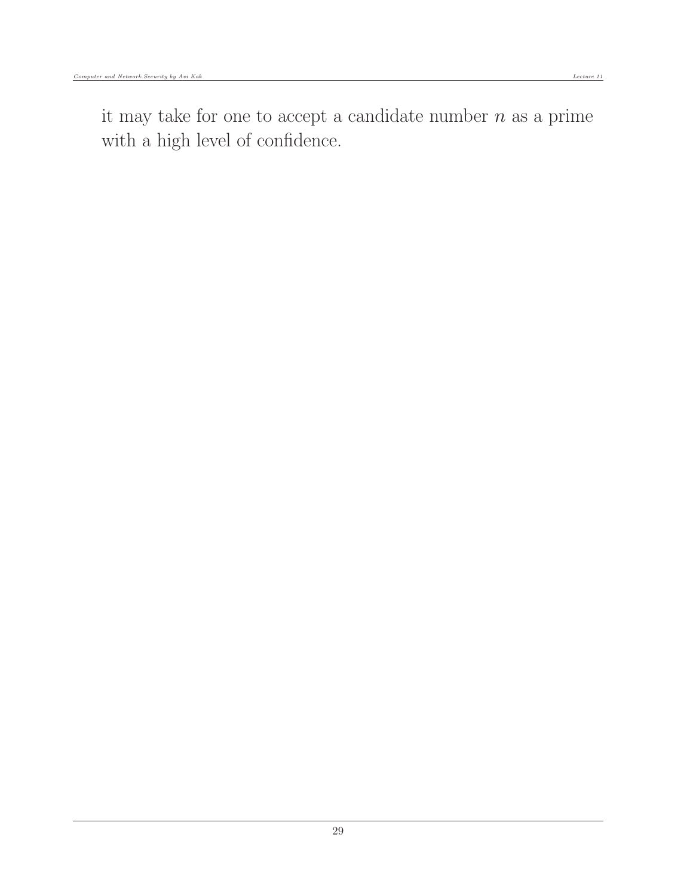it may take for one to accept a candidate number $n$ as a prime with a high level of confidence.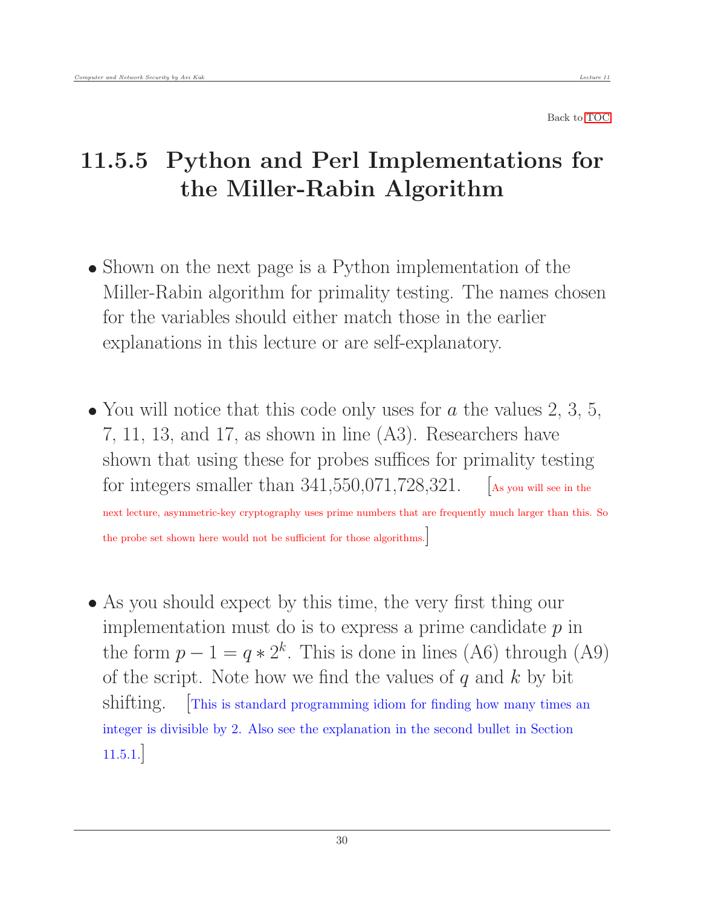Back to TOC

## 11.5.5 Python and Perl Implementations for the Miller-Rabin Algorithm

- Shown on the next page is a Python implementation of the Miller-Rabin algorithm for primality testing. The names chosen for the variables should either match those in the earlier explanations in this lecture or are self-explanatory.

- You will notice that this code only uses for $a$ the values 2, 3, 5, 7, 11, 13, and 17, as shown in line (A3). Researchers have shown that using these for probes suffices for primality testing for integers smaller than 341,550,071,728,321. [As you will see in the next lecture, asymmetric-key cryptography uses prime numbers that are frequently much larger than this. So the probe set shown here would not be sufficient for those algorithms.]

- As you should expect by this time, the very first thing our implementation must do is to express a prime candidate $p$ in the form $p - 1 = q * 2^k$. This is done in lines (A6) through (A9) of the script. Note how we find the values of $q$ and $k$ by bit shifting. [This is standard programming idiom for finding how many times an integer is divisible by 2. Also see the explanation in the second bullet in Section 11.5.1.]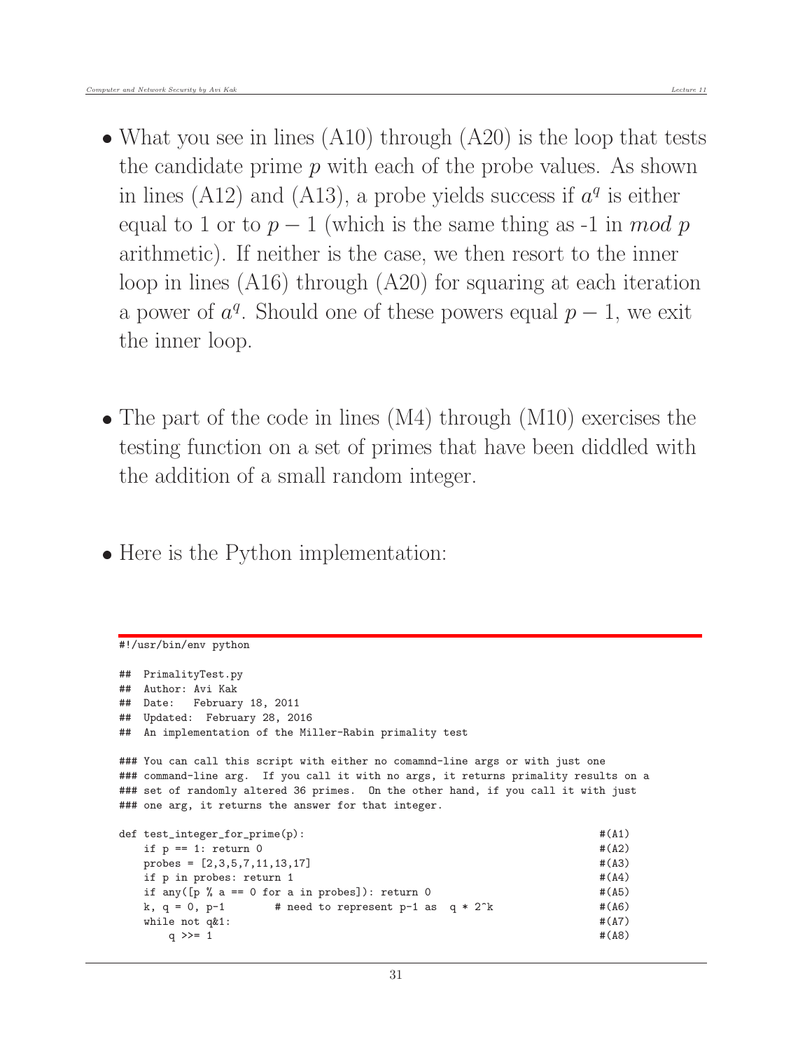- What you see in lines (A10) through (A20) is the loop that tests the candidate prime $p$ with each of the probe values. As shown in lines (A12) and (A13), a probe yields success if $a^q$ is either equal to 1 or to $p-1$ (which is the same thing as -1 in $mod\ p$ arithmetic). If neither is the case, we then resort to the inner loop in lines (A16) through (A20) for squaring at each iteration a power of $a^q$. Should one of these powers equal $p-1$, we exit the inner loop.

- The part of the code in lines (M4) through (M10) exercises the testing function on a set of primes that have been diddled with the addition of a small random integer.

- Here is the Python implementation:

```
#!/usr/bin/env python

##  PrimalityTest.py
##  Author: Avi Kak
##  Date:   February 18, 2011
##  Updated:  February 28, 2016
##  An implementation of the Miller-Rabin primality test

### You can call this script with either no comamnd-line args or with just one
### command-line arg.  If you call it with no args, it returns primality results on a
### set of randomly altered 36 primes.  On the other hand, if you call it with just
### one arg, it returns the answer for that integer.

def test_integer_for_prime(p):                                               #(A1)
    if p == 1: return 0                                                      #(A2)
    probes = [2,3,5,7,11,13,17]                                              #(A3)
    if p in probes: return 1                                                 #(A4)
    if any([p % a == 0 for a in probes]): return 0                           #(A5)
    k, q = 0, p-1        # need to represent p-1 as  q * 2^k                 #(A6)
    while not q&1:                                                           #(A7)
        q >>= 1                                                              #(A8)
```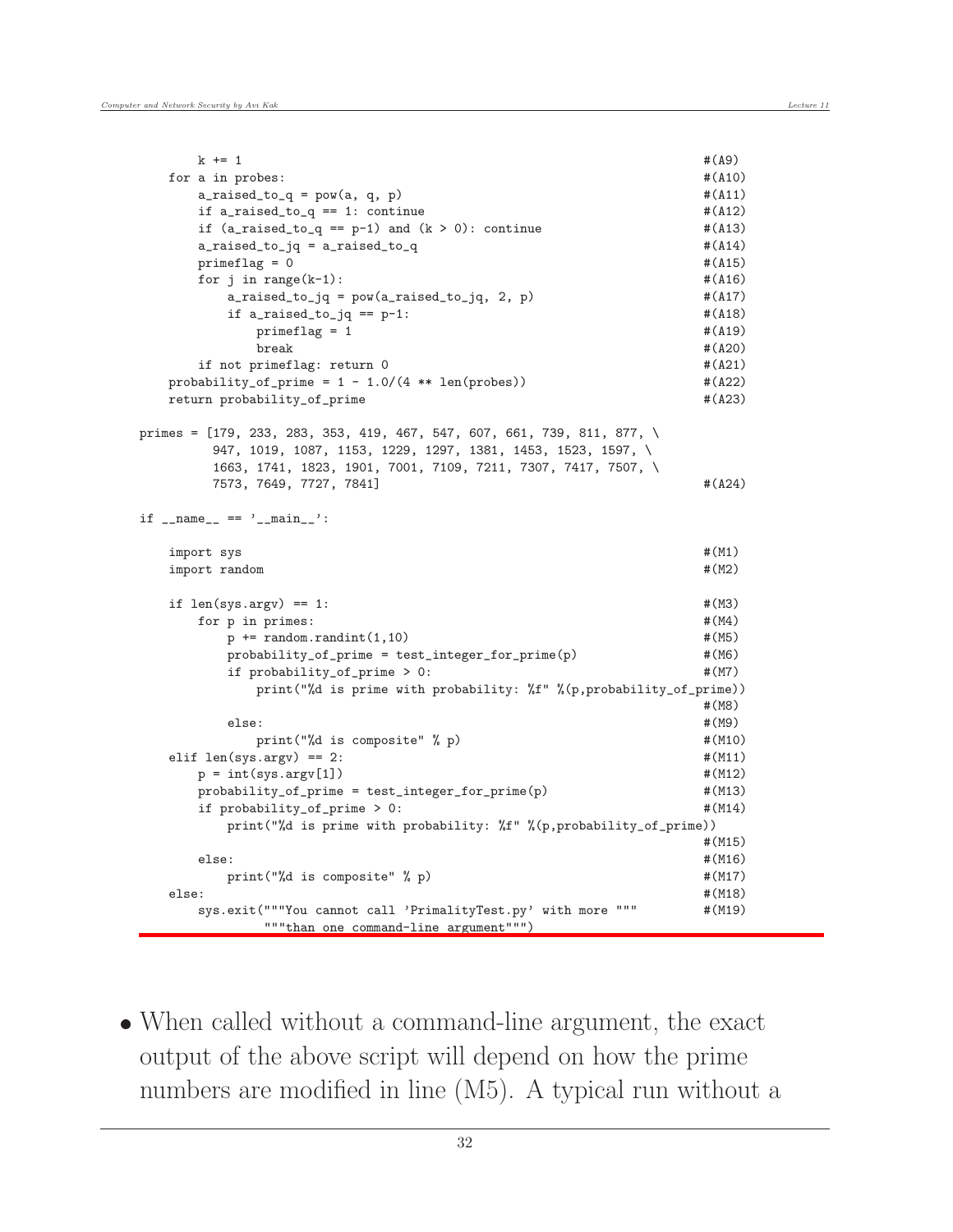```
        k += 1                                                          #(A9)
    for a in probes:                                                    #(A10)
        a_raised_to_q = pow(a, q, p)                                    #(A11)
        if a_raised_to_q == 1: continue                                 #(A12)
        if (a_raised_to_q == p-1) and (k > 0): continue                 #(A13)
        a_raised_to_jq = a_raised_to_q                                  #(A14)
        primeflag = 0                                                   #(A15)
        for j in range(k-1):                                            #(A16)
            a_raised_to_jq = pow(a_raised_to_jq, 2, p)                  #(A17)
            if a_raised_to_jq == p-1:                                   #(A18)
                primeflag = 1                                           #(A19)
                break                                                   #(A20)
        if not primeflag: return 0                                      #(A21)
    probability_of_prime = 1 - 1.0/(4 ** len(probes))                   #(A22)
    return probability_of_prime                                         #(A23)

primes = [179, 233, 283, 353, 419, 467, 547, 607, 661, 739, 811, 877, \
          947, 1019, 1087, 1153, 1229, 1297, 1381, 1453, 1523, 1597, \
          1663, 1741, 1823, 1901, 7001, 7109, 7211, 7307, 7417, 7507, \
          7573, 7649, 7727, 7841]                                       #(A24)

if __name__ == '__main__':

    import sys                                                          #(M1)
    import random                                                       #(M2)

    if len(sys.argv) == 1:                                              #(M3)
        for p in primes:                                                #(M4)
            p += random.randint(1,10)                                   #(M5)
            probability_of_prime = test_integer_for_prime(p)            #(M6)
            if probability_of_prime > 0:                                #(M7)
                print("%d is prime with probability: %f" %(p,probability_of_prime))
                                                                        #(M8)
            else:                                                       #(M9)
                print("%d is composite" % p)                            #(M10)
    elif len(sys.argv) == 2:                                            #(M11)
        p = int(sys.argv[1])                                            #(M12)
        probability_of_prime = test_integer_for_prime(p)                #(M13)
        if probability_of_prime > 0:                                    #(M14)
            print("%d is prime with probability: %f" %(p,probability_of_prime))
                                                                        #(M15)
        else:                                                           #(M16)
            print("%d is composite" % p)                                #(M17)
    else:                                                               #(M18)
        sys.exit("""You cannot call 'PrimalityTest.py' with more """    #(M19)
                 """than one command-line argument""")
```

- When called without a command-line argument, the exact output of the above script will depend on how the prime numbers are modified in line (M5). A typical run without a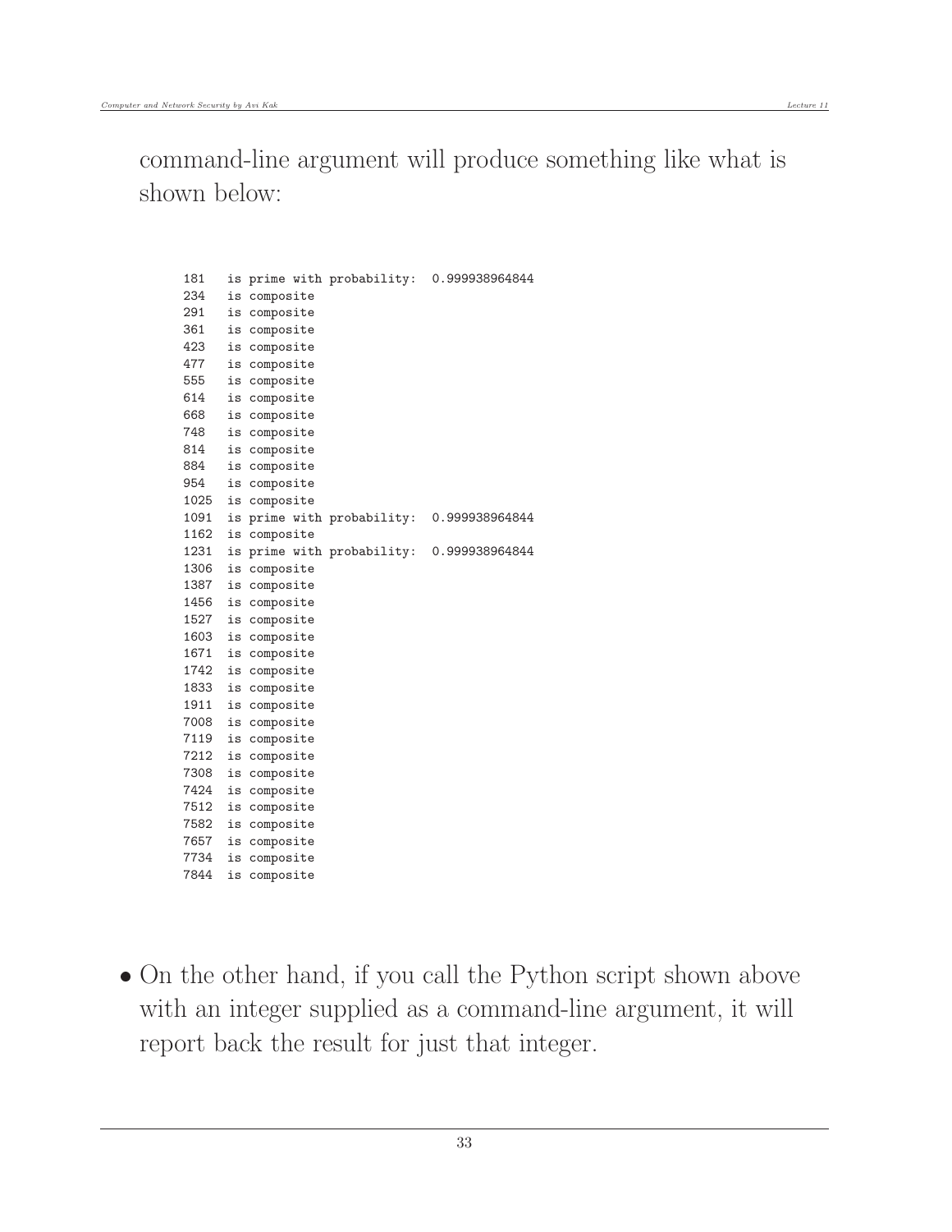command-line argument will produce something like what is shown below:

```
181   is prime with probability:  0.999938964844
234   is composite
291   is composite
361   is composite
423   is composite
477   is composite
555   is composite
614   is composite
668   is composite
748   is composite
814   is composite
884   is composite
954   is composite
1025  is composite
1091  is prime with probability:  0.999938964844
1162  is composite
1231  is prime with probability:  0.999938964844
1306  is composite
1387  is composite
1456  is composite
1527  is composite
1603  is composite
1671  is composite
1742  is composite
1833  is composite
1911  is composite
7008  is composite
7119  is composite
7212  is composite
7308  is composite
7424  is composite
7512  is composite
7582  is composite
7657  is composite
7734  is composite
7844  is composite
```

- On the other hand, if you call the Python script shown above with an integer supplied as a command-line argument, it will report back the result for just that integer.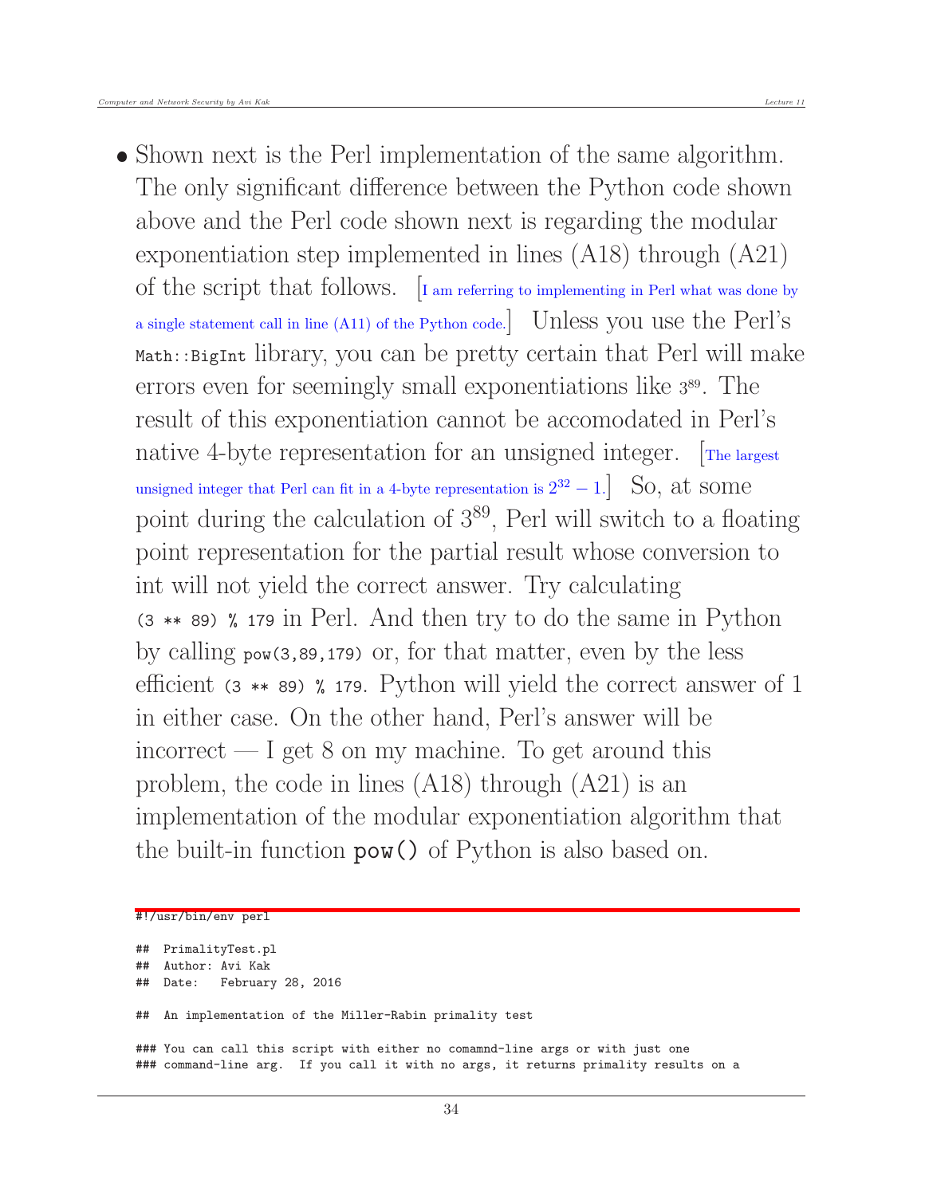- Shown next is the Perl implementation of the same algorithm. The only significant difference between the Python code shown above and the Perl code shown next is regarding the modular exponentiation step implemented in lines (A18) through (A21) of the script that follows. [I am referring to implementing in Perl what was done by a single statement call in line (A11) of the Python code.] Unless you use the Perl's `Math::BigInt` library, you can be pretty certain that Perl will make errors even for seemingly small exponentiations like $3^{89}$. The result of this exponentiation cannot be accomodated in Perl's native 4-byte representation for an unsigned integer. [The largest unsigned integer that Perl can fit in a 4-byte representation is $2^{32} - 1$.] So, at some point during the calculation of $3^{89}$, Perl will switch to a floating point representation for the partial result whose conversion to int will not yield the correct answer. Try calculating `(3 ** 89) % 179` in Perl. And then try to do the same in Python by calling `pow(3,89,179)` or, for that matter, even by the less efficient `(3 ** 89) % 179`. Python will yield the correct answer of 1 in either case. On the other hand, Perl's answer will be incorrect — I get 8 on my machine. To get around this problem, the code in lines (A18) through (A21) is an implementation of the modular exponentiation algorithm that the built-in function `pow()` of Python is also based on.

```
#!/usr/bin/env perl

##  PrimalityTest.pl
##  Author: Avi Kak
##  Date:   February 28, 2016

##  An implementation of the Miller-Rabin primality test

### You can call this script with either no comamnd-line args or with just one
### command-line arg.  If you call it with no args, it returns primality results on a
```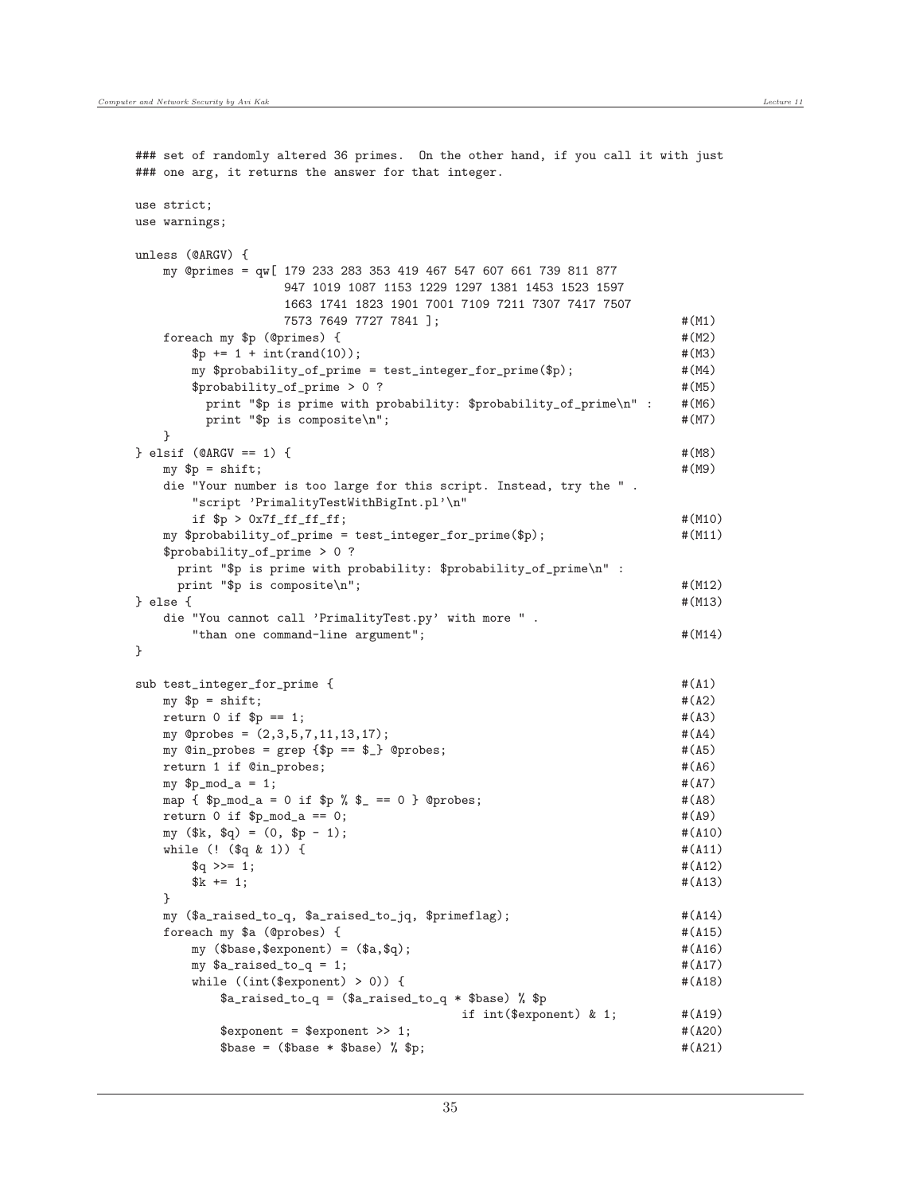```
### set of randomly altered 36 primes.  On the other hand, if you call it with just
### one arg, it returns the answer for that integer.

use strict;
use warnings;

unless (@ARGV) {
    my @primes = qw[ 179 233 283 353 419 467 547 607 661 739 811 877
                     947 1019 1087 1153 1229 1297 1381 1453 1523 1597
                     1663 1741 1823 1901 7001 7109 7211 7307 7417 7507
                     7573 7649 7727 7841 ];                              #(M1)
    foreach my $p (@primes) {                                          #(M2)
        $p += 1 + int(rand(10));                                       #(M3)
        my $probability_of_prime = test_integer_for_prime($p);         #(M4)
        $probability_of_prime > 0 ?                                    #(M5)
          print "$p is prime with probability: $probability_of_prime\n" :   #(M6)
          print "$p is composite\n";                                   #(M7)
    }
} elsif (@ARGV == 1) {                                                 #(M8)
    my $p = shift;                                                     #(M9)
    die "Your number is too large for this script. Instead, try the " .
        "script 'PrimalityTestWithBigInt.pl'\n"
        if $p > 0x7f_ff_ff_ff;                                         #(M10)
    my $probability_of_prime = test_integer_for_prime($p);             #(M11)
    $probability_of_prime > 0 ?
      print "$p is prime with probability: $probability_of_prime\n" :
      print "$p is composite\n";                                       #(M12)
} else {                                                               #(M13)
    die "You cannot call 'PrimalityTest.py' with more " .
        "than one command-line argument";                              #(M14)
}

sub test_integer_for_prime {                                           #(A1)
    my $p = shift;                                                     #(A2)
    return 0 if $p == 1;                                               #(A3)
    my @probes = (2,3,5,7,11,13,17);                                   #(A4)
    my @in_probes = grep {$p == $_} @probes;                           #(A5)
    return 1 if @in_probes;                                            #(A6)
    my $p_mod_a = 1;                                                   #(A7)
    map { $p_mod_a = 0 if $p % $_ == 0 } @probes;                      #(A8)
    return 0 if $p_mod_a == 0;                                         #(A9)
    my ($k, $q) = (0, $p - 1);                                         #(A10)
    while (! ($q & 1)) {                                               #(A11)
        $q >>= 1;                                                      #(A12)
        $k += 1;                                                       #(A13)
    }
    my ($a_raised_to_q, $a_raised_to_jq, $primeflag);                  #(A14)
    foreach my $a (@probes) {                                          #(A15)
        my ($base,$exponent) = ($a,$q);                                #(A16)
        my $a_raised_to_q = 1;                                         #(A17)
        while ((int($exponent) > 0)) {                                 #(A18)
            $a_raised_to_q = ($a_raised_to_q * $base) % $p
                                            if int($exponent) & 1;     #(A19)
            $exponent = $exponent >> 1;                                #(A20)
            $base = ($base * $base) % $p;                              #(A21)
```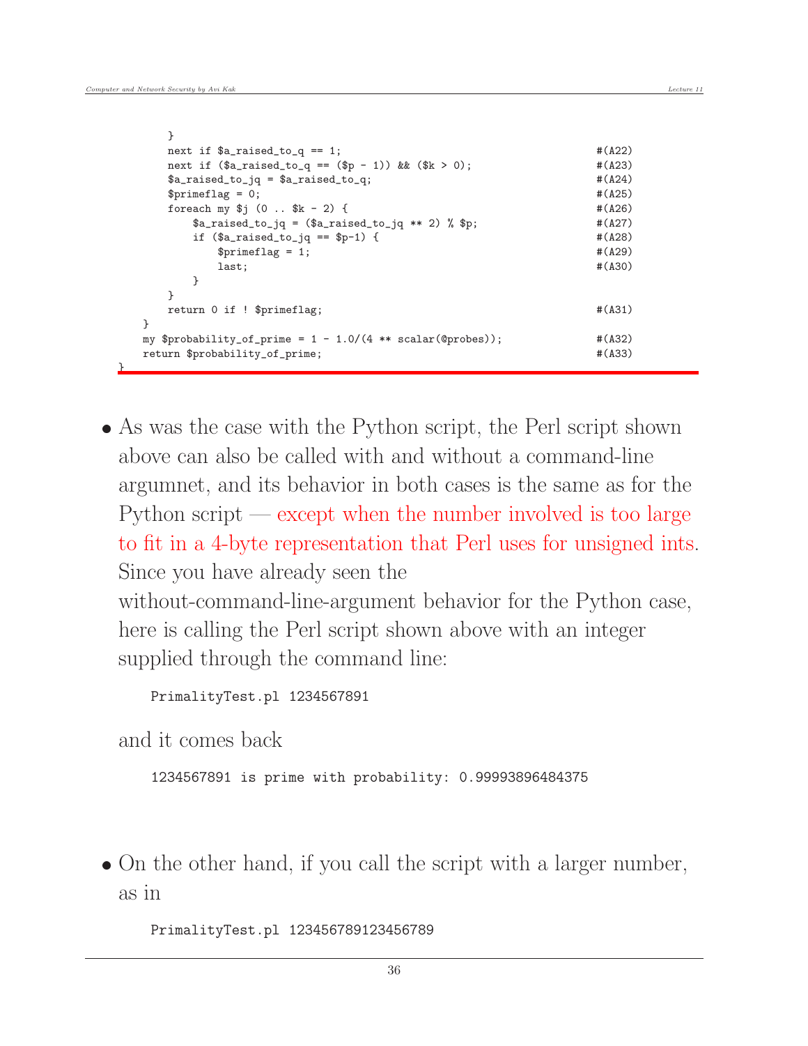```
        }
        next if $a_raised_to_q == 1;                                     #(A22)
        next if ($a_raised_to_q == ($p - 1)) && ($k > 0);               #(A23)
        $a_raised_to_jq = $a_raised_to_q;                                #(A24)
        $primeflag = 0;                                                  #(A25)
        foreach my $j (0 .. $k - 2) {                                    #(A26)
            $a_raised_to_jq = ($a_raised_to_jq ** 2) % $p;              #(A27)
            if ($a_raised_to_jq == $p-1) {                               #(A28)
                $primeflag = 1;                                          #(A29)
                last;                                                    #(A30)
            }
        }
        return 0 if ! $primeflag;                                        #(A31)
    }
    my $probability_of_prime = 1 - 1.0/(4 ** scalar(@probes));          #(A32)
    return $probability_of_prime;                                        #(A33)
}
```

- As was the case with the Python script, the Perl script shown above can also be called with and without a command-line argumnet, and its behavior in both cases is the same as for the Python script — except when the number involved is too large to fit in a 4-byte representation that Perl uses for unsigned ints. Since you have already seen the without-command-line-argument behavior for the Python case, here is calling the Perl script shown above with an integer supplied through the command line:

```
PrimalityTest.pl 1234567891
```

  and it comes back

```
1234567891 is prime with probability: 0.99993896484375
```

- On the other hand, if you call the script with a larger number, as in

```
PrimalityTest.pl 123456789123456789
```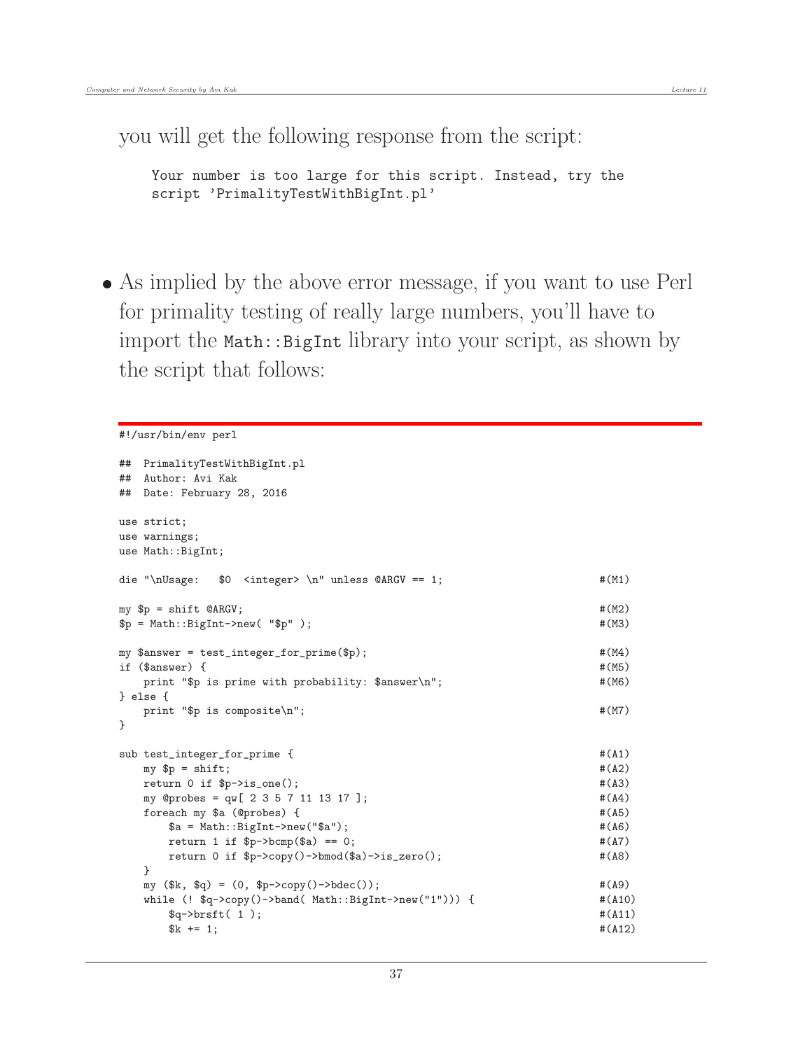you will get the following response from the script:

```
Your number is too large for this script. Instead, try the
script 'PrimalityTestWithBigInt.pl'
```

- As implied by the above error message, if you want to use Perl for primality testing of really large numbers, you'll have to import the `Math::BigInt` library into your script, as shown by the script that follows:

```
#!/usr/bin/env perl

##  PrimalityTestWithBigInt.pl
##  Author: Avi Kak
##  Date: February 28, 2016

use strict;
use warnings;
use Math::BigInt;

die "\nUsage:   $0  <integer> \n" unless @ARGV == 1;                    #(M1)

my $p = shift @ARGV;                                                    #(M2)
$p = Math::BigInt->new( "$p" );                                         #(M3)

my $answer = test_integer_for_prime($p);                                #(M4)
if ($answer) {                                                          #(M5)
    print "$p is prime with probability: $answer\n";                    #(M6)
} else {
    print "$p is composite\n";                                          #(M7)
}

sub test_integer_for_prime {                                            #(A1)
    my $p = shift;                                                      #(A2)
    return 0 if $p->is_one();                                           #(A3)
    my @probes = qw[ 2 3 5 7 11 13 17 ];                                #(A4)
    foreach my $a (@probes) {                                           #(A5)
        $a = Math::BigInt->new("$a");                                   #(A6)
        return 1 if $p->bcmp($a) == 0;                                  #(A7)
        return 0 if $p->copy()->bmod($a)->is_zero();                    #(A8)
    }
    my ($k, $q) = (0, $p->copy()->bdec());                              #(A9)
    while (! $q->copy()->band( Math::BigInt->new("1"))) {               #(A10)
        $q->brsft( 1 );                                                 #(A11)
        $k += 1;                                                        #(A12)
```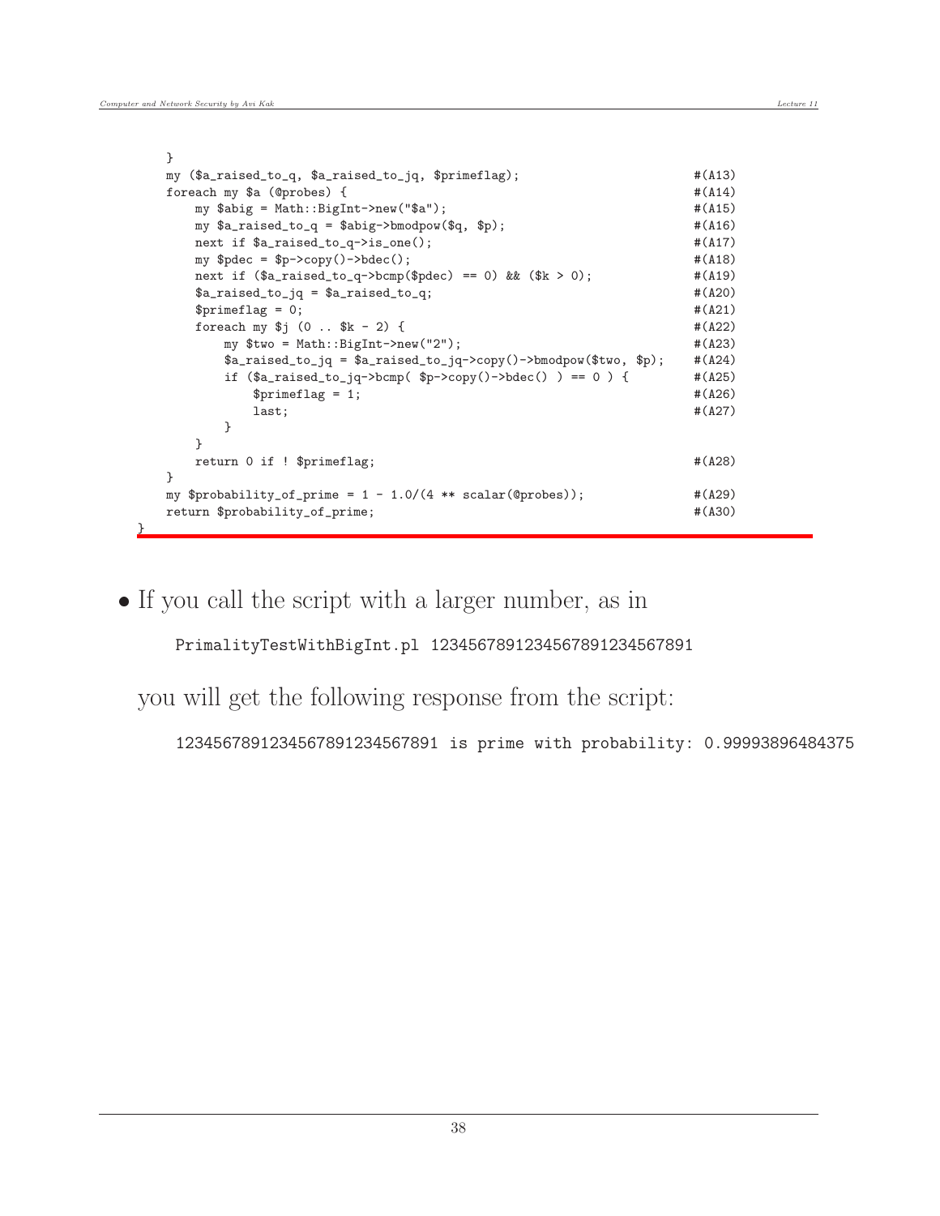```
    }
    my ($a_raised_to_q, $a_raised_to_jq, $primeflag);                        #(A13)
    foreach my $a (@probes) {                                                #(A14)
        my $abig = Math::BigInt->new("$a");                                  #(A15)
        my $a_raised_to_q = $abig->bmodpow($q, $p);                          #(A16)
        next if $a_raised_to_q->is_one();                                    #(A17)
        my $pdec = $p->copy()->bdec();                                       #(A18)
        next if ($a_raised_to_q->bcmp($pdec) == 0) && ($k > 0);             #(A19)
        $a_raised_to_jq = $a_raised_to_q;                                    #(A20)
        $primeflag = 0;                                                      #(A21)
        foreach my $j (0 .. $k - 2) {                                        #(A22)
            my $two = Math::BigInt->new("2");                                #(A23)
            $a_raised_to_jq = $a_raised_to_jq->copy()->bmodpow($two, $p);    #(A24)
            if ($a_raised_to_jq->bcmp( $p->copy()->bdec() ) == 0 ) {         #(A25)
                $primeflag = 1;                                              #(A26)
                last;                                                        #(A27)
            }
        }
        return 0 if ! $primeflag;                                            #(A28)
    }
    my $probability_of_prime = 1 - 1.0/(4 ** scalar(@probes));               #(A29)
    return $probability_of_prime;                                            #(A30)
}
```

- If you call the script with a larger number, as in

  ```
  PrimalityTestWithBigInt.pl 123456789123456789123456789
  ```

  you will get the following response from the script:

  ```
  123456789123456789123456789 is prime with probability: 0.99993896484375
  ```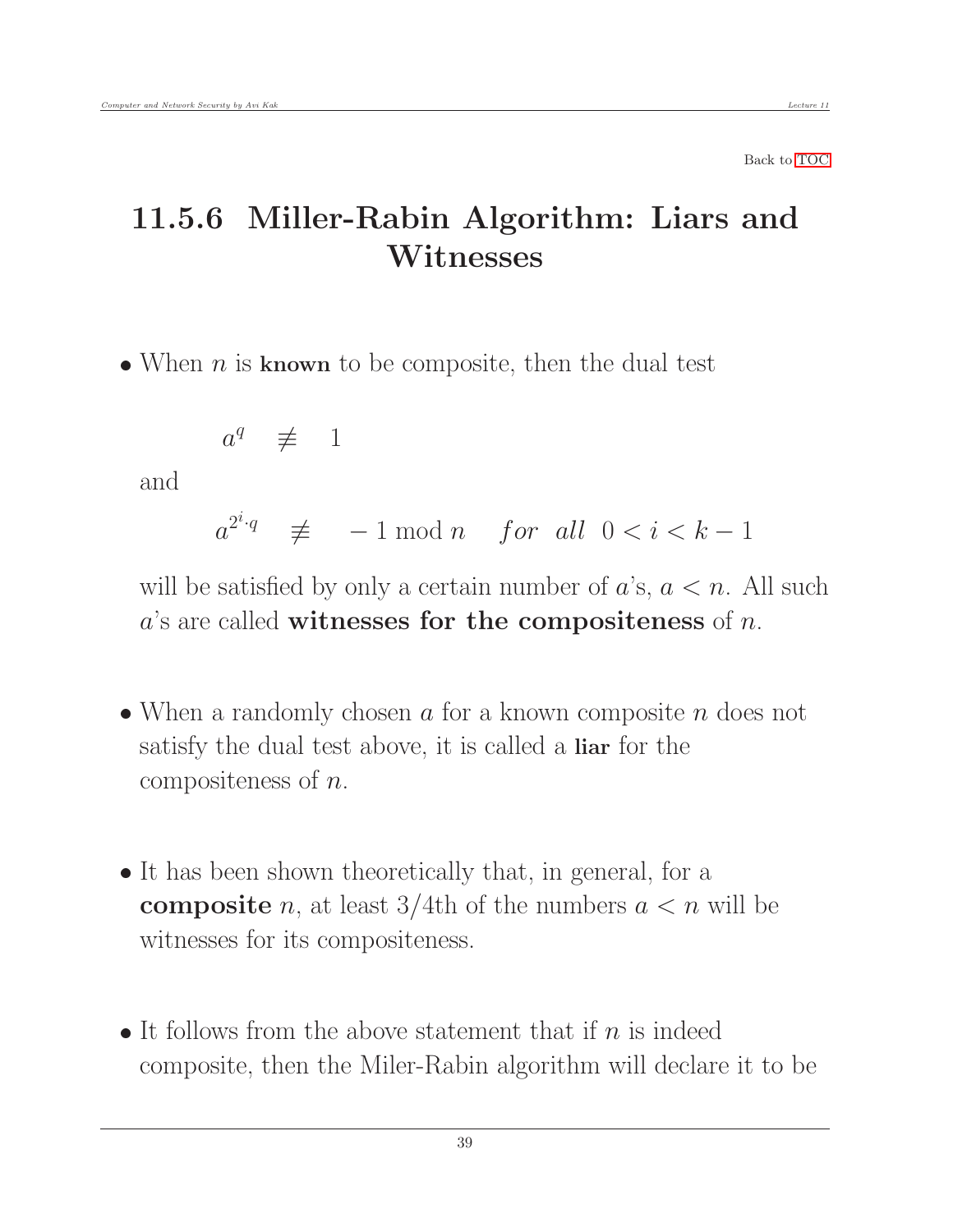Back to TOC

## 11.5.6 Miller-Rabin Algorithm: Liars and Witnesses

- When $n$ is **known** to be composite, then the dual test

  $$a^q \quad \not\equiv \quad 1$$

  and

  $$a^{2^i \cdot q} \quad \not\equiv \quad -1 \bmod n \quad for \;\; all \;\; 0 < i < k-1$$

  will be satisfied by only a certain number of $a$'s, $a < n$. All such $a$'s are called **witnesses for the compositeness** of $n$.

- When a randomly chosen $a$ for a known composite $n$ does not satisfy the dual test above, it is called a **liar** for the compositeness of $n$.

- It has been shown theoretically that, in general, for a **composite** $n$, at least 3/4th of the numbers $a < n$ will be witnesses for its compositeness.

- It follows from the above statement that if $n$ is indeed composite, then the Miler-Rabin algorithm will declare it to be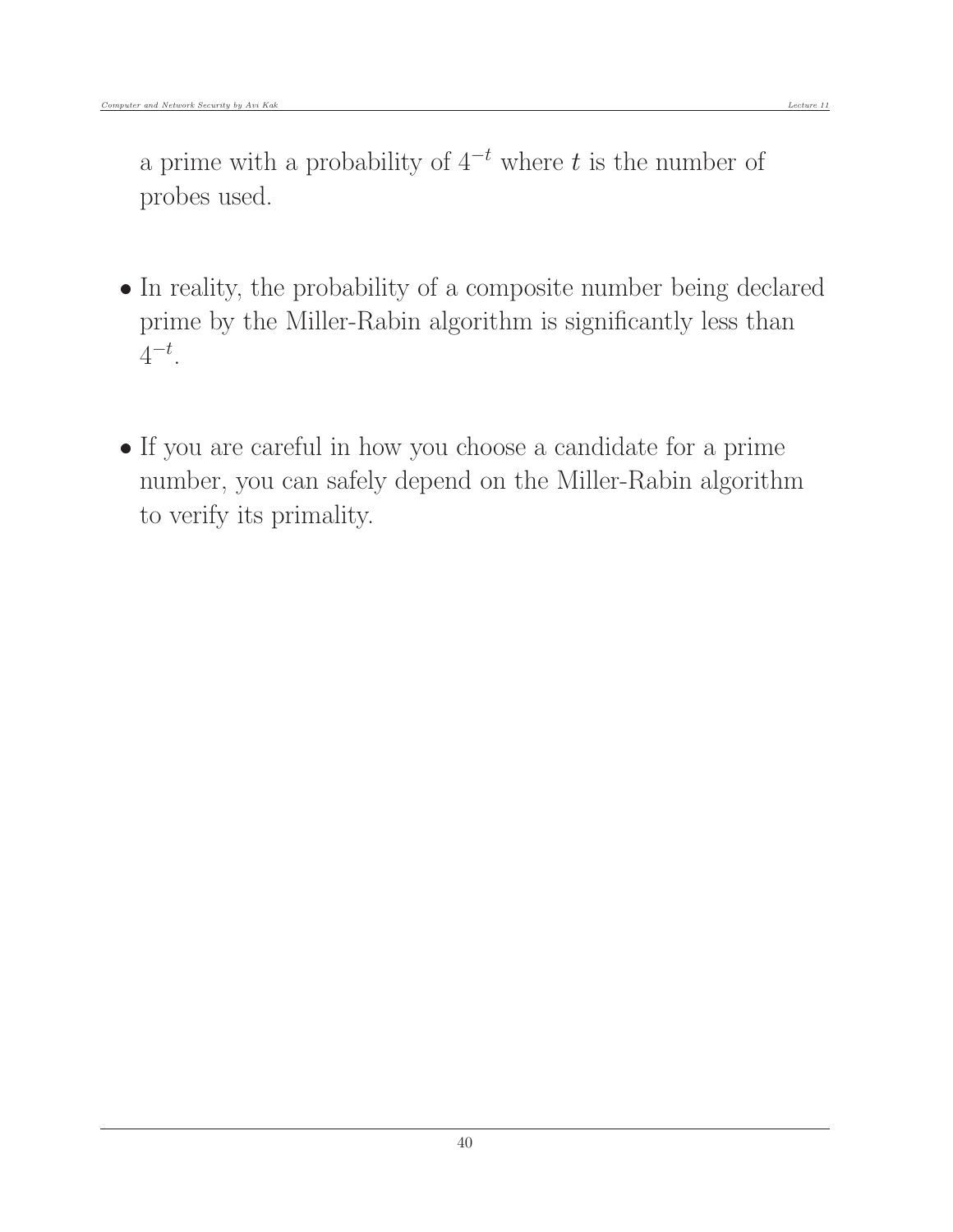a prime with a probability of $4^{-t}$ where $t$ is the number of probes used.

- In reality, the probability of a composite number being declared prime by the Miller-Rabin algorithm is significantly less than $4^{-t}$.

- If you are careful in how you choose a candidate for a prime number, you can safely depend on the Miller-Rabin algorithm to verify its primality.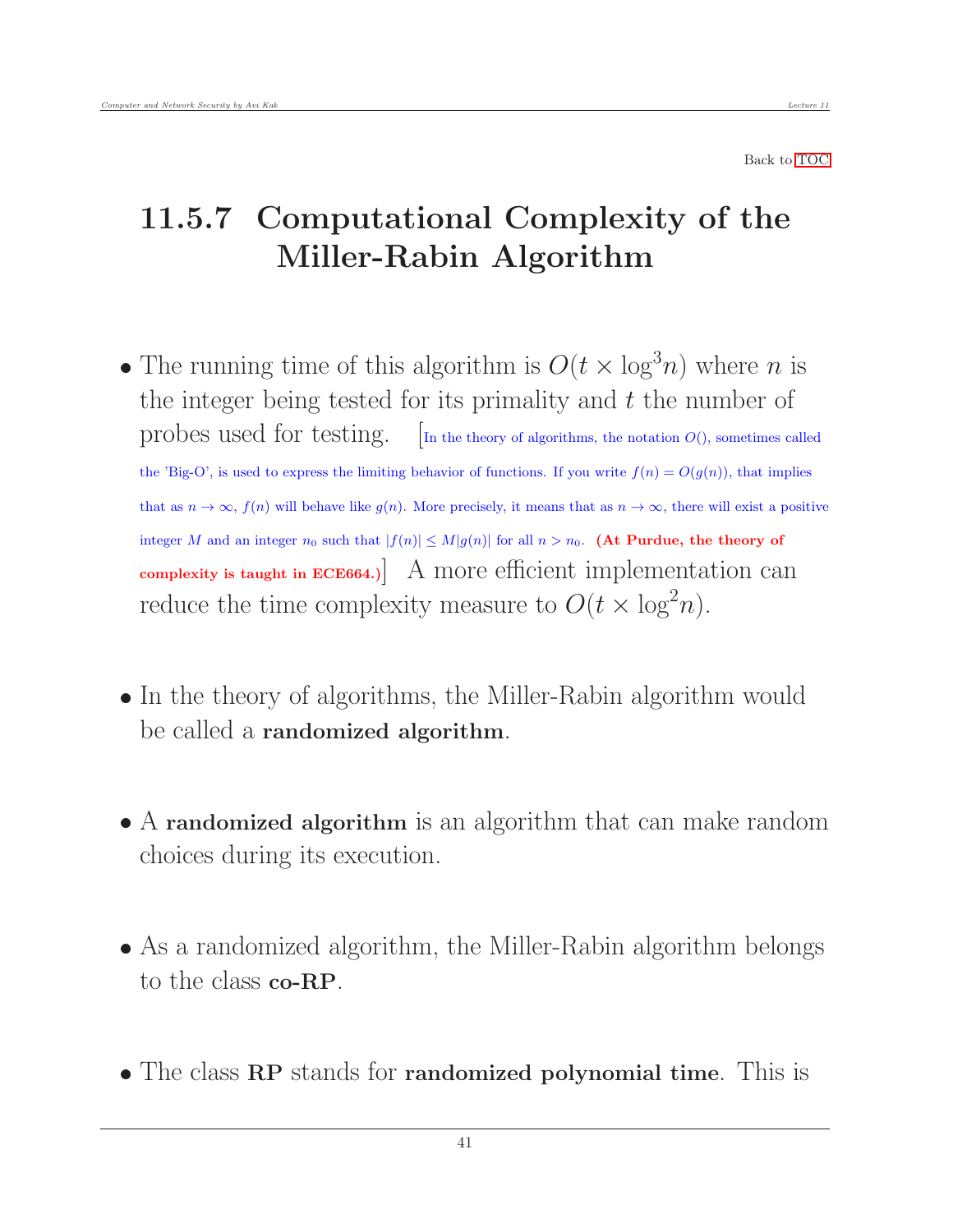Back to TOC

## 11.5.7 Computational Complexity of the Miller-Rabin Algorithm

- The running time of this algorithm is $O(t \times \log^3 n)$ where $n$ is the integer being tested for its primality and $t$ the number of probes used for testing. [In the theory of algorithms, the notation $O()$, sometimes called the 'Big-O', is used to express the limiting behavior of functions. If you write $f(n) = O(g(n))$, that implies that as $n \rightarrow \infty$, $f(n)$ will behave like $g(n)$. More precisely, it means that as $n \rightarrow \infty$, there will exist a positive integer $M$ and an integer $n_0$ such that $|f(n)| \leq M|g(n)|$ for all $n > n_0$. **(At Purdue, the theory of complexity is taught in ECE664.)**] A more efficient implementation can reduce the time complexity measure to $O(t \times \log^2 n)$.

- In the theory of algorithms, the Miller-Rabin algorithm would be called a **randomized algorithm**.

- A **randomized algorithm** is an algorithm that can make random choices during its execution.

- As a randomized algorithm, the Miller-Rabin algorithm belongs to the class **co-RP**.

- The class **RP** stands for **randomized polynomial time**. This is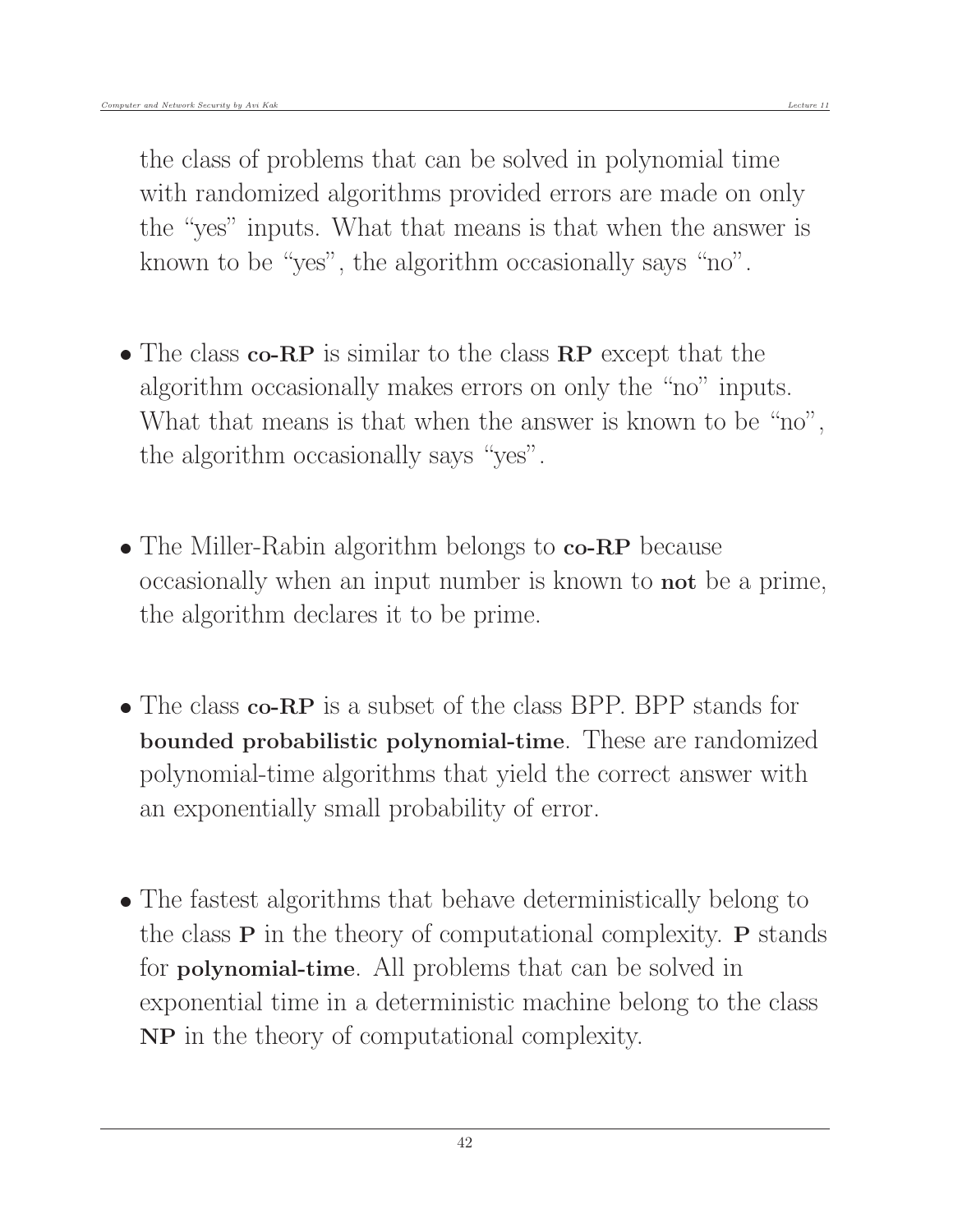the class of problems that can be solved in polynomial time with randomized algorithms provided errors are made on only the "yes" inputs. What that means is that when the answer is known to be "yes", the algorithm occasionally says "no".

- The class **co-RP** is similar to the class **RP** except that the algorithm occasionally makes errors on only the "no" inputs. What that means is that when the answer is known to be "no", the algorithm occasionally says "yes".

- The Miller-Rabin algorithm belongs to **co-RP** because occasionally when an input number is known to **not** be a prime, the algorithm declares it to be prime.

- The class **co-RP** is a subset of the class BPP. BPP stands for **bounded probabilistic polynomial-time**. These are randomized polynomial-time algorithms that yield the correct answer with an exponentially small probability of error.

- The fastest algorithms that behave deterministically belong to the class **P** in the theory of computational complexity. **P** stands for **polynomial-time**. All problems that can be solved in exponential time in a deterministic machine belong to the class **NP** in the theory of computational complexity.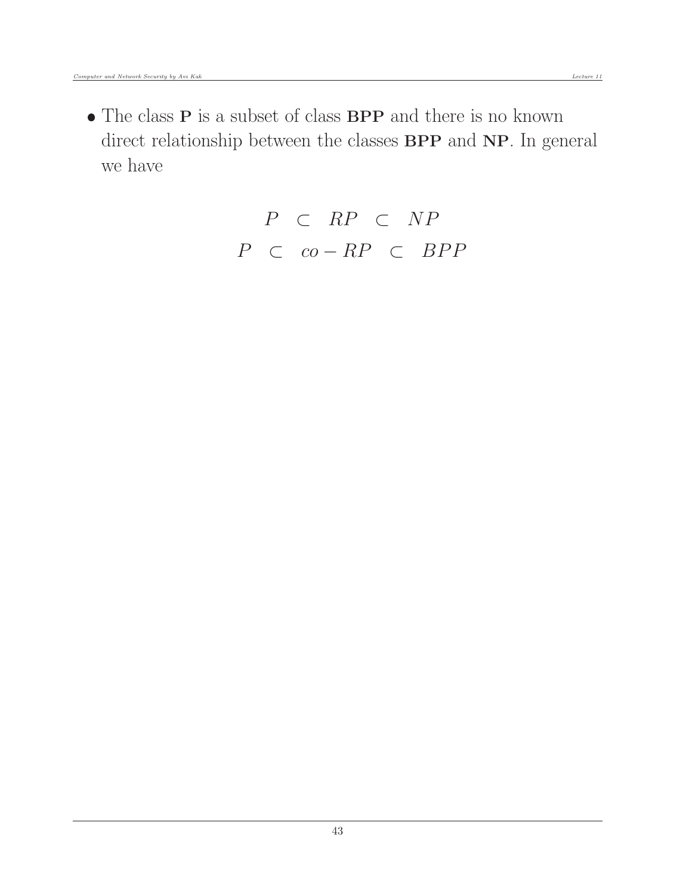- The class **P** is a subset of class **BPP** and there is no known direct relationship between the classes **BPP** and **NP**. In general we have

$$P \;\subset\; RP \;\subset\; NP$$
$$P \;\subset\; co-RP \;\subset\; BPP$$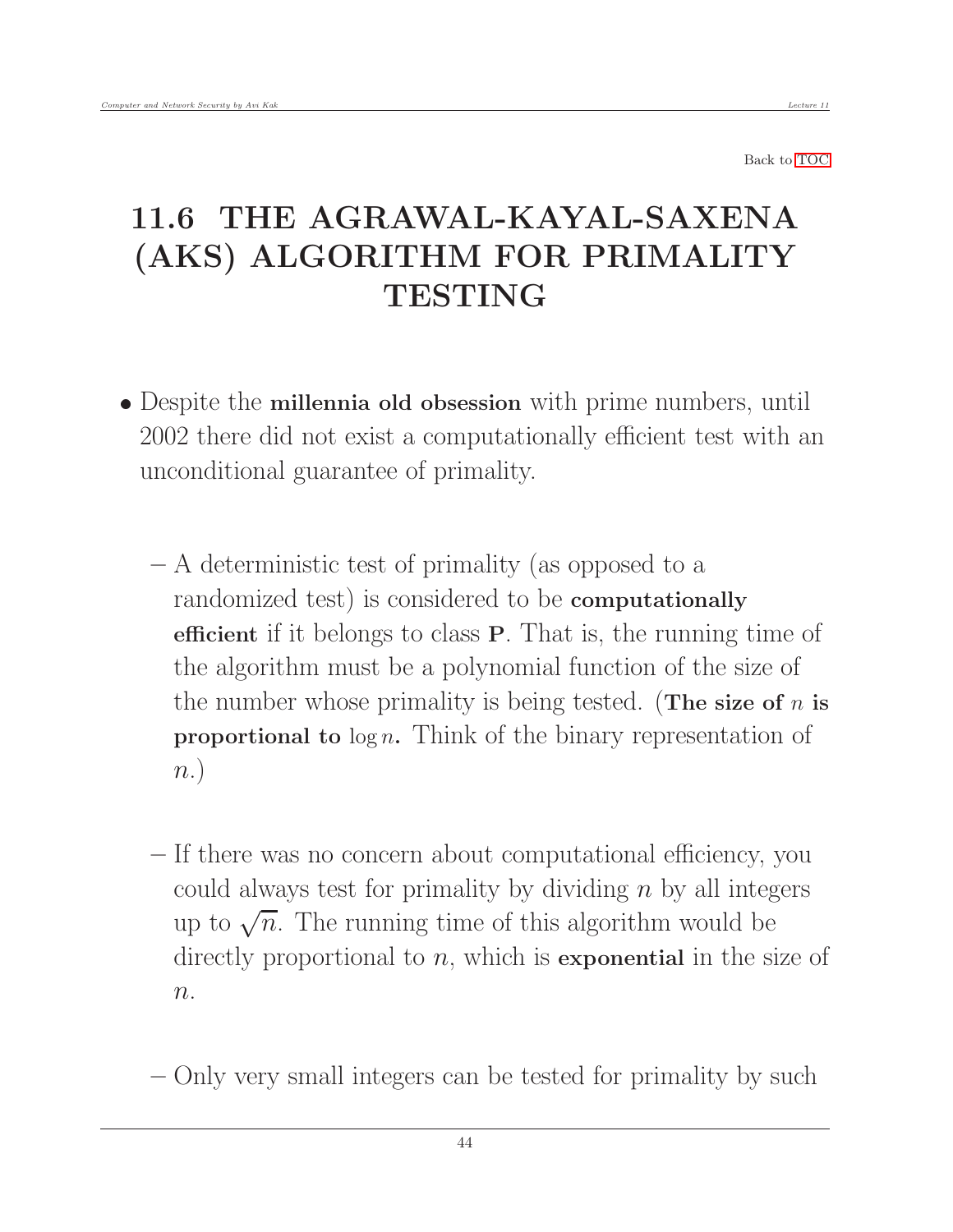Back to TOC

# 11.6 THE AGRAWAL-KAYAL-SAXENA (AKS) ALGORITHM FOR PRIMALITY TESTING

- Despite the **millennia old obsession** with prime numbers, until 2002 there did not exist a computationally efficient test with an unconditional guarantee of primality.

  - A deterministic test of primality (as opposed to a randomized test) is considered to be **computationally efficient** if it belongs to class **P**. That is, the running time of the algorithm must be a polynomial function of the size of the number whose primality is being tested. (**The size of $n$ is proportional to $\log n$.** Think of the binary representation of $n$.)

  - If there was no concern about computational efficiency, you could always test for primality by dividing $n$ by all integers up to $\sqrt{n}$. The running time of this algorithm would be directly proportional to $n$, which is **exponential** in the size of $n$.

  - Only very small integers can be tested for primality by such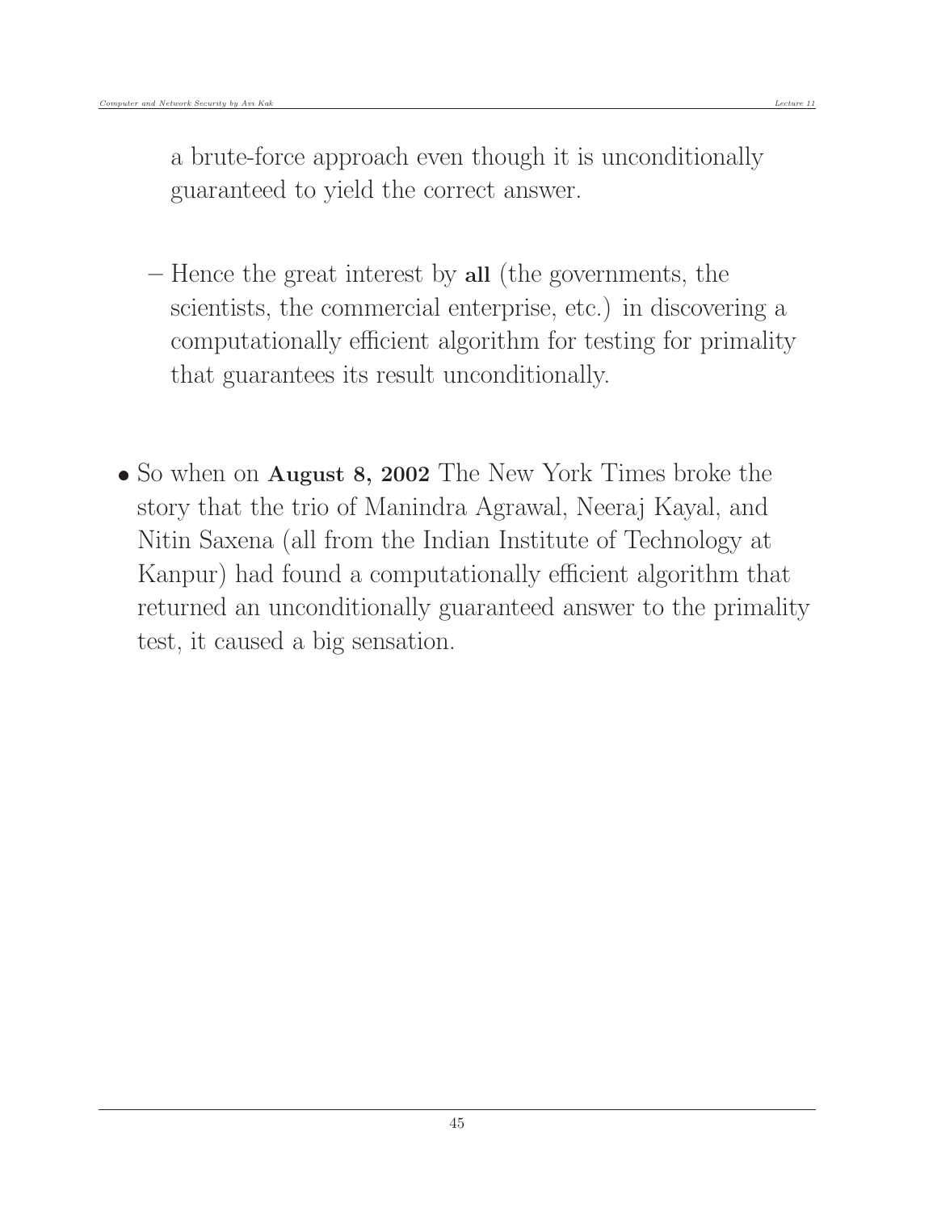a brute-force approach even though it is unconditionally guaranteed to yield the correct answer.

  – Hence the great interest by **all** (the governments, the scientists, the commercial enterprise, etc.) in discovering a computationally efficient algorithm for testing for primality that guarantees its result unconditionally.

- So when on **August 8, 2002** The New York Times broke the story that the trio of Manindra Agrawal, Neeraj Kayal, and Nitin Saxena (all from the Indian Institute of Technology at Kanpur) had found a computationally efficient algorithm that returned an unconditionally guaranteed answer to the primality test, it caused a big sensation.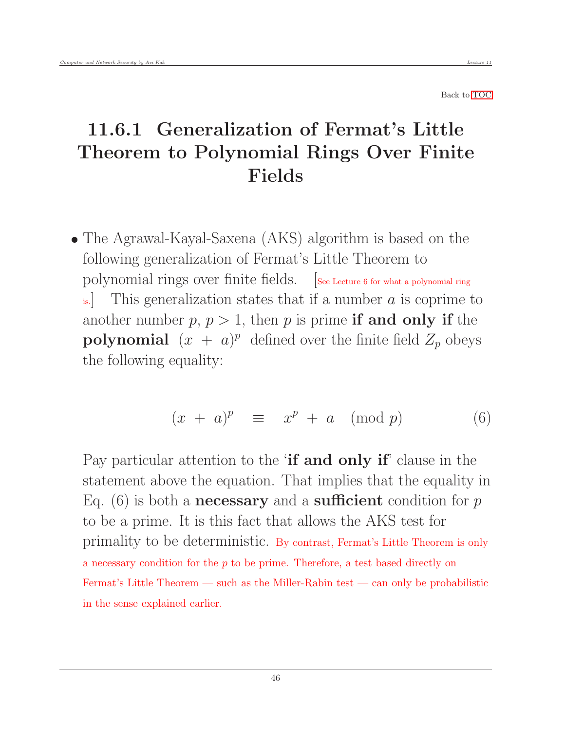Back to TOC

## 11.6.1 Generalization of Fermat's Little Theorem to Polynomial Rings Over Finite Fields

- The Agrawal-Kayal-Saxena (AKS) algorithm is based on the following generalization of Fermat's Little Theorem to polynomial rings over finite fields. [See Lecture 6 for what a polynomial ring is.] This generalization states that if a number $a$ is coprime to another number $p$, $p > 1$, then $p$ is prime **if and only if** the **polynomial** $(x + a)^p$ defined over the finite field $Z_p$ obeys the following equality:

$$(x + a)^p \equiv x^p + a \pmod{p} \qquad (6)$$

Pay particular attention to the '**if and only if**' clause in the statement above the equation. That implies that the equality in Eq. (6) is both a **necessary** and a **sufficient** condition for $p$ to be a prime. It is this fact that allows the AKS test for primality to be deterministic. By contrast, Fermat's Little Theorem is only a necessary condition for the $p$ to be prime. Therefore, a test based directly on Fermat's Little Theorem — such as the Miller-Rabin test — can only be probabilistic in the sense explained earlier.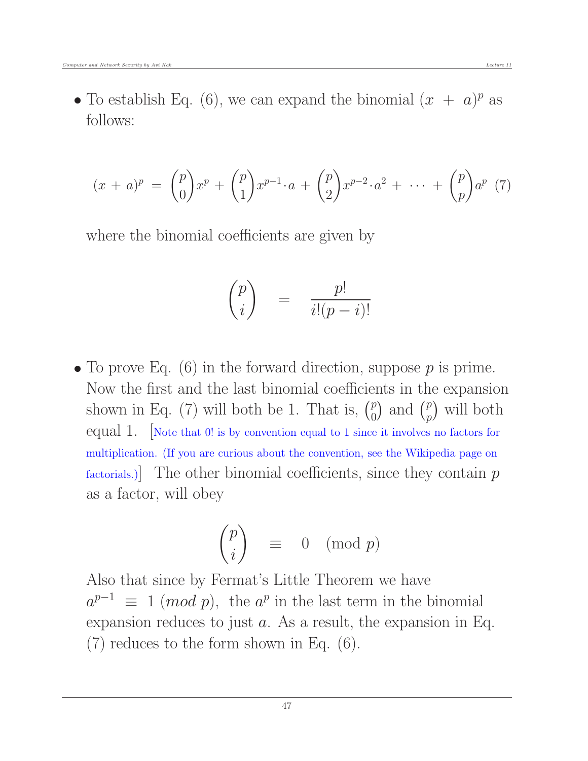- To establish Eq. (6), we can expand the binomial $(x + a)^p$ as follows:

$$(x + a)^p = \binom{p}{0}x^p + \binom{p}{1}x^{p-1} \cdot a + \binom{p}{2}x^{p-2} \cdot a^2 + \cdots + \binom{p}{p}a^p \quad (7)$$

where the binomial coefficients are given by

$$\binom{p}{i} = \frac{p!}{i!(p-i)!}$$

- To prove Eq. (6) in the forward direction, suppose $p$ is prime. Now the first and the last binomial coefficients in the expansion shown in Eq. (7) will both be 1. That is, $\binom{p}{0}$ and $\binom{p}{p}$ will both equal 1. [Note that 0! is by convention equal to 1 since it involves no factors for multiplication. (If you are curious about the convention, see the Wikipedia page on factorials.)] The other binomial coefficients, since they contain $p$ as a factor, will obey

$$\binom{p}{i} \equiv 0 \pmod{p}$$

Also that since by Fermat's Little Theorem we have $a^{p-1} \equiv 1 \ (mod\ p)$, the $a^p$ in the last term in the binomial expansion reduces to just $a$. As a result, the expansion in Eq. (7) reduces to the form shown in Eq. (6).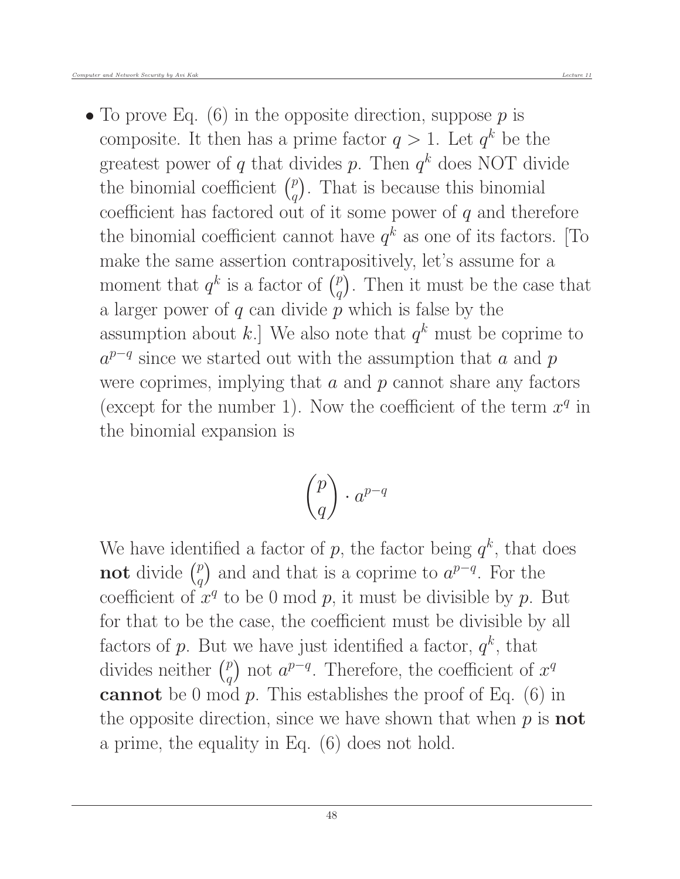- To prove Eq. (6) in the opposite direction, suppose $p$ is composite. It then has a prime factor $q > 1$. Let $q^k$ be the greatest power of $q$ that divides $p$. Then $q^k$ does NOT divide the binomial coefficient $\binom{p}{q}$. That is because this binomial coefficient has factored out of it some power of $q$ and therefore the binomial coefficient cannot have $q^k$ as one of its factors. [To make the same assertion contrapositively, let's assume for a moment that $q^k$ is a factor of $\binom{p}{q}$. Then it must be the case that a larger power of $q$ can divide $p$ which is false by the assumption about $k$.] We also note that $q^k$ must be coprime to $a^{p-q}$ since we started out with the assumption that $a$ and $p$ were coprimes, implying that $a$ and $p$ cannot share any factors (except for the number 1). Now the coefficient of the term $x^q$ in the binomial expansion is

$$\binom{p}{q} \cdot a^{p-q}$$

We have identified a factor of $p$, the factor being $q^k$, that does **not** divide $\binom{p}{q}$ and and that is a coprime to $a^{p-q}$. For the coefficient of $x^q$ to be 0 mod $p$, it must be divisible by $p$. But for that to be the case, the coefficient must be divisible by all factors of $p$. But we have just identified a factor, $q^k$, that divides neither $\binom{p}{q}$ not $a^{p-q}$. Therefore, the coefficient of $x^q$ **cannot** be 0 mod $p$. This establishes the proof of Eq. (6) in the opposite direction, since we have shown that when $p$ is **not** a prime, the equality in Eq. (6) does not hold.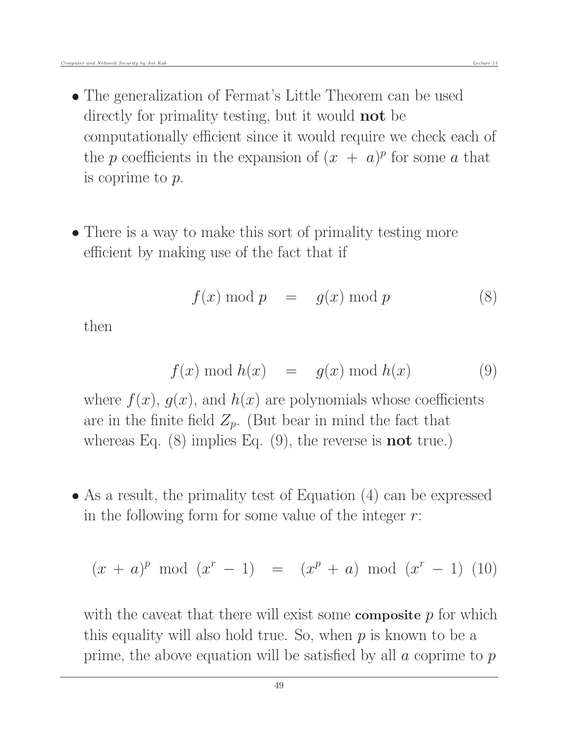- The generalization of Fermat's Little Theorem can be used directly for primality testing, but it would **not** be computationally efficient since it would require we check each of the $p$ coefficients in the expansion of $(x + a)^p$ for some $a$ that is coprime to $p$.

- There is a way to make this sort of primality testing more efficient by making use of the fact that if

$$f(x) \bmod p \quad = \quad g(x) \bmod p \tag{8}$$

  then

$$f(x) \bmod h(x) \quad = \quad g(x) \bmod h(x) \tag{9}$$

  where $f(x)$, $g(x)$, and $h(x)$ are polynomials whose coefficients are in the finite field $Z_p$. (But bear in mind the fact that whereas Eq. (8) implies Eq. (9), the reverse is **not** true.)

- As a result, the primality test of Equation (4) can be expressed in the following form for some value of the integer $r$:

$$(x + a)^p \mod (x^r - 1) \quad = \quad (x^p + a) \mod (x^r - 1) \tag{10}$$

  with the caveat that there will exist some **composite** $p$ for which this equality will also hold true. So, when $p$ is known to be a prime, the above equation will be satisfied by all $a$ coprime to $p$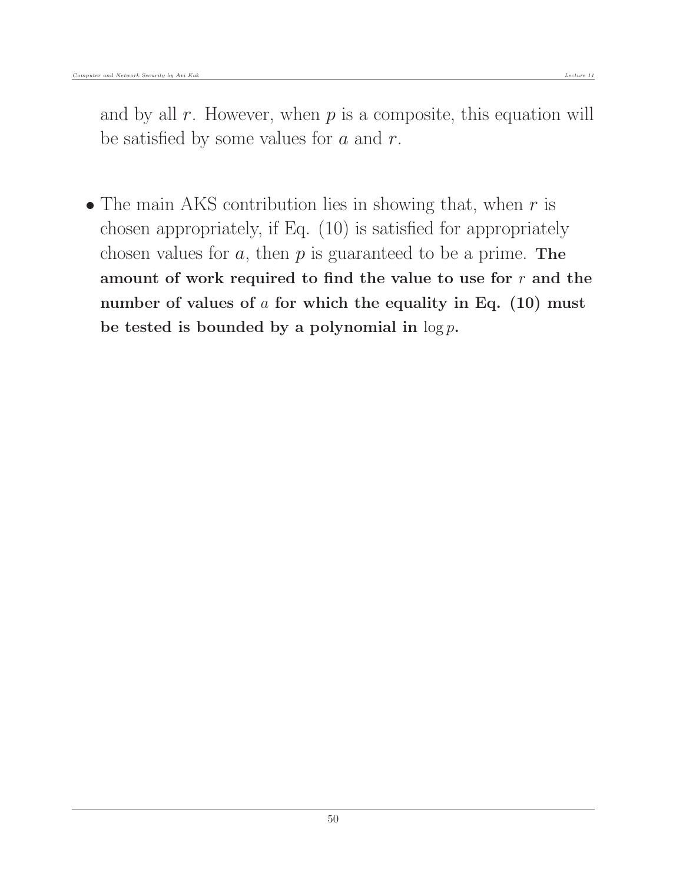and by all $r$. However, when $p$ is a composite, this equation will be satisfied by some values for $a$ and $r$.

- The main AKS contribution lies in showing that, when $r$ is chosen appropriately, if Eq. (10) is satisfied for appropriately chosen values for $a$, then $p$ is guaranteed to be a prime. **The amount of work required to find the value to use for $r$ and the number of values of $a$ for which the equality in Eq. (10) must be tested is bounded by a polynomial in $\log p$.**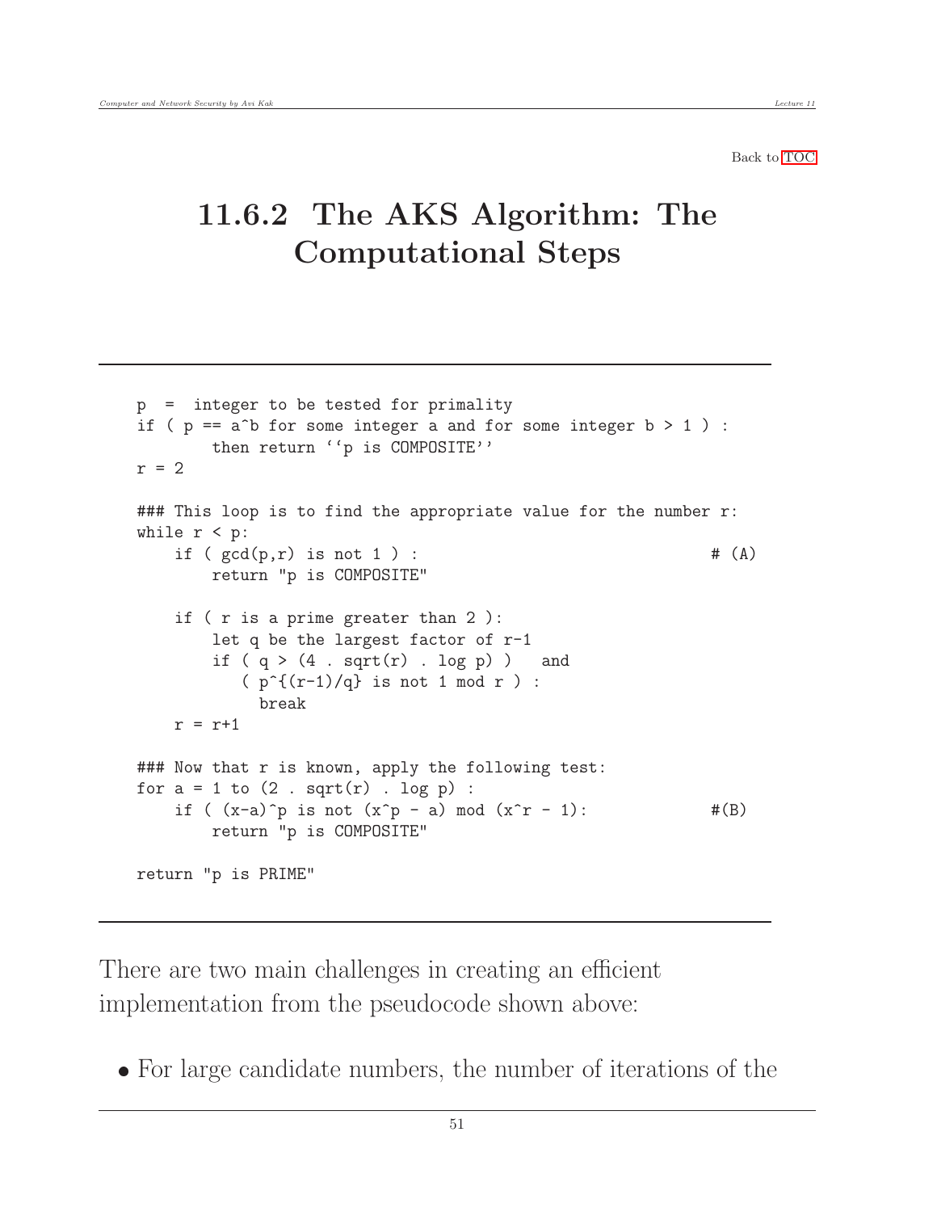Back to TOC

## 11.6.2 The AKS Algorithm: The Computational Steps

```
p  =  integer to be tested for primality
if ( p == a^b for some integer a and for some integer b > 1 ) :
        then return ``p is COMPOSITE''
r = 2

### This loop is to find the appropriate value for the number r:
while r < p:
    if ( gcd(p,r) is not 1 ) :                               # (A)
        return "p is COMPOSITE"

    if ( r is a prime greater than 2 ):
        let q be the largest factor of r-1
        if ( q > (4 . sqrt(r) . log p) )   and
           ( p^{(r-1)/q} is not 1 mod r ) :
             break
    r = r+1

### Now that r is known, apply the following test:
for a = 1 to (2 . sqrt(r) . log p) :
    if ( (x-a)^p is not (x^p - a) mod (x^r - 1):             #(B)
        return "p is COMPOSITE"

return "p is PRIME"
```

There are two main challenges in creating an efficient implementation from the pseudocode shown above:

- For large candidate numbers, the number of iterations of the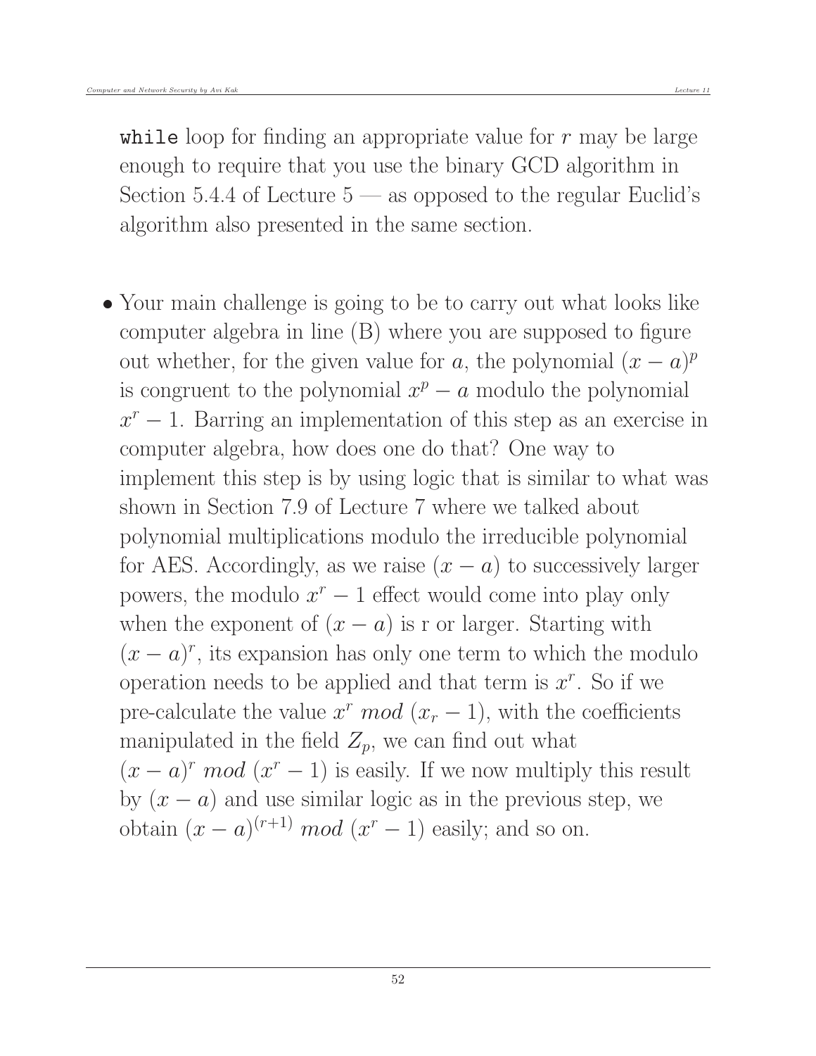`while` loop for finding an appropriate value for $r$ may be large enough to require that you use the binary GCD algorithm in Section 5.4.4 of Lecture 5 — as opposed to the regular Euclid's algorithm also presented in the same section.

- Your main challenge is going to be to carry out what looks like computer algebra in line (B) where you are supposed to figure out whether, for the given value for $a$, the polynomial $(x - a)^p$ is congruent to the polynomial $x^p - a$ modulo the polynomial $x^r - 1$. Barring an implementation of this step as an exercise in computer algebra, how does one do that? One way to implement this step is by using logic that is similar to what was shown in Section 7.9 of Lecture 7 where we talked about polynomial multiplications modulo the irreducible polynomial for AES. Accordingly, as we raise $(x - a)$ to successively larger powers, the modulo $x^r - 1$ effect would come into play only when the exponent of $(x - a)$ is r or larger. Starting with $(x - a)^r$, its expansion has only one term to which the modulo operation needs to be applied and that term is $x^r$. So if we pre-calculate the value $x^r \ mod \ (x_r - 1)$, with the coefficients manipulated in the field $Z_p$, we can find out what $(x - a)^r \ mod \ (x^r - 1)$ is easily. If we now multiply this result by $(x - a)$ and use similar logic as in the previous step, we obtain $(x - a)^{(r+1)} \ mod \ (x^r - 1)$ easily; and so on.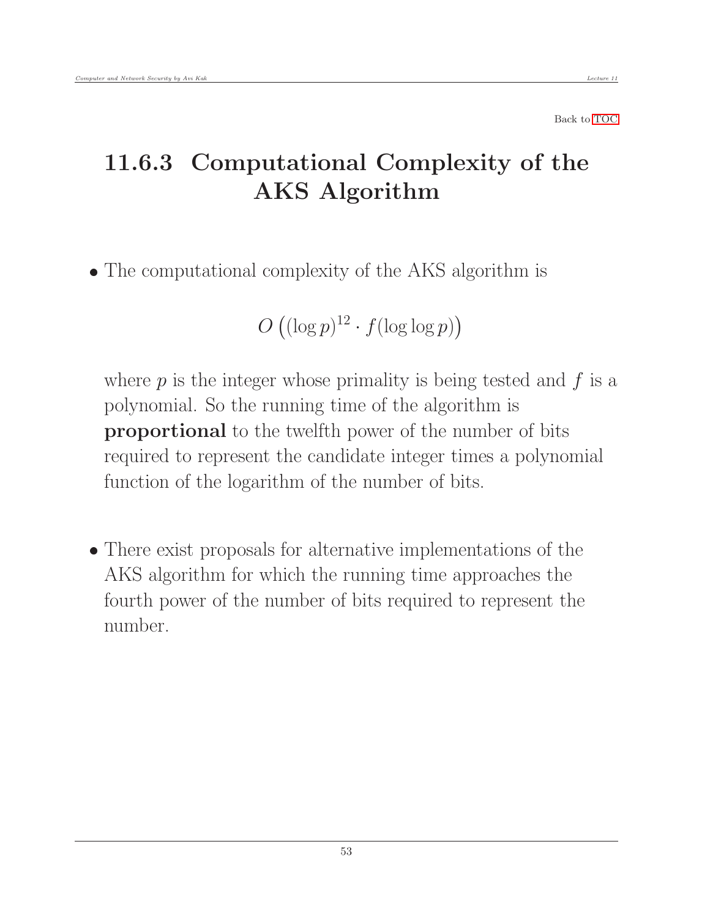Back to TOC

## 11.6.3 Computational Complexity of the AKS Algorithm

- The computational complexity of the AKS algorithm is

$$O\left((\log p)^{12} \cdot f(\log \log p)\right)$$

  where $p$ is the integer whose primality is being tested and $f$ is a polynomial. So the running time of the algorithm is **proportional** to the twelfth power of the number of bits required to represent the candidate integer times a polynomial function of the logarithm of the number of bits.

- There exist proposals for alternative implementations of the AKS algorithm for which the running time approaches the fourth power of the number of bits required to represent the number.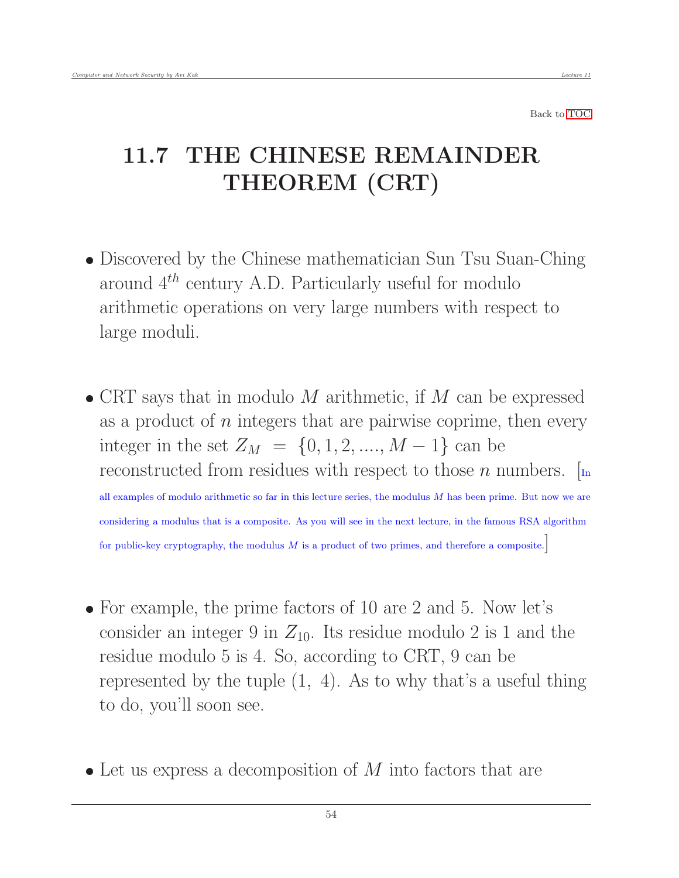Back to TOC

# 11.7 THE CHINESE REMAINDER THEOREM (CRT)

- Discovered by the Chinese mathematician Sun Tsu Suan-Ching around $4^{th}$ century A.D. Particularly useful for modulo arithmetic operations on very large numbers with respect to large moduli.

- CRT says that in modulo $M$ arithmetic, if $M$ can be expressed as a product of $n$ integers that are pairwise coprime, then every integer in the set $Z_M = \{0, 1, 2, ...., M-1\}$ can be reconstructed from residues with respect to those $n$ numbers. [In all examples of modulo arithmetic so far in this lecture series, the modulus $M$ has been prime. But now we are considering a modulus that is a composite. As you will see in the next lecture, in the famous RSA algorithm for public-key cryptography, the modulus $M$ is a product of two primes, and therefore a composite.]

- For example, the prime factors of 10 are 2 and 5. Now let's consider an integer 9 in $Z_{10}$. Its residue modulo 2 is 1 and the residue modulo 5 is 4. So, according to CRT, 9 can be represented by the tuple $(1,\ 4)$. As to why that's a useful thing to do, you'll soon see.

- Let us express a decomposition of $M$ into factors that are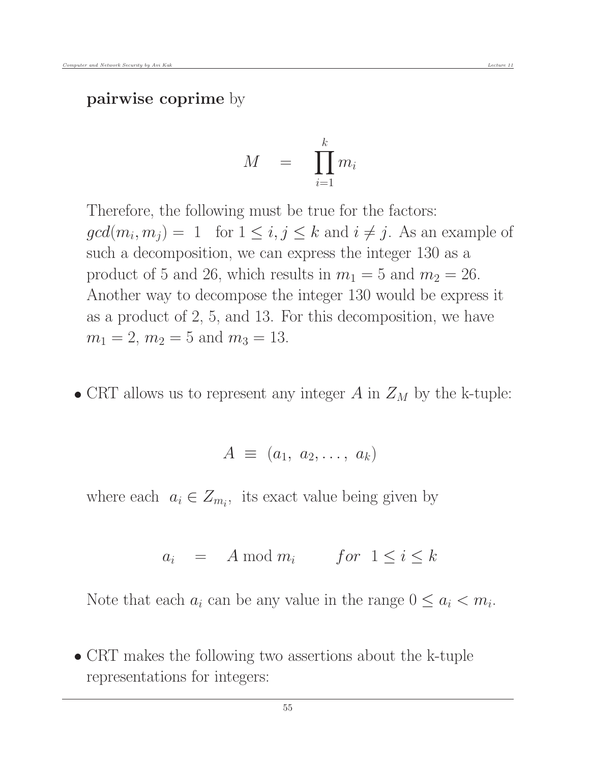**pairwise coprime** by

$$M \quad = \quad \prod_{i=1}^{k} m_i$$

Therefore, the following must be true for the factors: $gcd(m_i, m_j) = 1$ for $1 \leq i, j \leq k$ and $i \neq j$. As an example of such a decomposition, we can express the integer 130 as a product of 5 and 26, which results in $m_1 = 5$ and $m_2 = 26$. Another way to decompose the integer 130 would be express it as a product of 2, 5, and 13. For this decomposition, we have $m_1 = 2$, $m_2 = 5$ and $m_3 = 13$.

- CRT allows us to represent any integer $A$ in $Z_M$ by the k-tuple:

$$A \equiv (a_1, \ a_2, \ldots, \ a_k)$$

where each $a_i \in Z_{m_i}$, its exact value being given by

$$a_i \quad = \quad A \bmod m_i \qquad for \ \ 1 \leq i \leq k$$

Note that each $a_i$ can be any value in the range $0 \leq a_i < m_i$.

- CRT makes the following two assertions about the k-tuple representations for integers: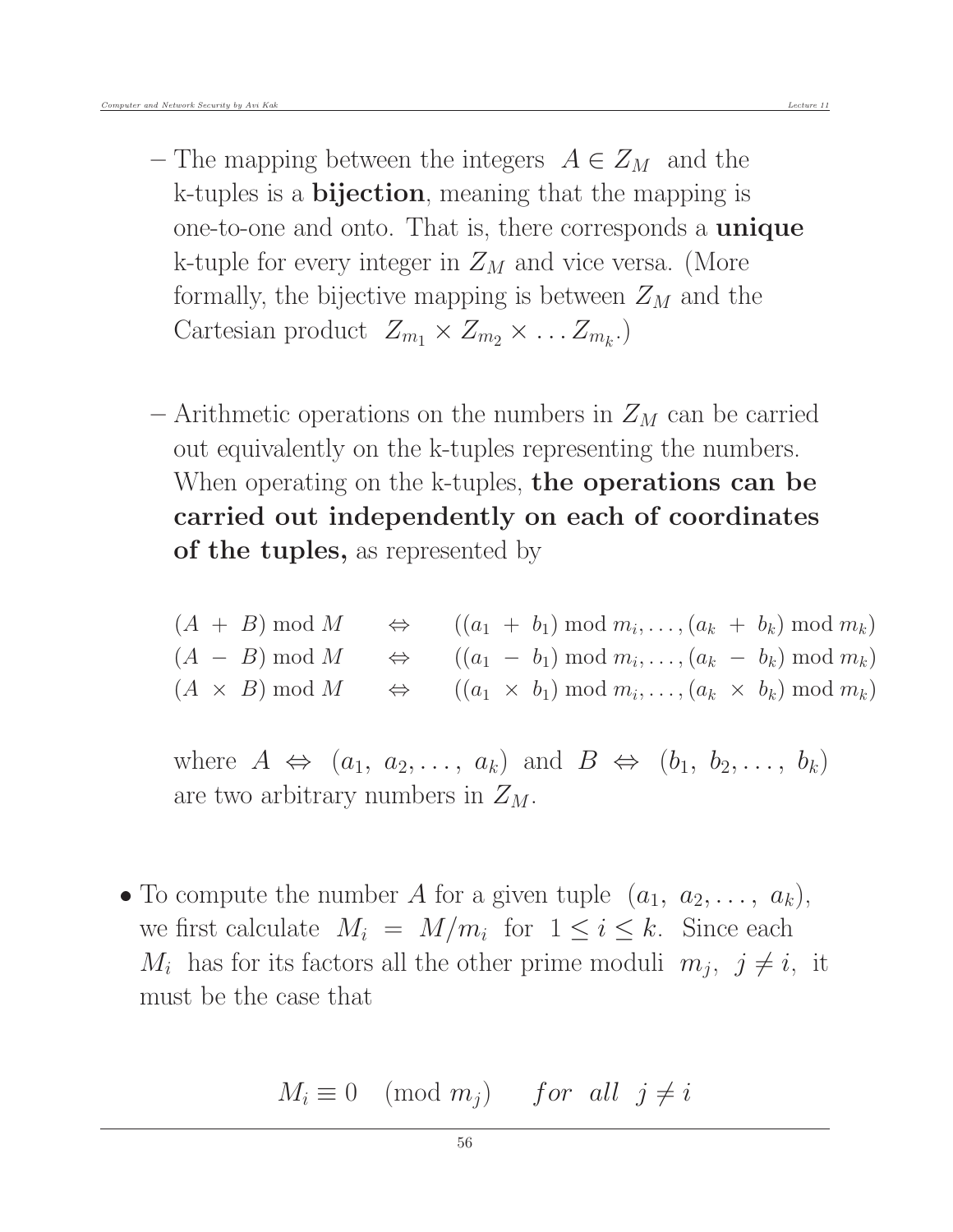- The mapping between the integers $A \in Z_M$ and the k-tuples is a **bijection**, meaning that the mapping is one-to-one and onto. That is, there corresponds a **unique** k-tuple for every integer in $Z_M$ and vice versa. (More formally, the bijective mapping is between $Z_M$ and the Cartesian product $Z_{m_1} \times Z_{m_2} \times \ldots Z_{m_k}$.)

  - Arithmetic operations on the numbers in $Z_M$ can be carried out equivalently on the k-tuples representing the numbers. When operating on the k-tuples, **the operations can be carried out independently on each of coordinates of the tuples,** as represented by

$$
\begin{array}{lcl}
(A \ + \ B) \bmod M & \Leftrightarrow & ((a_1 \ + \ b_1) \bmod m_i, \ldots, (a_k \ + \ b_k) \bmod m_k) \\
(A \ - \ B) \bmod M & \Leftrightarrow & ((a_1 \ - \ b_1) \bmod m_i, \ldots, (a_k \ - \ b_k) \bmod m_k) \\
(A \ \times \ B) \bmod M & \Leftrightarrow & ((a_1 \ \times \ b_1) \bmod m_i, \ldots, (a_k \ \times \ b_k) \bmod m_k)
\end{array}
$$

    where $A \Leftrightarrow (a_1, \ a_2, \ldots, \ a_k)$ and $B \Leftrightarrow (b_1, \ b_2, \ldots, \ b_k)$ are two arbitrary numbers in $Z_M$.

- To compute the number $A$ for a given tuple $(a_1, \ a_2, \ldots, \ a_k)$, we first calculate $M_i = M/m_i$ for $1 \leq i \leq k$. Since each $M_i$ has for its factors all the other prime moduli $m_j, \ j \neq i$, it must be the case that

$$M_i \equiv 0 \pmod{m_j} \quad for \ \ all \ \ j \neq i$$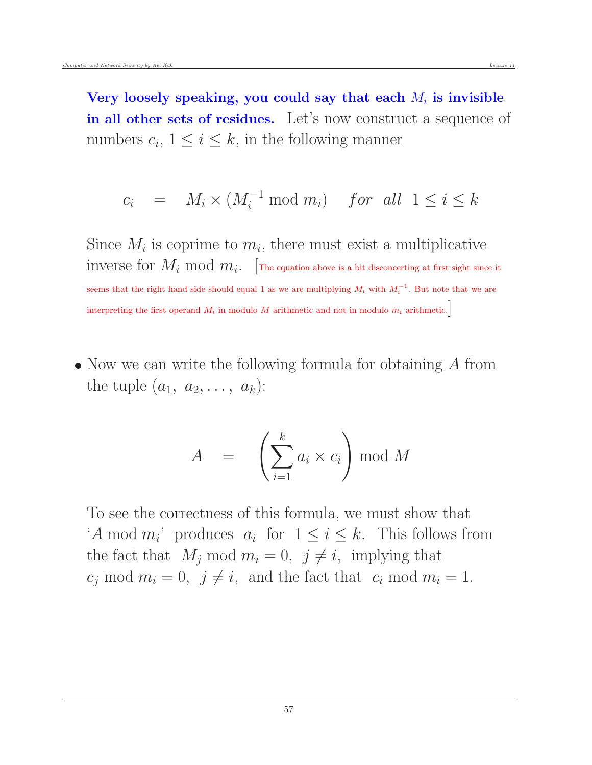**Very loosely speaking, you could say that each $M_i$ is invisible in all other sets of residues.** Let's now construct a sequence of numbers $c_i$, $1 \leq i \leq k$, in the following manner

$$c_i \quad = \quad M_i \times (M_i^{-1} \bmod m_i) \quad \textit{for all} \;\; 1 \leq i \leq k$$

Since $M_i$ is coprime to $m_i$, there must exist a multiplicative inverse for $M_i$ mod $m_i$. [The equation above is a bit disconcerting at first sight since it seems that the right hand side should equal 1 as we are multiplying $M_i$ with $M_i^{-1}$. But note that we are interpreting the first operand $M_i$ in modulo $M$ arithmetic and not in modulo $m_i$ arithmetic.]

- Now we can write the following formula for obtaining $A$ from the tuple $(a_1,\; a_2, \ldots,\; a_k)$:

$$A \quad = \quad \left( \sum_{i=1}^{k} a_i \times c_i \right) \bmod M$$

To see the correctness of this formula, we must show that '$A$ mod $m_i$' produces $a_i$ for $1 \leq i \leq k$. This follows from the fact that $M_j \bmod m_i = 0,\; j \neq i$, implying that $c_j \bmod m_i = 0,\; j \neq i$, and the fact that $c_i \bmod m_i = 1$.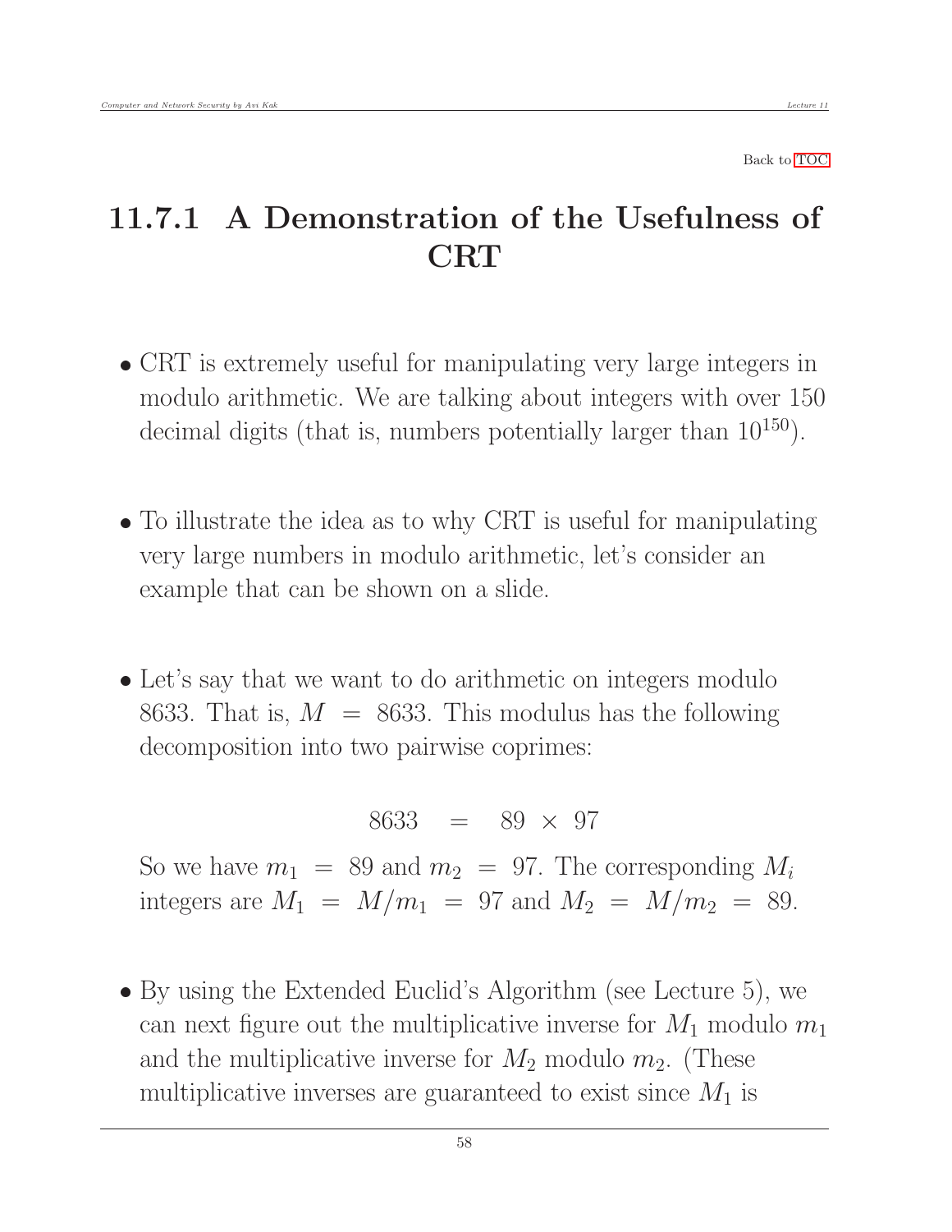Back to TOC

## 11.7.1 A Demonstration of the Usefulness of CRT

- CRT is extremely useful for manipulating very large integers in modulo arithmetic. We are talking about integers with over 150 decimal digits (that is, numbers potentially larger than $10^{150}$).

- To illustrate the idea as to why CRT is useful for manipulating very large numbers in modulo arithmetic, let's consider an example that can be shown on a slide.

- Let's say that we want to do arithmetic on integers modulo 8633. That is, $M = 8633$. This modulus has the following decomposition into two pairwise coprimes:

$$8633 \quad = \quad 89 \times 97$$

  So we have $m_1 = 89$ and $m_2 = 97$. The corresponding $M_i$ integers are $M_1 = M/m_1 = 97$ and $M_2 = M/m_2 = 89$.

- By using the Extended Euclid's Algorithm (see Lecture 5), we can next figure out the multiplicative inverse for $M_1$ modulo $m_1$ and the multiplicative inverse for $M_2$ modulo $m_2$. (These multiplicative inverses are guaranteed to exist since $M_1$ is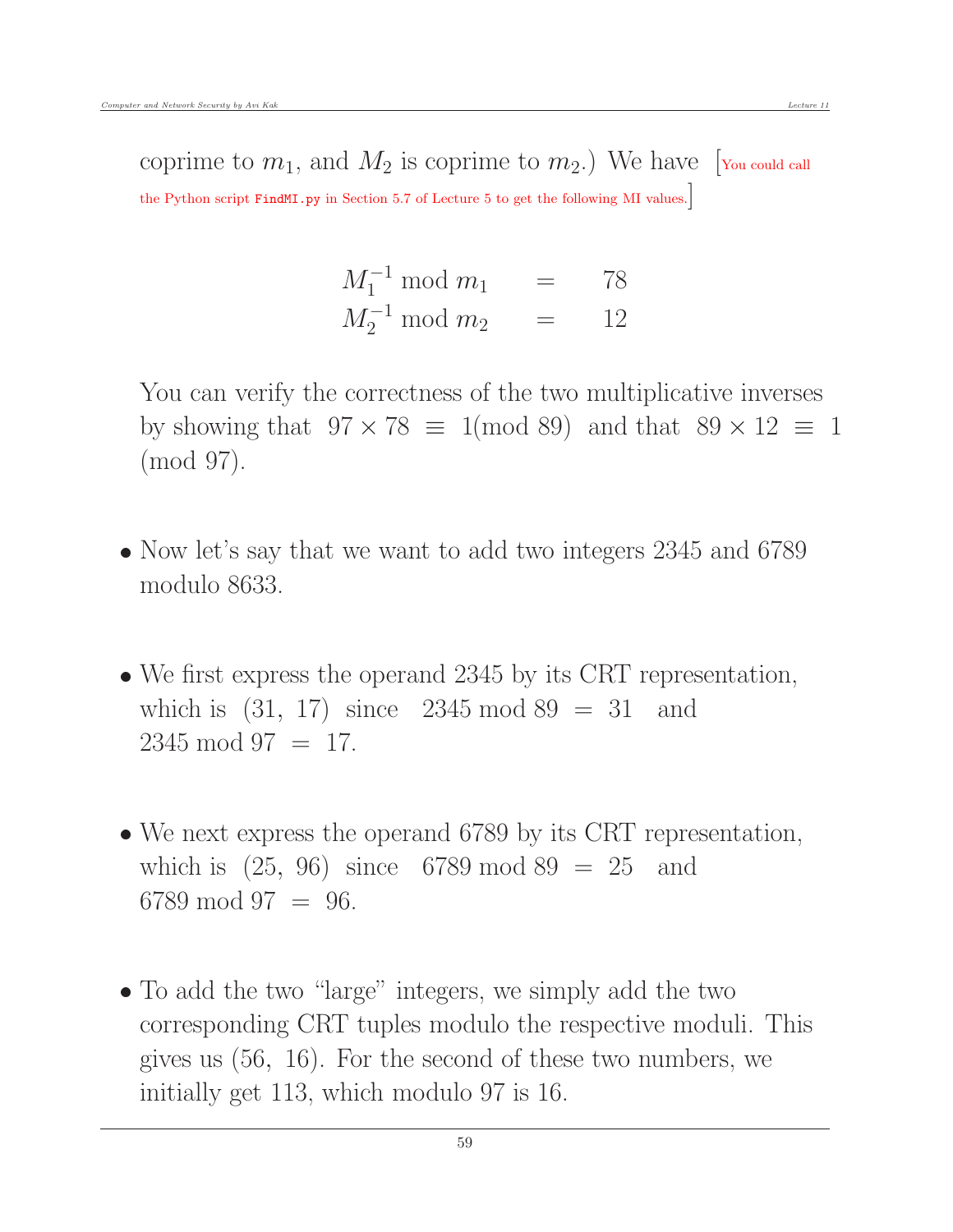coprime to $m_1$, and $M_2$ is coprime to $m_2$.) We have [You could call the Python script `FindMI.py` in Section 5.7 of Lecture 5 to get the following MI values.]

$$
\begin{aligned}
M_1^{-1} \bmod m_1 &= 78 \\
M_2^{-1} \bmod m_2 &= 12
\end{aligned}
$$

You can verify the correctness of the two multiplicative inverses by showing that $97 \times 78 \equiv 1 (\bmod\ 89)$ and that $89 \times 12 \equiv 1 \ (\bmod\ 97)$.

- Now let's say that we want to add two integers 2345 and 6789 modulo 8633.

- We first express the operand 2345 by its CRT representation, which is $(31,\ 17)$ since $2345 \bmod 89 = 31$ and $2345 \bmod 97 = 17$.

- We next express the operand 6789 by its CRT representation, which is $(25,\ 96)$ since $6789 \bmod 89 = 25$ and $6789 \bmod 97 = 96$.

- To add the two "large" integers, we simply add the two corresponding CRT tuples modulo the respective moduli. This gives us $(56,\ 16)$. For the second of these two numbers, we initially get 113, which modulo 97 is 16.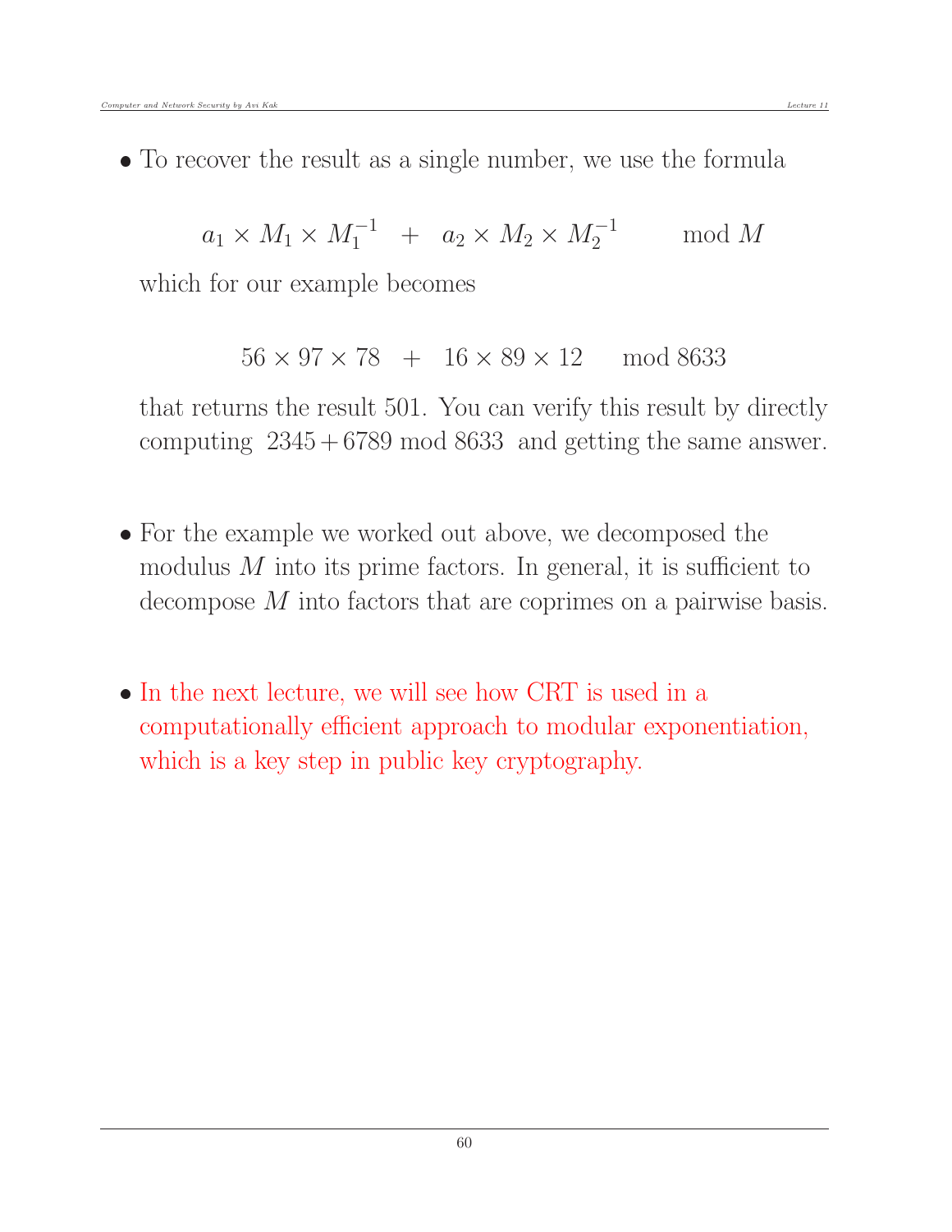- To recover the result as a single number, we use the formula

$$a_1 \times M_1 \times M_1^{-1} \quad + \quad a_2 \times M_2 \times M_2^{-1} \qquad \bmod M$$

which for our example becomes

$$56 \times 97 \times 78 \quad + \quad 16 \times 89 \times 12 \qquad \bmod 8633$$

that returns the result 501. You can verify this result by directly computing $2345 + 6789 \bmod 8633$ and getting the same answer.

- For the example we worked out above, we decomposed the modulus $M$ into its prime factors. In general, it is sufficient to decompose $M$ into factors that are coprimes on a pairwise basis.

- In the next lecture, we will see how CRT is used in a computationally efficient approach to modular exponentiation, which is a key step in public key cryptography.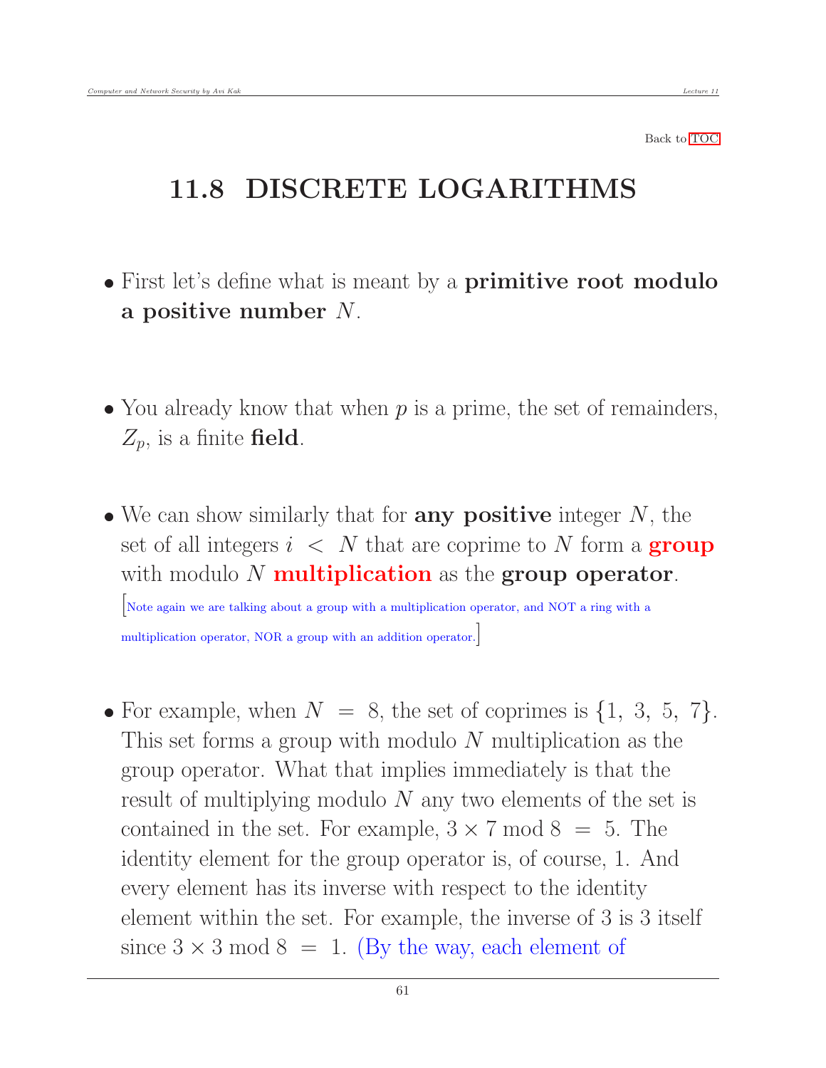Back to TOC

# 11.8 DISCRETE LOGARITHMS

- First let's define what is meant by a **primitive root modulo a positive number** $N$.

- You already know that when $p$ is a prime, the set of remainders, $Z_p$, is a finite **field**.

- We can show similarly that for **any positive** integer $N$, the set of all integers $i < N$ that are coprime to $N$ form a **group** with modulo $N$ **multiplication** as the **group operator**. [Note again we are talking about a group with a multiplication operator, and NOT a ring with a multiplication operator, NOR a group with an addition operator.]

- For example, when $N = 8$, the set of coprimes is $\{1, 3, 5, 7\}$. This set forms a group with modulo $N$ multiplication as the group operator. What that implies immediately is that the result of multiplying modulo $N$ any two elements of the set is contained in the set. For example, $3 \times 7 \bmod 8 = 5$. The identity element for the group operator is, of course, 1. And every element has its inverse with respect to the identity element within the set. For example, the inverse of 3 is 3 itself since $3 \times 3 \bmod 8 = 1$. (By the way, each element of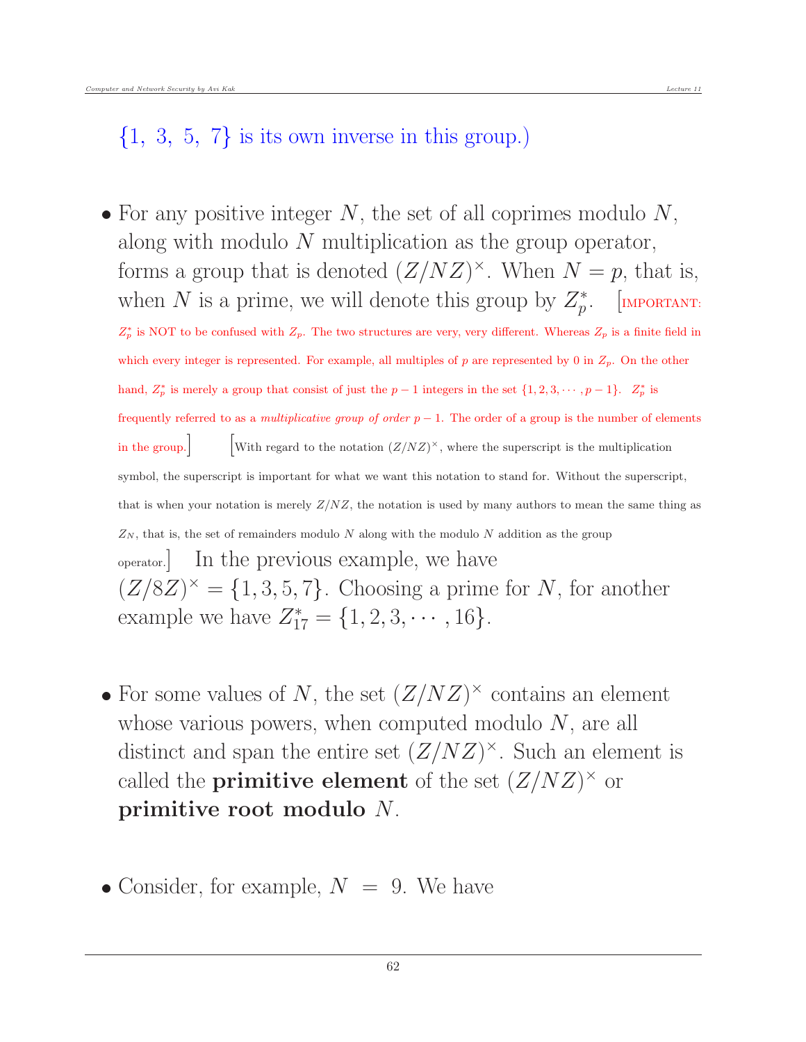$\{1, 3, 5, 7\}$ is its own inverse in this group.)

- For any positive integer $N$, the set of all coprimes modulo $N$, along with modulo $N$ multiplication as the group operator, forms a group that is denoted $(Z/NZ)^{\times}$. When $N = p$, that is, when $N$ is a prime, we will denote this group by $Z_p^*$. [IMPORTANT: $Z_p^*$ is NOT to be confused with $Z_p$. The two structures are very, very different. Whereas $Z_p$ is a finite field in which every integer is represented. For example, all multiples of $p$ are represented by 0 in $Z_p$. On the other hand, $Z_p^*$ is merely a group that consist of just the $p-1$ integers in the set $\{1, 2, 3, \cdots, p-1\}$. $Z_p^*$ is frequently referred to as a *multiplicative group of order* $p-1$. The order of a group is the number of elements in the group.] [With regard to the notation $(Z/NZ)^{\times}$, where the superscript is the multiplication symbol, the superscript is important for what we want this notation to stand for. Without the superscript, that is when your notation is merely $Z/NZ$, the notation is used by many authors to mean the same thing as $Z_N$, that is, the set of remainders modulo $N$ along with the modulo $N$ addition as the group operator.] In the previous example, we have $(Z/8Z)^{\times} = \{1, 3, 5, 7\}$. Choosing a prime for $N$, for another example we have $Z_{17}^* = \{1, 2, 3, \cdots, 16\}$.

- For some values of $N$, the set $(Z/NZ)^{\times}$ contains an element whose various powers, when computed modulo $N$, are all distinct and span the entire set $(Z/NZ)^{\times}$. Such an element is called the **primitive element** of the set $(Z/NZ)^{\times}$ or **primitive root modulo** $N$.

- Consider, for example, $N = 9$. We have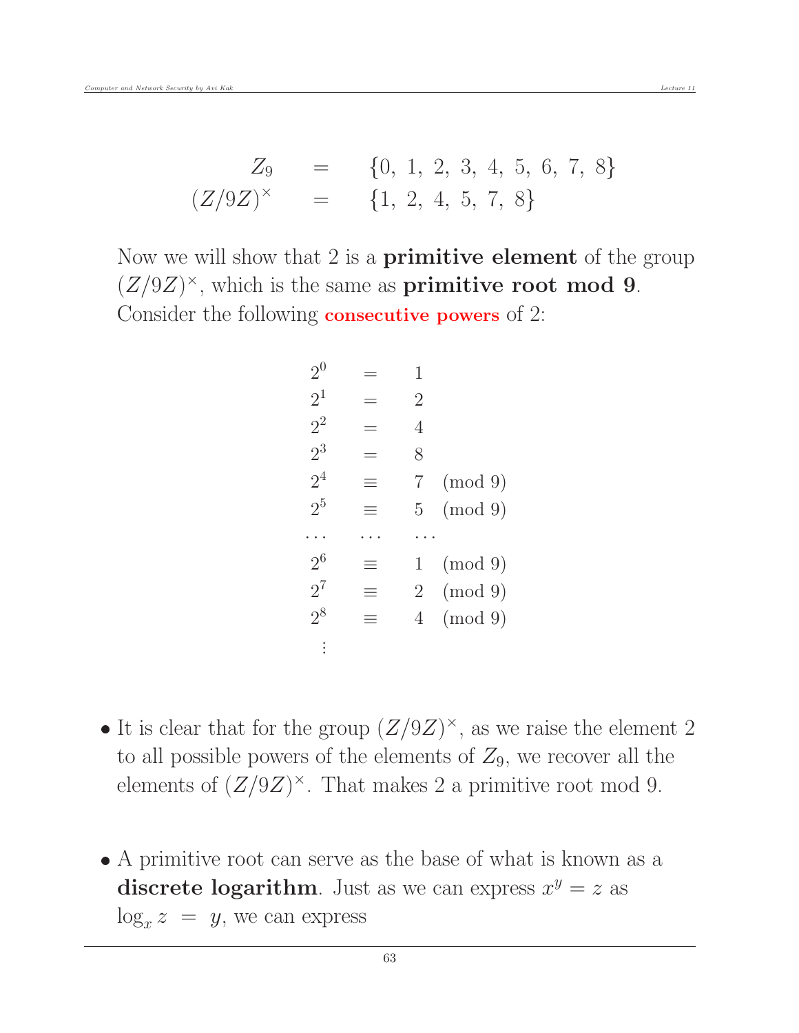$$
\begin{array}{rcl}
Z_9 & = & \{0,\ 1,\ 2,\ 3,\ 4,\ 5,\ 6,\ 7,\ 8\} \\
(Z/9Z)^{\times} & = & \{1,\ 2,\ 4,\ 5,\ 7,\ 8\}
\end{array}
$$

Now we will show that 2 is a **primitive element** of the group $(Z/9Z)^{\times}$, which is the same as **primitive root mod 9**. Consider the following **consecutive powers** of 2:

$$
\begin{array}{lcll}
2^0 & = & 1 & \\
2^1 & = & 2 & \\
2^2 & = & 4 & \\
2^3 & = & 8 & \\
2^4 & \equiv & 7 & \pmod 9 \\
2^5 & \equiv & 5 & \pmod 9 \\
\cdots & \cdots & \cdots & \\
2^6 & \equiv & 1 & \pmod 9 \\
2^7 & \equiv & 2 & \pmod 9 \\
2^8 & \equiv & 4 & \pmod 9 \\
\vdots & & &
\end{array}
$$

- It is clear that for the group $(Z/9Z)^{\times}$, as we raise the element 2 to all possible powers of the elements of $Z_9$, we recover all the elements of $(Z/9Z)^{\times}$. That makes 2 a primitive root mod 9.

- A primitive root can serve as the base of what is known as a **discrete logarithm**. Just as we can express $x^y = z$ as $\log_x z \ = \ y$, we can express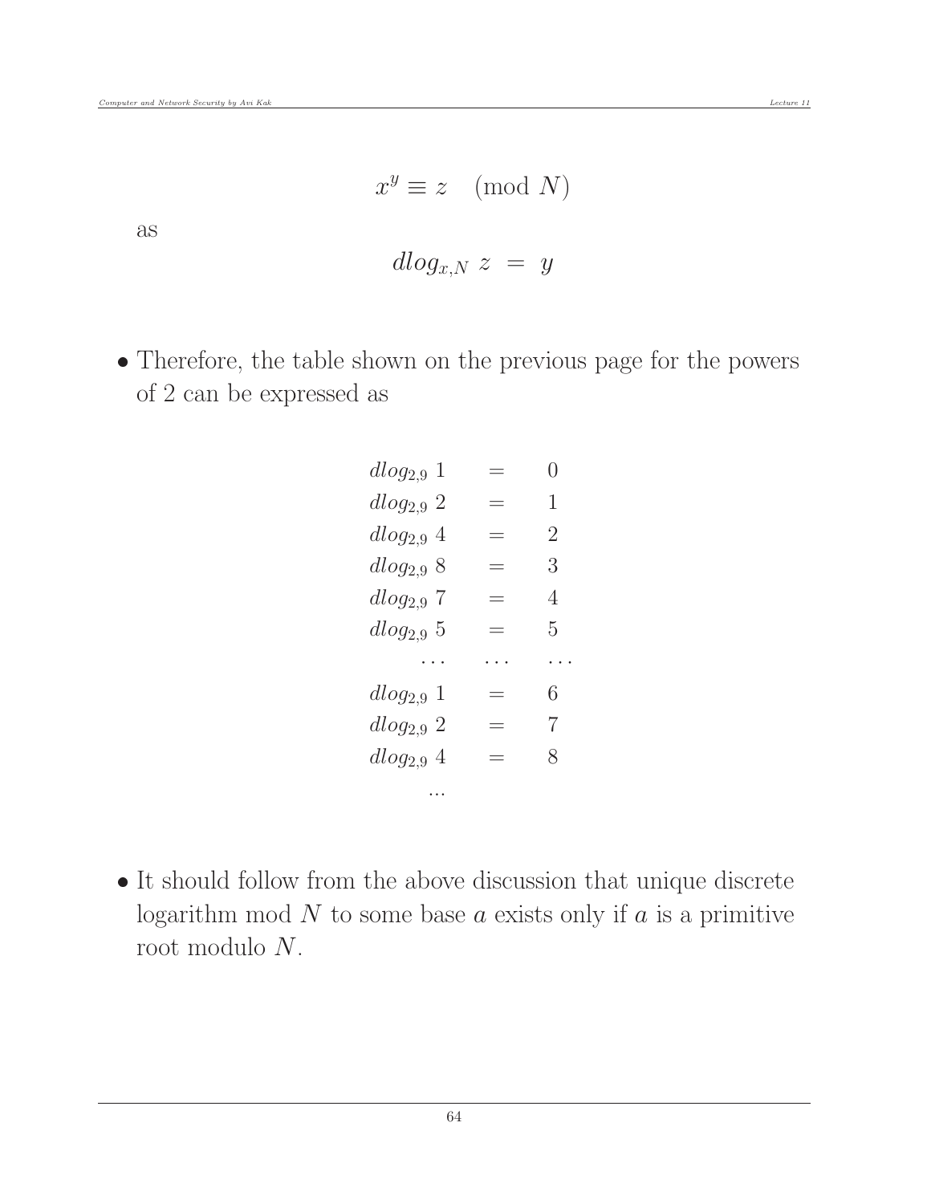$$x^y \equiv z \pmod{N}$$

as

$$dlog_{x,N}\ z \ = \ y$$

- Therefore, the table shown on the previous page for the powers of 2 can be expressed as

$$
\begin{array}{lcl}
dlog_{2,9}\ 1 & = & 0 \\
dlog_{2,9}\ 2 & = & 1 \\
dlog_{2,9}\ 4 & = & 2 \\
dlog_{2,9}\ 8 & = & 3 \\
dlog_{2,9}\ 7 & = & 4 \\
dlog_{2,9}\ 5 & = & 5 \\
\cdots & \cdots & \cdots \\
dlog_{2,9}\ 1 & = & 6 \\
dlog_{2,9}\ 2 & = & 7 \\
dlog_{2,9}\ 4 & = & 8 \\
\ldots & &
\end{array}
$$

- It should follow from the above discussion that unique discrete logarithm mod $N$ to some base $a$ exists only if $a$ is a primitive root modulo $N$.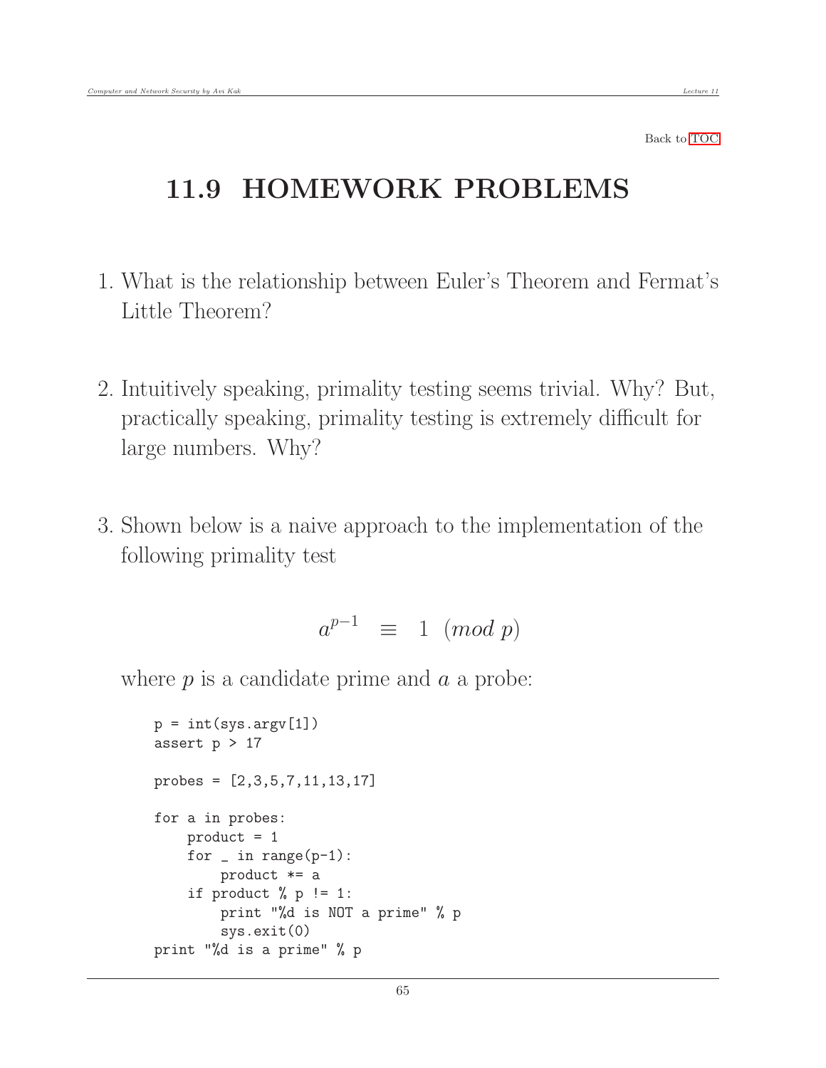Back to TOC

# 11.9 HOMEWORK PROBLEMS

1. What is the relationship between Euler's Theorem and Fermat's Little Theorem?

2. Intuitively speaking, primality testing seems trivial. Why? But, practically speaking, primality testing is extremely difficult for large numbers. Why?

3. Shown below is a naive approach to the implementation of the following primality test

$$a^{p-1} \equiv 1 \pmod{p}$$

where $p$ is a candidate prime and $a$ a probe:

```
p = int(sys.argv[1])
assert p > 17

probes = [2,3,5,7,11,13,17]

for a in probes:
    product = 1
    for _ in range(p-1):
        product *= a
    if product % p != 1:
        print "%d is NOT a prime" % p
        sys.exit(0)
print "%d is a prime" % p
```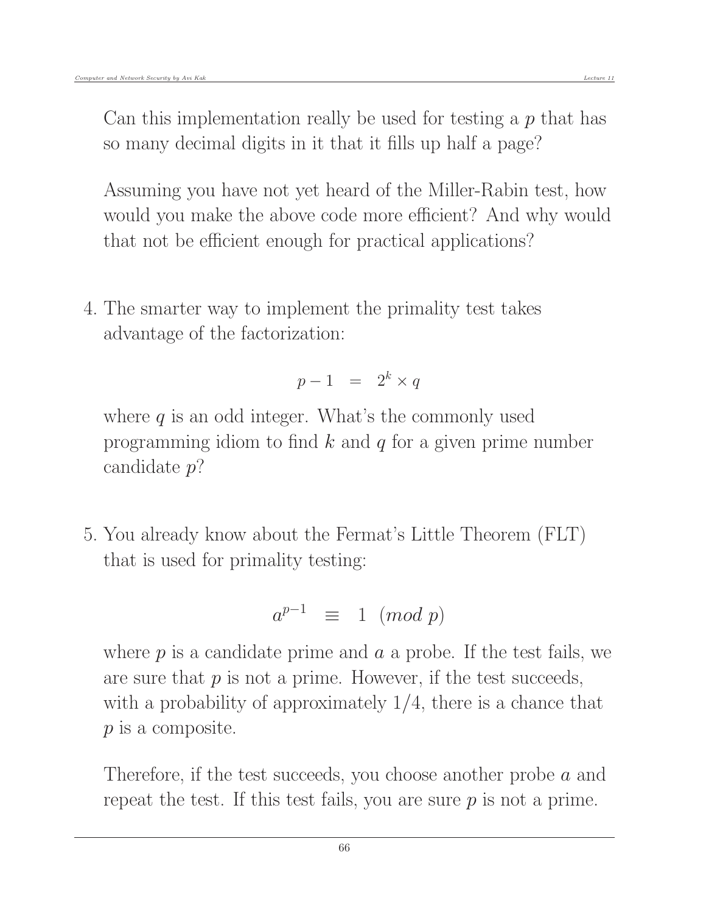Can this implementation really be used for testing a $p$ that has so many decimal digits in it that it fills up half a page?

Assuming you have not yet heard of the Miller-Rabin test, how would you make the above code more efficient? And why would that not be efficient enough for practical applications?

4. The smarter way to implement the primality test takes advantage of the factorization:

$$p - 1 \quad = \quad 2^k \times q$$

where $q$ is an odd integer. What's the commonly used programming idiom to find $k$ and $q$ for a given prime number candidate $p$?

5. You already know about the Fermat's Little Theorem (FLT) that is used for primality testing:

$$a^{p-1} \quad \equiv \quad 1 \ \ (mod \ p)$$

where $p$ is a candidate prime and $a$ a probe. If the test fails, we are sure that $p$ is not a prime. However, if the test succeeds, with a probability of approximately 1/4, there is a chance that $p$ is a composite.

Therefore, if the test succeeds, you choose another probe $a$ and repeat the test. If this test fails, you are sure $p$ is not a prime.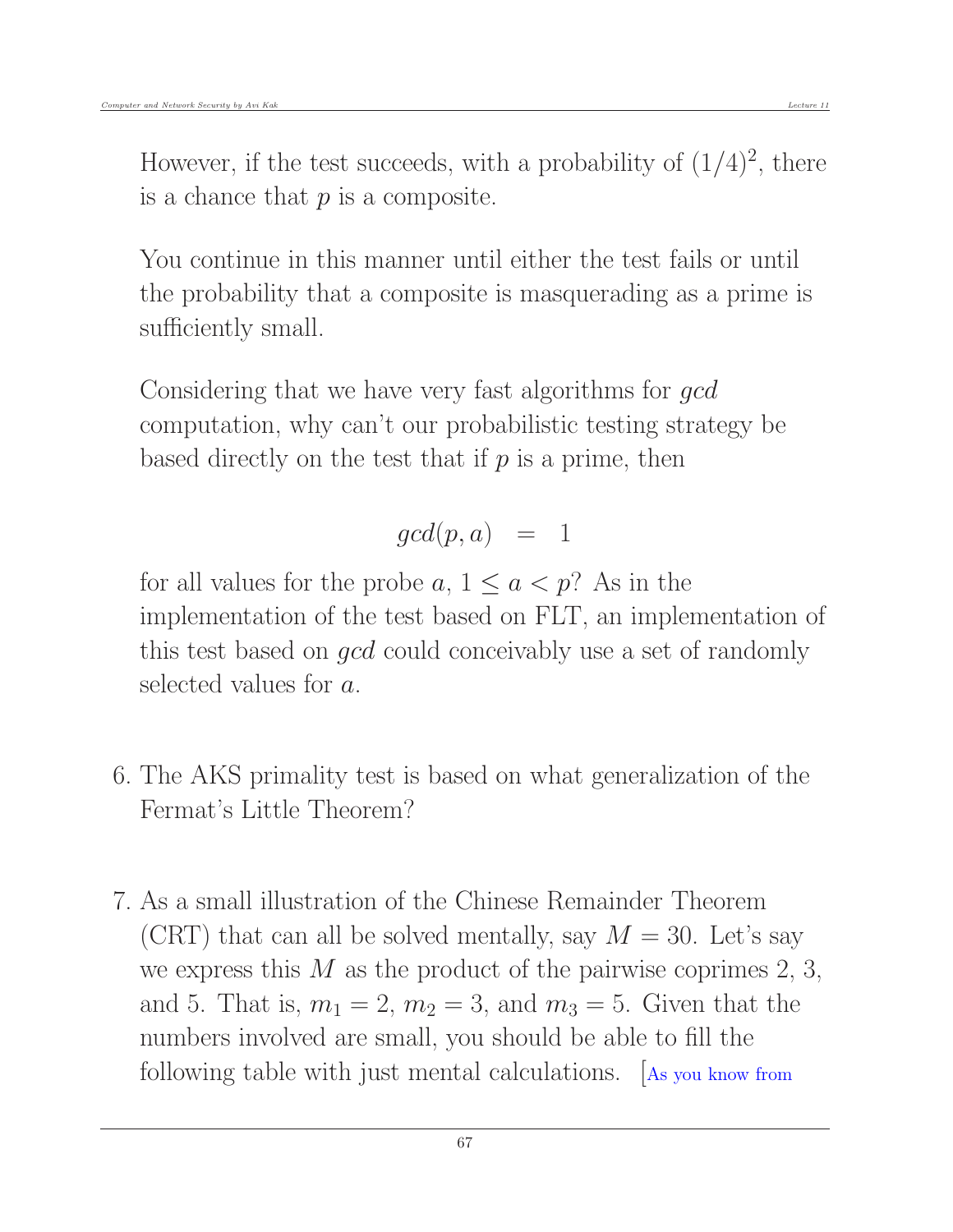However, if the test succeeds, with a probability of $(1/4)^2$, there is a chance that $p$ is a composite.

You continue in this manner until either the test fails or until the probability that a composite is masquerading as a prime is sufficiently small.

Considering that we have very fast algorithms for *gcd* computation, why can't our probabilistic testing strategy be based directly on the test that if $p$ is a prime, then

$$gcd(p, a) \quad = \quad 1$$

for all values for the probe $a$, $1 \leq a < p$? As in the implementation of the test based on FLT, an implementation of this test based on *gcd* could conceivably use a set of randomly selected values for $a$.

6. The AKS primality test is based on what generalization of the Fermat's Little Theorem?

7. As a small illustration of the Chinese Remainder Theorem (CRT) that can all be solved mentally, say $M = 30$. Let's say we express this $M$ as the product of the pairwise coprimes 2, 3, and 5. That is, $m_1 = 2$, $m_2 = 3$, and $m_3 = 5$. Given that the numbers involved are small, you should be able to fill the following table with just mental calculations. [As you know from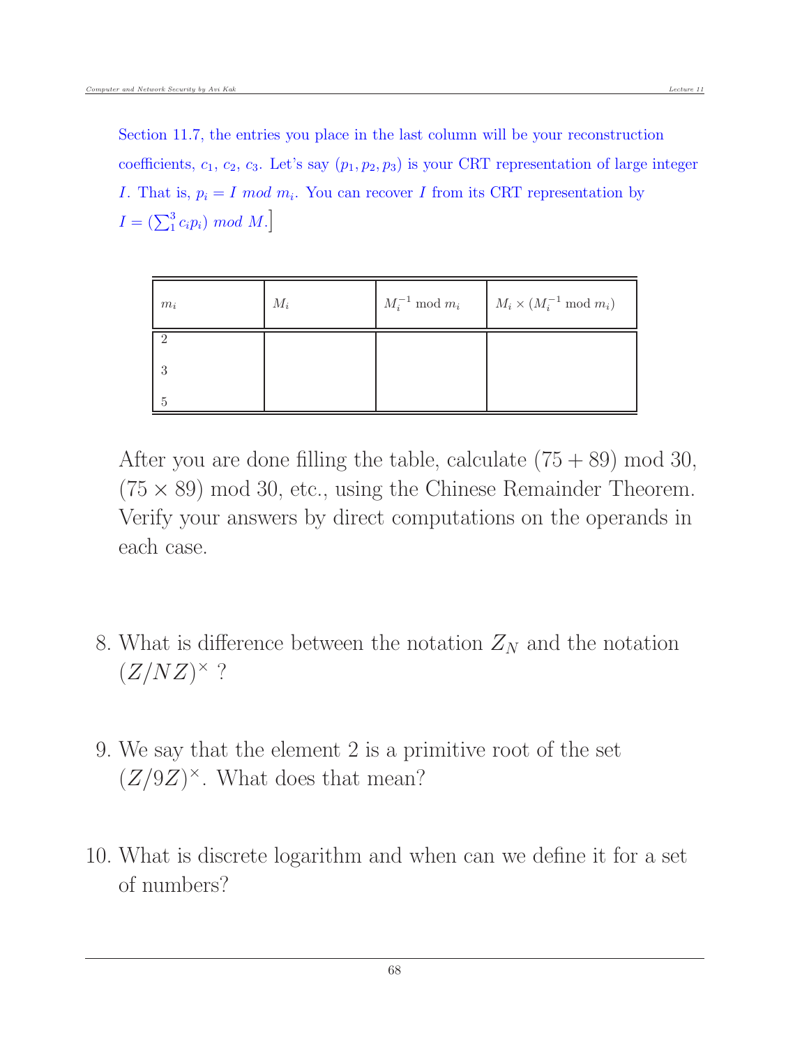Section 11.7, the entries you place in the last column will be your reconstruction coefficients, $c_1$, $c_2$, $c_3$. Let's say $(p_1, p_2, p_3)$ is your CRT representation of large integer $I$. That is, $p_i = I \ mod \ m_i$. You can recover $I$ from its CRT representation by $I = (\sum_1^3 c_i p_i) \ mod \ M$.]

| $m_i$ | $M_i$ | $M_i^{-1}$ mod $m_i$ | $M_i \times (M_i^{-1}$ mod $m_i)$ |
|---|---|---|---|
| 2 | | | |
| 3 | | | |
| 5 | | | |

After you are done filling the table, calculate $(75 + 89)$ mod 30, $(75 \times 89)$ mod 30, etc., using the Chinese Remainder Theorem. Verify your answers by direct computations on the operands in each case.

8. What is difference between the notation $Z_N$ and the notation $(Z/NZ)^{\times}$ ?

9. We say that the element 2 is a primitive root of the set $(Z/9Z)^{\times}$. What does that mean?

10. What is discrete logarithm and when can we define it for a set of numbers?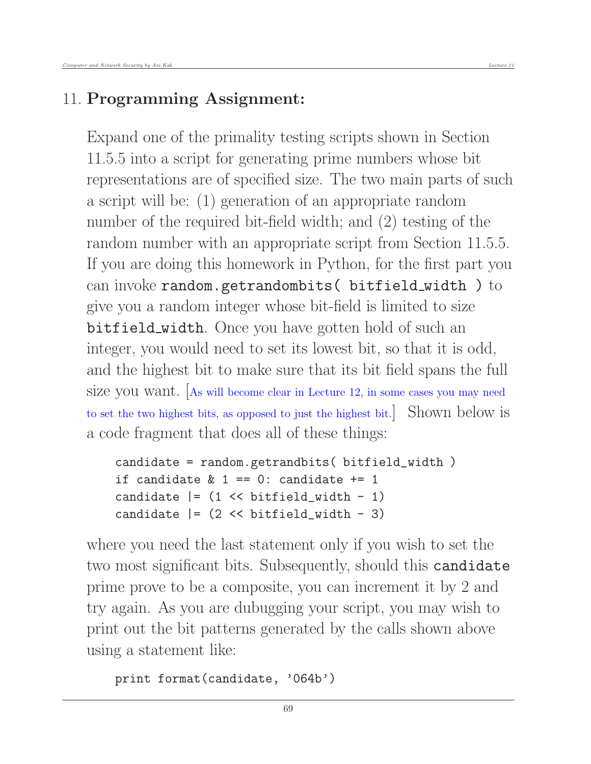## 11. **Programming Assignment:**

Expand one of the primality testing scripts shown in Section 11.5.5 into a script for generating prime numbers whose bit representations are of specified size. The two main parts of such a script will be: (1) generation of an appropriate random number of the required bit-field width; and (2) testing of the random number with an appropriate script from Section 11.5.5. If you are doing this homework in Python, for the first part you can invoke `random.getrandombits( bitfield_width )` to give you a random integer whose bit-field is limited to size `bitfield_width`. Once you have gotten hold of such an integer, you would need to set its lowest bit, so that it is odd, and the highest bit to make sure that its bit field spans the full size you want. [As will become clear in Lecture 12, in some cases you may need to set the two highest bits, as opposed to just the highest bit.] Shown below is a code fragment that does all of these things:

```
candidate = random.getrandbits( bitfield_width )
if candidate & 1 == 0: candidate += 1
candidate |= (1 << bitfield_width - 1)
candidate |= (2 << bitfield_width - 3)
```

where you need the last statement only if you wish to set the two most significant bits. Subsequently, should this `candidate` prime prove to be a composite, you can increment it by 2 and try again. As you are dubugging your script, you may wish to print out the bit patterns generated by the calls shown above using a statement like:

```
print format(candidate, '064b')
```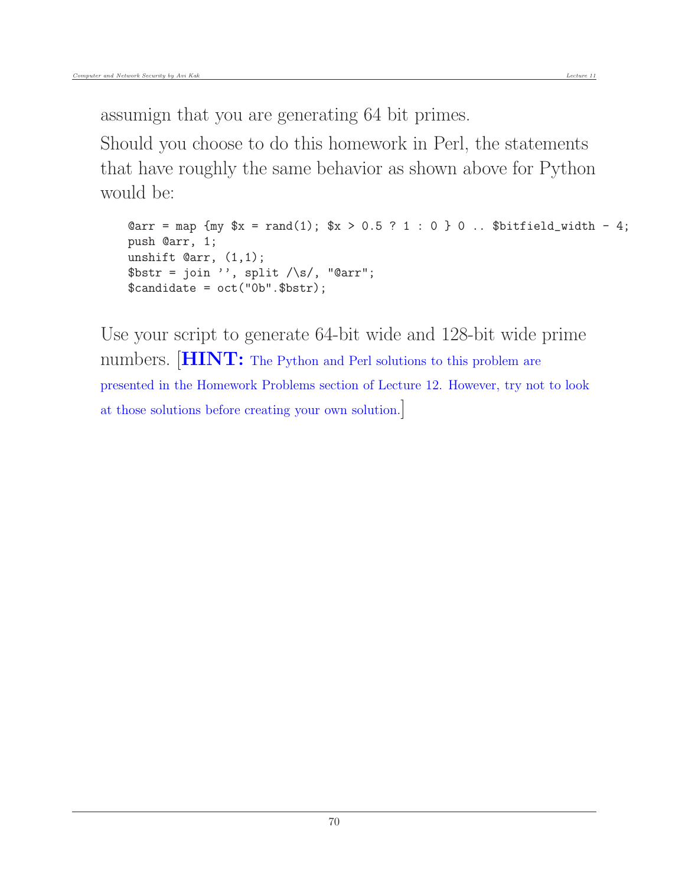assumign that you are generating 64 bit primes.

Should you choose to do this homework in Perl, the statements that have roughly the same behavior as shown above for Python would be:

```
@arr = map {my $x = rand(1); $x > 0.5 ? 1 : 0 } 0 .. $bitfield_width - 4;
push @arr, 1;
unshift @arr, (1,1);
$bstr = join '', split /\s/, "@arr";
$candidate = oct("0b".$bstr);
```

Use your script to generate 64-bit wide and 128-bit wide prime numbers. [**HINT:** The Python and Perl solutions to this problem are presented in the Homework Problems section of Lecture 12. However, try not to look at those solutions before creating your own solution.]